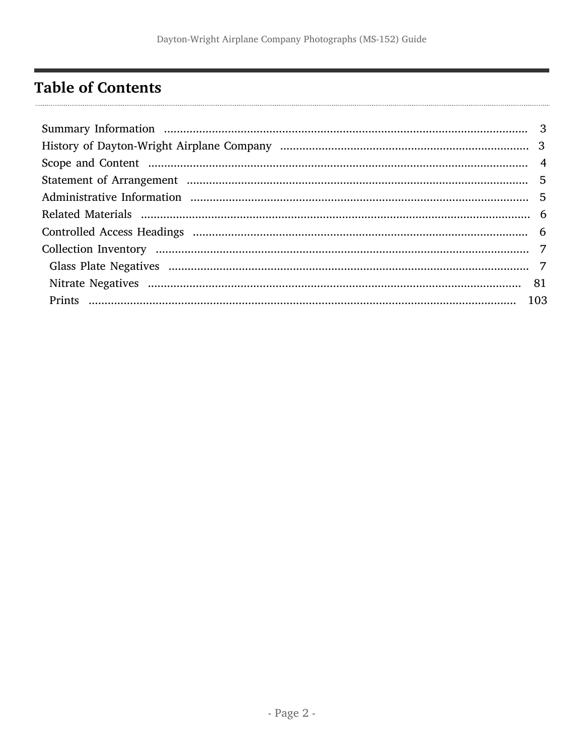## Table of Contents

- Summary Information ........ 3
- History of Dayton-Wright Airplane Company ........ 3
- Scope and Content ........ 4
- Statement of Arrangement ........ 5
- Administrative Information ........ 5
- Related Materials ........ 6
- Controlled Access Headings ........ 6
- Collection Inventory ........ 7
  - Glass Plate Negatives ........ 7
  - Nitrate Negatives ........ 81
  - Prints ........ 103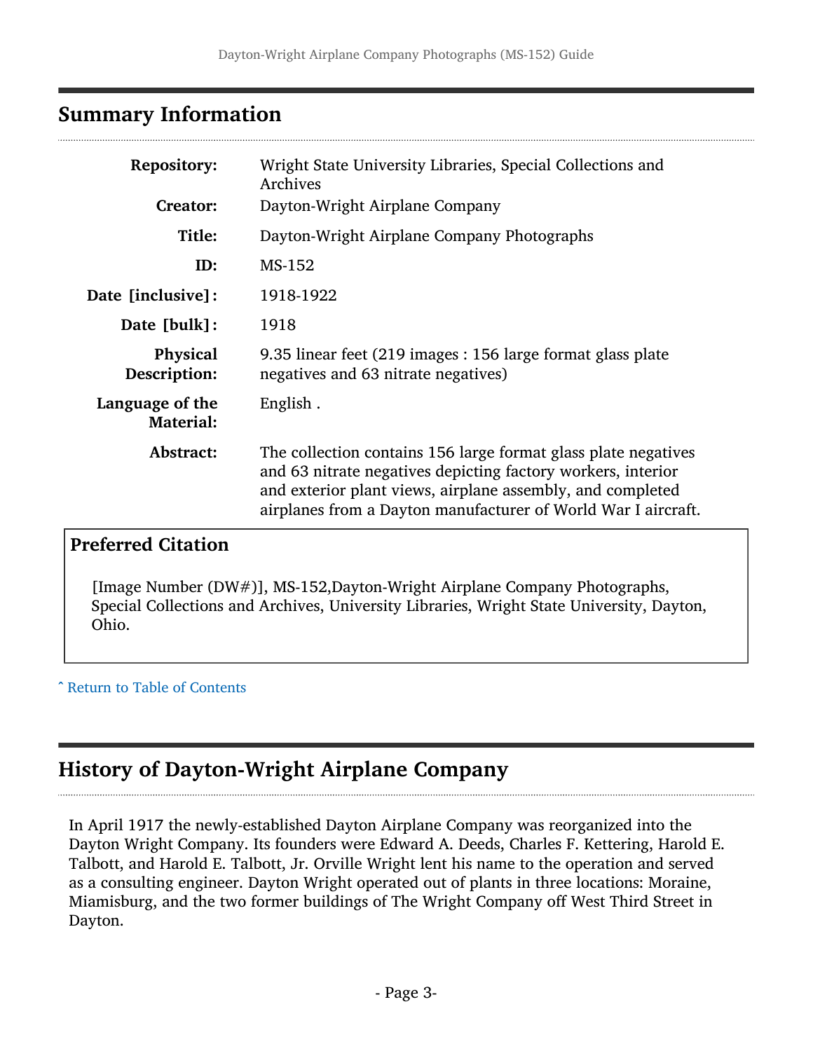## Summary Information

| | |
|---|---|
| **Repository:** | Wright State University Libraries, Special Collections and Archives |
| **Creator:** | Dayton-Wright Airplane Company |
| **Title:** | Dayton-Wright Airplane Company Photographs |
| **ID:** | MS-152 |
| **Date [inclusive]:** | 1918-1922 |
| **Date [bulk]:** | 1918 |
| **Physical Description:** | 9.35 linear feet (219 images : 156 large format glass plate negatives and 63 nitrate negatives) |
| **Language of the Material:** | English . |
| **Abstract:** | The collection contains 156 large format glass plate negatives and 63 nitrate negatives depicting factory workers, interior and exterior plant views, airplane assembly, and completed airplanes from a Dayton manufacturer of World War I aircraft. |

### Preferred Citation

[Image Number (DW#)], MS-152,Dayton-Wright Airplane Company Photographs, Special Collections and Archives, University Libraries, Wright State University, Dayton, Ohio.

ˆ Return to Table of Contents

## History of Dayton-Wright Airplane Company

In April 1917 the newly-established Dayton Airplane Company was reorganized into the Dayton Wright Company. Its founders were Edward A. Deeds, Charles F. Kettering, Harold E. Talbott, and Harold E. Talbott, Jr. Orville Wright lent his name to the operation and served as a consulting engineer. Dayton Wright operated out of plants in three locations: Moraine, Miamisburg, and the two former buildings of The Wright Company off West Third Street in Dayton.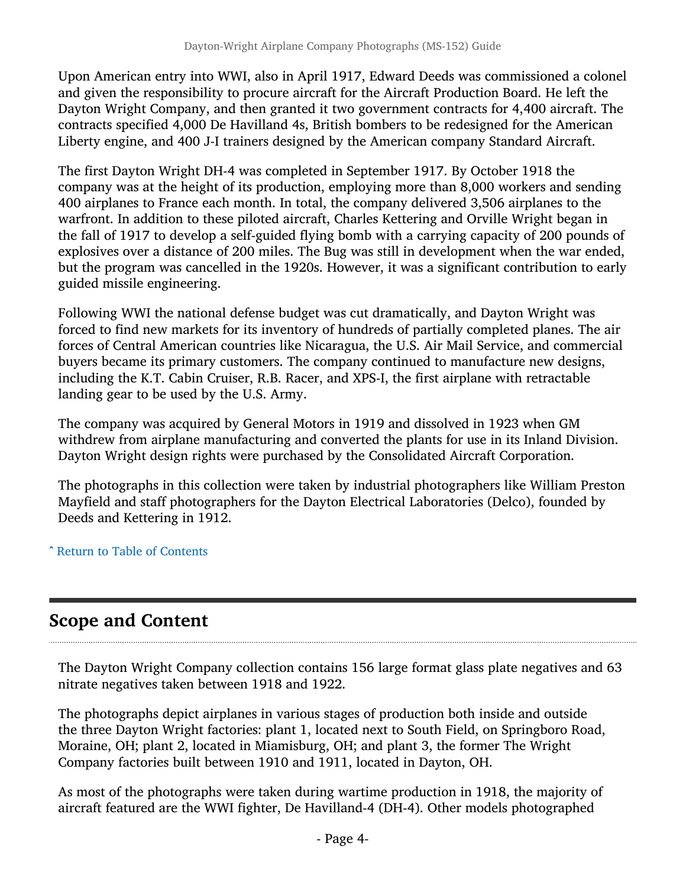Upon American entry into WWI, also in April 1917, Edward Deeds was commissioned a colonel and given the responsibility to procure aircraft for the Aircraft Production Board. He left the Dayton Wright Company, and then granted it two government contracts for 4,400 aircraft. The contracts specified 4,000 De Havilland 4s, British bombers to be redesigned for the American Liberty engine, and 400 J-I trainers designed by the American company Standard Aircraft.

The first Dayton Wright DH-4 was completed in September 1917. By October 1918 the company was at the height of its production, employing more than 8,000 workers and sending 400 airplanes to France each month. In total, the company delivered 3,506 airplanes to the warfront. In addition to these piloted aircraft, Charles Kettering and Orville Wright began in the fall of 1917 to develop a self-guided flying bomb with a carrying capacity of 200 pounds of explosives over a distance of 200 miles. The Bug was still in development when the war ended, but the program was cancelled in the 1920s. However, it was a significant contribution to early guided missile engineering.

Following WWI the national defense budget was cut dramatically, and Dayton Wright was forced to find new markets for its inventory of hundreds of partially completed planes. The air forces of Central American countries like Nicaragua, the U.S. Air Mail Service, and commercial buyers became its primary customers. The company continued to manufacture new designs, including the K.T. Cabin Cruiser, R.B. Racer, and XPS-I, the first airplane with retractable landing gear to be used by the U.S. Army.

The company was acquired by General Motors in 1919 and dissolved in 1923 when GM withdrew from airplane manufacturing and converted the plants for use in its Inland Division. Dayton Wright design rights were purchased by the Consolidated Aircraft Corporation.

The photographs in this collection were taken by industrial photographers like William Preston Mayfield and staff photographers for the Dayton Electrical Laboratories (Delco), founded by Deeds and Kettering in 1912.

^ Return to Table of Contents

## Scope and Content

The Dayton Wright Company collection contains 156 large format glass plate negatives and 63 nitrate negatives taken between 1918 and 1922.

The photographs depict airplanes in various stages of production both inside and outside the three Dayton Wright factories: plant 1, located next to South Field, on Springboro Road, Moraine, OH; plant 2, located in Miamisburg, OH; and plant 3, the former The Wright Company factories built between 1910 and 1911, located in Dayton, OH.

As most of the photographs were taken during wartime production in 1918, the majority of aircraft featured are the WWI fighter, De Havilland-4 (DH-4). Other models photographed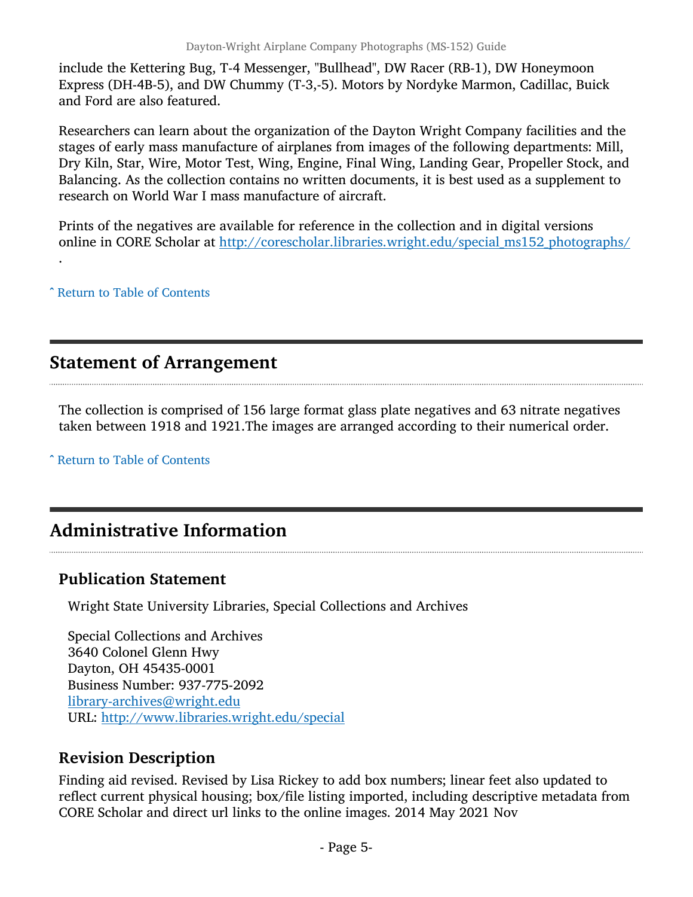include the Kettering Bug, T-4 Messenger, "Bullhead", DW Racer (RB-1), DW Honeymoon Express (DH-4B-5), and DW Chummy (T-3,-5). Motors by Nordyke Marmon, Cadillac, Buick and Ford are also featured.

Researchers can learn about the organization of the Dayton Wright Company facilities and the stages of early mass manufacture of airplanes from images of the following departments: Mill, Dry Kiln, Star, Wire, Motor Test, Wing, Engine, Final Wing, Landing Gear, Propeller Stock, and Balancing. As the collection contains no written documents, it is best used as a supplement to research on World War I mass manufacture of aircraft.

Prints of the negatives are available for reference in the collection and in digital versions online in CORE Scholar at http://corescholar.libraries.wright.edu/special_ms152_photographs/ .

ˆ Return to Table of Contents

## Statement of Arrangement

The collection is comprised of 156 large format glass plate negatives and 63 nitrate negatives taken between 1918 and 1921.The images are arranged according to their numerical order.

ˆ Return to Table of Contents

## Administrative Information

### Publication Statement

Wright State University Libraries, Special Collections and Archives

Special Collections and Archives
3640 Colonel Glenn Hwy
Dayton, OH 45435-0001
Business Number: 937-775-2092
library-archives@wright.edu
URL: http://www.libraries.wright.edu/special

### Revision Description

Finding aid revised. Revised by Lisa Rickey to add box numbers; linear feet also updated to reflect current physical housing; box/file listing imported, including descriptive metadata from CORE Scholar and direct url links to the online images. 2014 May 2021 Nov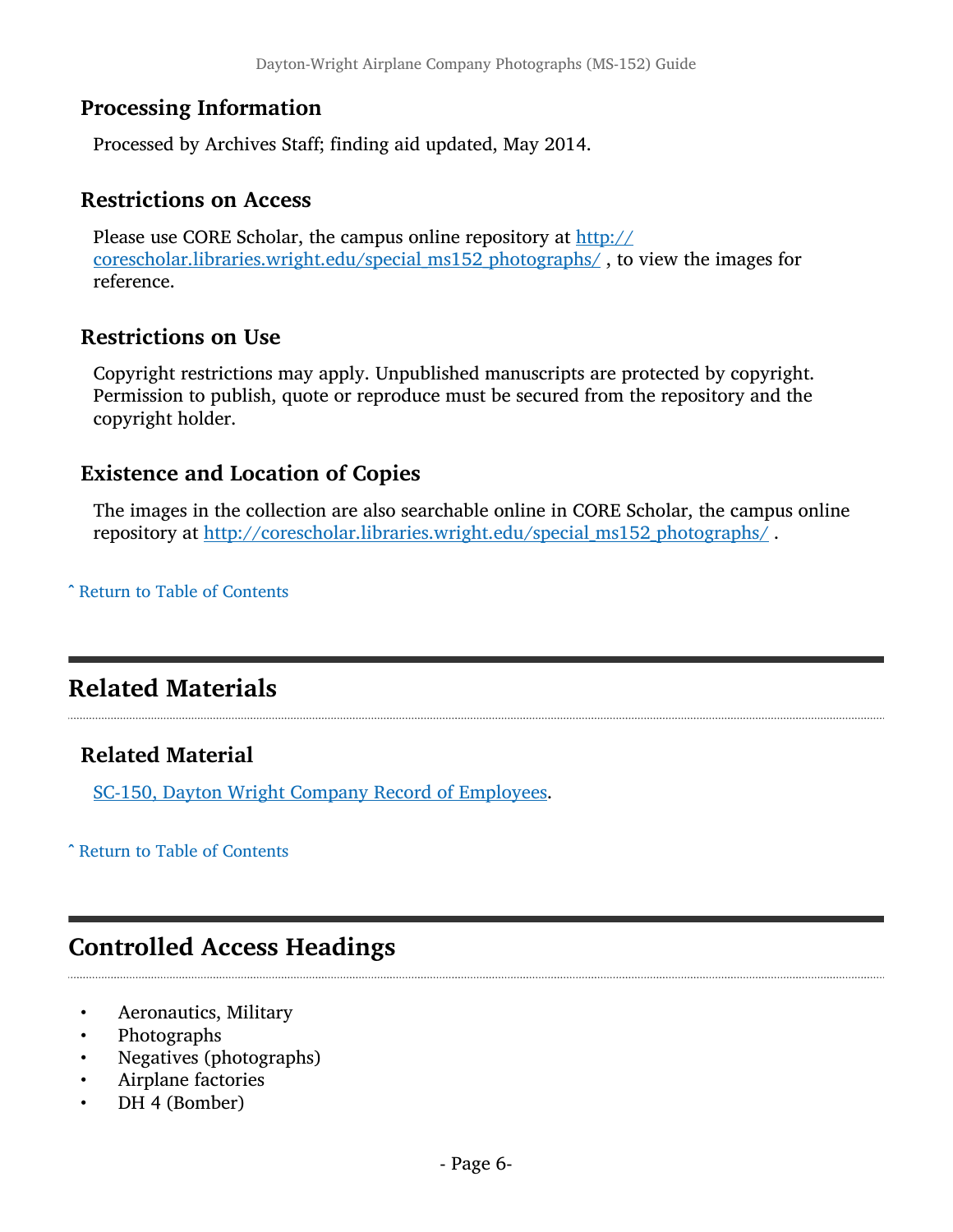### Processing Information

Processed by Archives Staff; finding aid updated, May 2014.

### Restrictions on Access

Please use CORE Scholar, the campus online repository at [http://corescholar.libraries.wright.edu/special_ms152_photographs/](http://corescholar.libraries.wright.edu/special_ms152_photographs/) , to view the images for reference.

### Restrictions on Use

Copyright restrictions may apply. Unpublished manuscripts are protected by copyright. Permission to publish, quote or reproduce must be secured from the repository and the copyright holder.

### Existence and Location of Copies

The images in the collection are also searchable online in CORE Scholar, the campus online repository at [http://corescholar.libraries.wright.edu/special_ms152_photographs/](http://corescholar.libraries.wright.edu/special_ms152_photographs/) .

ˆ Return to Table of Contents

## Related Materials

### Related Material

SC-150, Dayton Wright Company Record of Employees.

ˆ Return to Table of Contents

## Controlled Access Headings

- Aeronautics, Military
- Photographs
- Negatives (photographs)
- Airplane factories
- DH 4 (Bomber)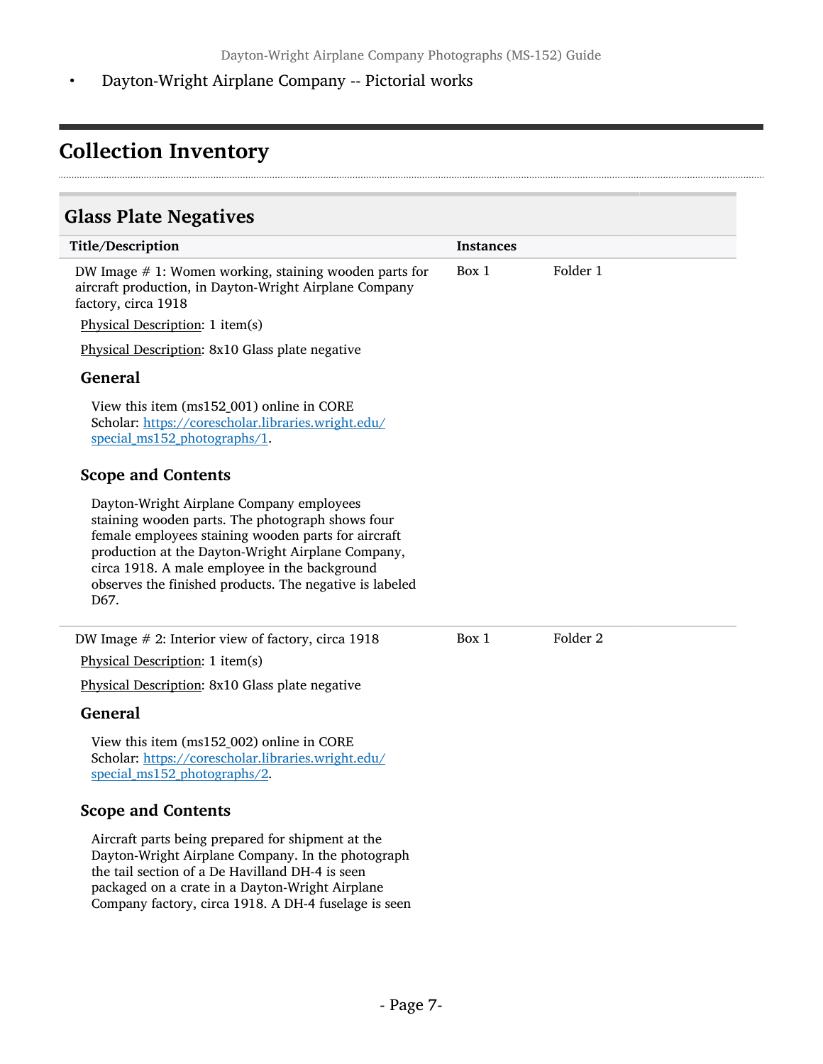- Dayton-Wright Airplane Company -- Pictorial works

# Collection Inventory

## Glass Plate Negatives

| Title/Description | Instances | |
|---|---|---|
| DW Image # 1: Women working, staining wooden parts for aircraft production, in Dayton-Wright Airplane Company factory, circa 1918 | Box 1 | Folder 1 |

Physical Description: 1 item(s)

Physical Description: 8x10 Glass plate negative

### General

View this item (ms152_001) online in CORE Scholar: https://corescholar.libraries.wright.edu/special_ms152_photographs/1.

### Scope and Contents

Dayton-Wright Airplane Company employees staining wooden parts. The photograph shows four female employees staining wooden parts for aircraft production at the Dayton-Wright Airplane Company, circa 1918. A male employee in the background observes the finished products. The negative is labeled D67.

| Title/Description | Instances | |
|---|---|---|
| DW Image # 2: Interior view of factory, circa 1918 | Box 1 | Folder 2 |

Physical Description: 1 item(s)

Physical Description: 8x10 Glass plate negative

### General

View this item (ms152_002) online in CORE Scholar: https://corescholar.libraries.wright.edu/special_ms152_photographs/2.

### Scope and Contents

Aircraft parts being prepared for shipment at the Dayton-Wright Airplane Company. In the photograph the tail section of a De Havilland DH-4 is seen packaged on a crate in a Dayton-Wright Airplane Company factory, circa 1918. A DH-4 fuselage is seen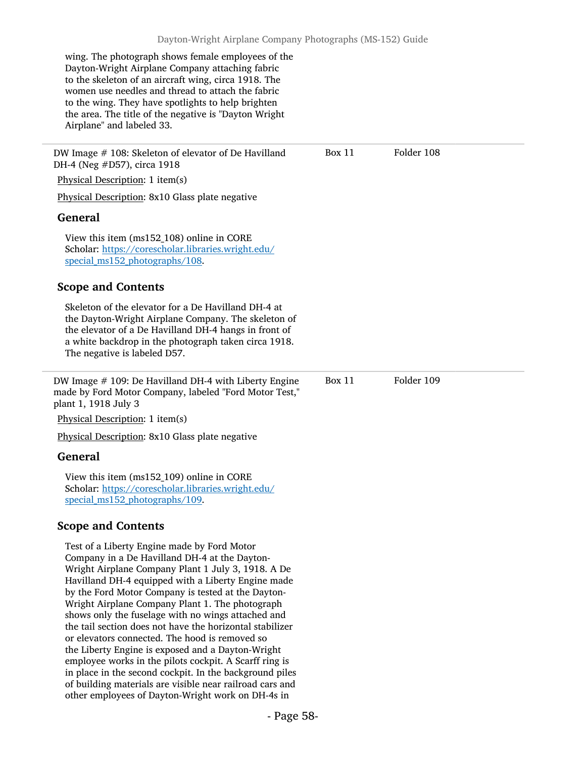wing. The photograph shows female employees of the Dayton-Wright Airplane Company attaching fabric to the skeleton of an aircraft wing, circa 1918. The women use needles and thread to attach the fabric to the wing. They have spotlights to help brighten the area. The title of the negative is "Dayton Wright Airplane" and labeled 33.

---

DW Image # 108: Skeleton of elevator of De Havilland DH-4 (Neg #D57), circa 1918 — Box 11 — Folder 108

Physical Description: 1 item(s)

Physical Description: 8x10 Glass plate negative

### General

View this item (ms152_108) online in CORE Scholar: [https://corescholar.libraries.wright.edu/special_ms152_photographs/108](https://corescholar.libraries.wright.edu/special_ms152_photographs/108).

### Scope and Contents

Skeleton of the elevator for a De Havilland DH-4 at the Dayton-Wright Airplane Company. The skeleton of the elevator of a De Havilland DH-4 hangs in front of a white backdrop in the photograph taken circa 1918. The negative is labeled D57.

---

DW Image # 109: De Havilland DH-4 with Liberty Engine made by Ford Motor Company, labeled "Ford Motor Test," plant 1, 1918 July 3 — Box 11 — Folder 109

Physical Description: 1 item(s)

Physical Description: 8x10 Glass plate negative

### General

View this item (ms152_109) online in CORE Scholar: [https://corescholar.libraries.wright.edu/special_ms152_photographs/109](https://corescholar.libraries.wright.edu/special_ms152_photographs/109).

### Scope and Contents

Test of a Liberty Engine made by Ford Motor Company in a De Havilland DH-4 at the Dayton-Wright Airplane Company Plant 1 July 3, 1918. A De Havilland DH-4 equipped with a Liberty Engine made by the Ford Motor Company is tested at the Dayton-Wright Airplane Company Plant 1. The photograph shows only the fuselage with no wings attached and the tail section does not have the horizontal stabilizer or elevators connected. The hood is removed so the Liberty Engine is exposed and a Dayton-Wright employee works in the pilots cockpit. A Scarff ring is in place in the second cockpit. In the background piles of building materials are visible near railroad cars and other employees of Dayton-Wright work on DH-4s in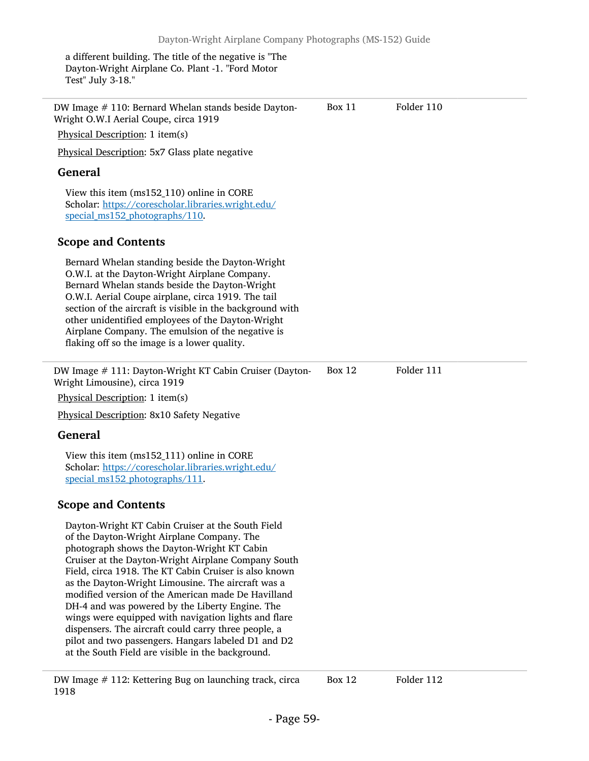a different building. The title of the negative is "The Dayton-Wright Airplane Co. Plant -1. "Ford Motor Test" July 3-18."

---

DW Image # 110: Bernard Whelan stands beside Dayton-Wright O.W.I Aerial Coupe, circa 1919 — Box 11 — Folder 110

Physical Description: 1 item(s)

Physical Description: 5x7 Glass plate negative

### General

View this item (ms152_110) online in CORE Scholar: https://corescholar.libraries.wright.edu/special_ms152_photographs/110.

### Scope and Contents

Bernard Whelan standing beside the Dayton-Wright O.W.I. at the Dayton-Wright Airplane Company. Bernard Whelan stands beside the Dayton-Wright O.W.I. Aerial Coupe airplane, circa 1919. The tail section of the aircraft is visible in the background with other unidentified employees of the Dayton-Wright Airplane Company. The emulsion of the negative is flaking off so the image is a lower quality.

---

DW Image # 111: Dayton-Wright KT Cabin Cruiser (Dayton-Wright Limousine), circa 1919 — Box 12 — Folder 111

Physical Description: 1 item(s)

Physical Description: 8x10 Safety Negative

### General

View this item (ms152_111) online in CORE Scholar: https://corescholar.libraries.wright.edu/special_ms152_photographs/111.

### Scope and Contents

Dayton-Wright KT Cabin Cruiser at the South Field of the Dayton-Wright Airplane Company. The photograph shows the Dayton-Wright KT Cabin Cruiser at the Dayton-Wright Airplane Company South Field, circa 1918. The KT Cabin Cruiser is also known as the Dayton-Wright Limousine. The aircraft was a modified version of the American made De Havilland DH-4 and was powered by the Liberty Engine. The wings were equipped with navigation lights and flare dispensers. The aircraft could carry three people, a pilot and two passengers. Hangars labeled D1 and D2 at the South Field are visible in the background.

---

DW Image # 112: Kettering Bug on launching track, circa 1918 — Box 12 — Folder 112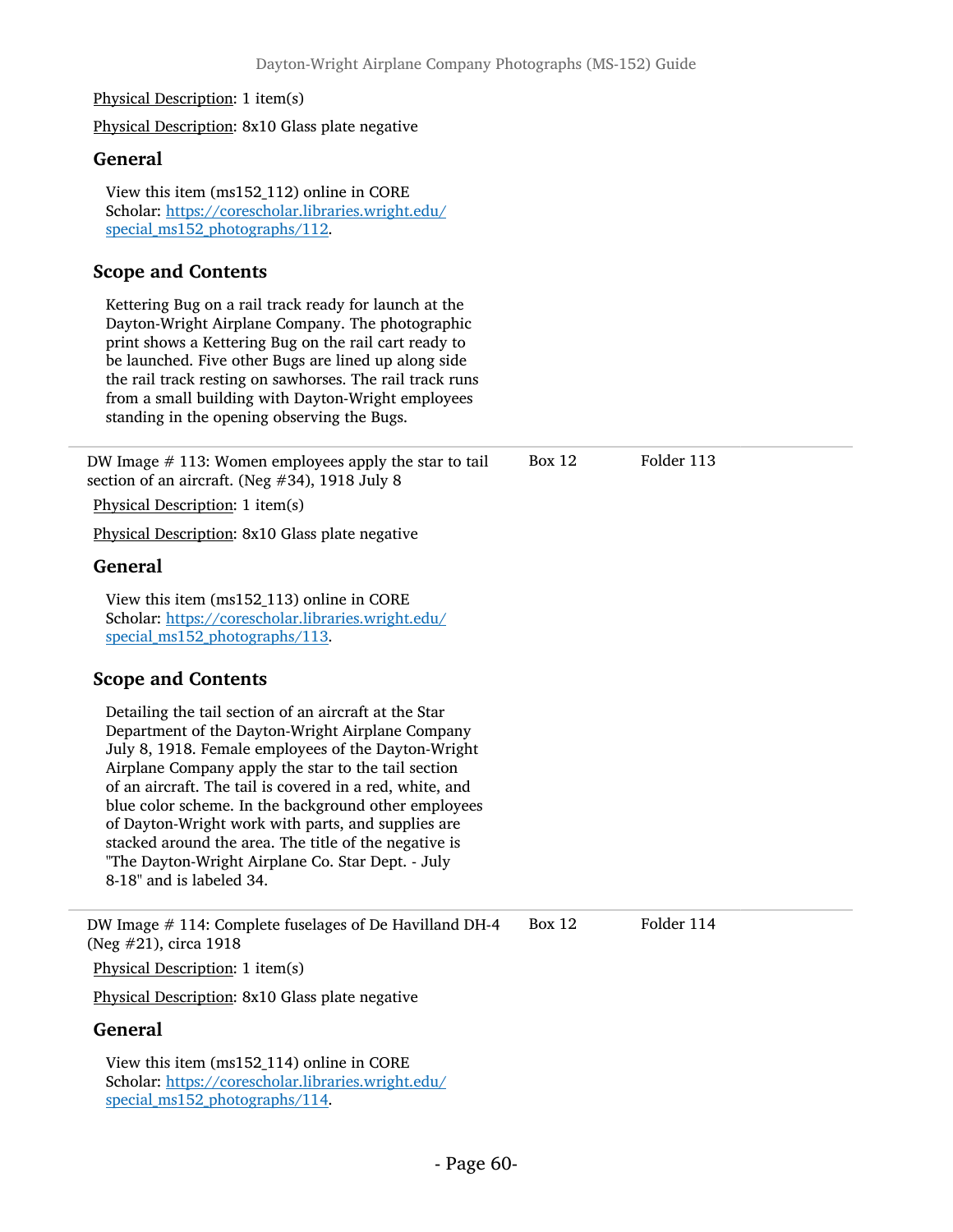Physical Description: 1 item(s)

Physical Description: 8x10 Glass plate negative

### General

View this item (ms152_112) online in CORE Scholar: https://corescholar.libraries.wright.edu/special_ms152_photographs/112.

### Scope and Contents

Kettering Bug on a rail track ready for launch at the Dayton-Wright Airplane Company. The photographic print shows a Kettering Bug on the rail cart ready to be launched. Five other Bugs are lined up along side the rail track resting on sawhorses. The rail track runs from a small building with Dayton-Wright employees standing in the opening observing the Bugs.

---

DW Image # 113: Women employees apply the star to tail section of an aircraft. (Neg #34), 1918 July 8 — Box 12 — Folder 113

Physical Description: 1 item(s)

Physical Description: 8x10 Glass plate negative

### General

View this item (ms152_113) online in CORE Scholar: https://corescholar.libraries.wright.edu/special_ms152_photographs/113.

### Scope and Contents

Detailing the tail section of an aircraft at the Star Department of the Dayton-Wright Airplane Company July 8, 1918. Female employees of the Dayton-Wright Airplane Company apply the star to the tail section of an aircraft. The tail is covered in a red, white, and blue color scheme. In the background other employees of Dayton-Wright work with parts, and supplies are stacked around the area. The title of the negative is "The Dayton-Wright Airplane Co. Star Dept. - July 8-18" and is labeled 34.

---

DW Image # 114: Complete fuselages of De Havilland DH-4 (Neg #21), circa 1918 — Box 12 — Folder 114

Physical Description: 1 item(s)

Physical Description: 8x10 Glass plate negative

### General

View this item (ms152_114) online in CORE Scholar: https://corescholar.libraries.wright.edu/special_ms152_photographs/114.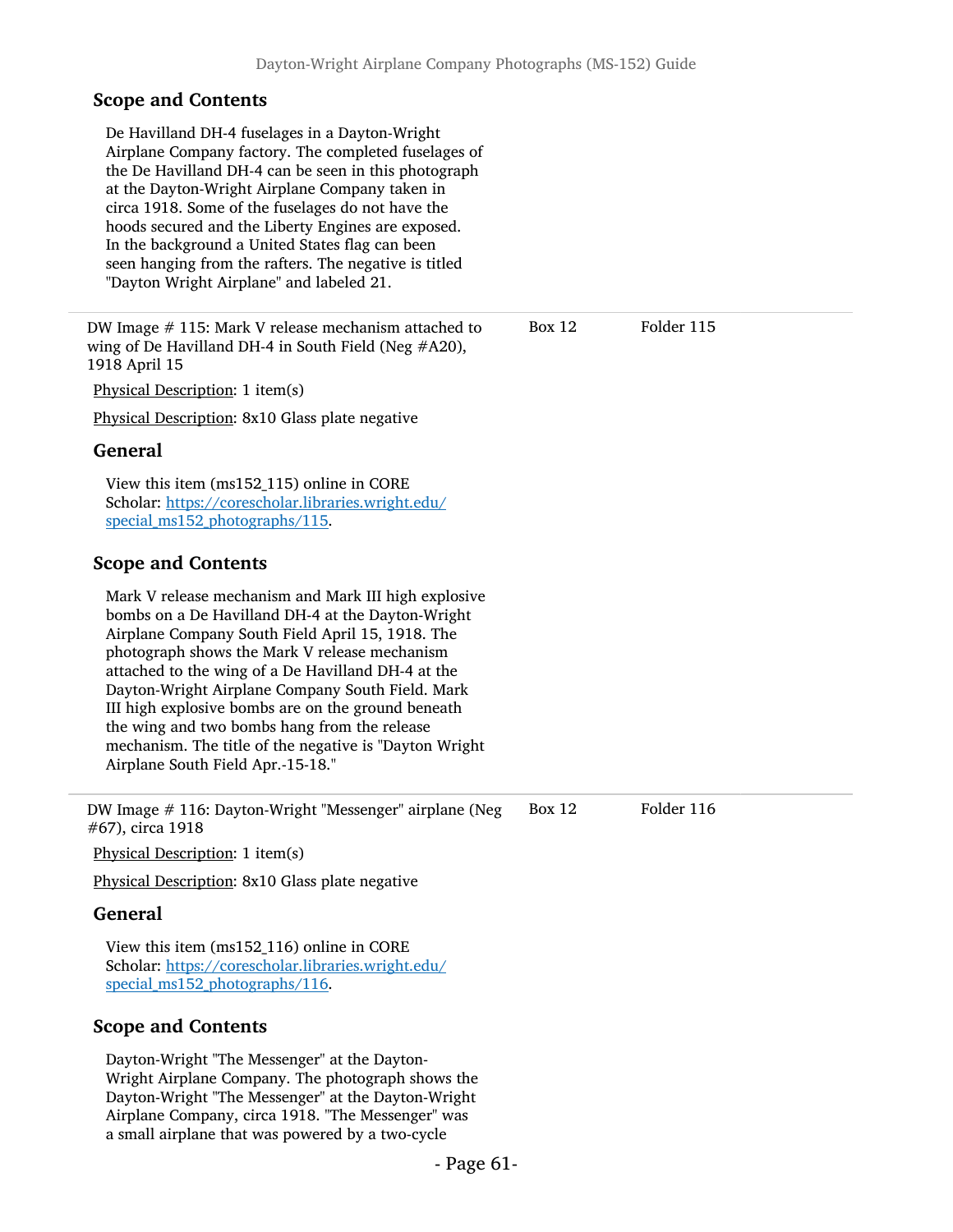### Scope and Contents

De Havilland DH-4 fuselages in a Dayton-Wright Airplane Company factory. The completed fuselages of the De Havilland DH-4 can be seen in this photograph at the Dayton-Wright Airplane Company taken in circa 1918. Some of the fuselages do not have the hoods secured and the Liberty Engines are exposed. In the background a United States flag can been seen hanging from the rafters. The negative is titled "Dayton Wright Airplane" and labeled 21.

---

DW Image # 115: Mark V release mechanism attached to wing of De Havilland DH-4 in South Field (Neg #A20), 1918 April 15 — Box 12, Folder 115

Physical Description: 1 item(s)

Physical Description: 8x10 Glass plate negative

### General

View this item (ms152_115) online in CORE Scholar: https://corescholar.libraries.wright.edu/special_ms152_photographs/115.

### Scope and Contents

Mark V release mechanism and Mark III high explosive bombs on a De Havilland DH-4 at the Dayton-Wright Airplane Company South Field April 15, 1918. The photograph shows the Mark V release mechanism attached to the wing of a De Havilland DH-4 at the Dayton-Wright Airplane Company South Field. Mark III high explosive bombs are on the ground beneath the wing and two bombs hang from the release mechanism. The title of the negative is "Dayton Wright Airplane South Field Apr.-15-18."

---

DW Image # 116: Dayton-Wright "Messenger" airplane (Neg #67), circa 1918 — Box 12, Folder 116

Physical Description: 1 item(s)

Physical Description: 8x10 Glass plate negative

### General

View this item (ms152_116) online in CORE Scholar: https://corescholar.libraries.wright.edu/special_ms152_photographs/116.

### Scope and Contents

Dayton-Wright "The Messenger" at the Dayton-Wright Airplane Company. The photograph shows the Dayton-Wright "The Messenger" at the Dayton-Wright Airplane Company, circa 1918. "The Messenger" was a small airplane that was powered by a two-cycle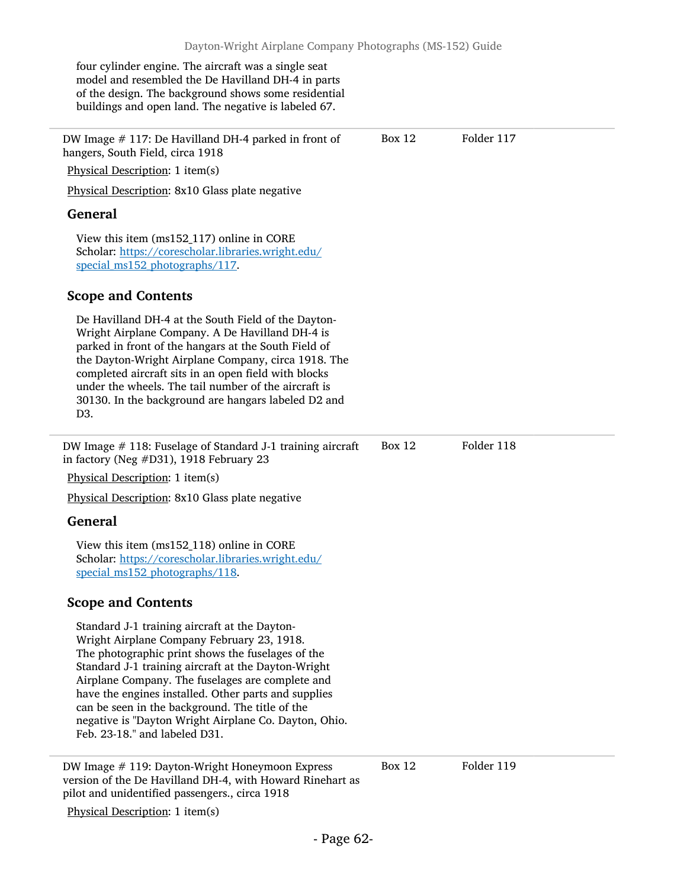four cylinder engine. The aircraft was a single seat model and resembled the De Havilland DH-4 in parts of the design. The background shows some residential buildings and open land. The negative is labeled 67.

---

DW Image # 117: De Havilland DH-4 parked in front of hangers, South Field, circa 1918 — Box 12 — Folder 117

Physical Description: 1 item(s)

Physical Description: 8x10 Glass plate negative

### General

View this item (ms152_117) online in CORE Scholar: [https://corescholar.libraries.wright.edu/special_ms152_photographs/117](https://corescholar.libraries.wright.edu/special_ms152_photographs/117).

### Scope and Contents

De Havilland DH-4 at the South Field of the Dayton-Wright Airplane Company. A De Havilland DH-4 is parked in front of the hangars at the South Field of the Dayton-Wright Airplane Company, circa 1918. The completed aircraft sits in an open field with blocks under the wheels. The tail number of the aircraft is 30130. In the background are hangars labeled D2 and D3.

---

DW Image # 118: Fuselage of Standard J-1 training aircraft in factory (Neg #D31), 1918 February 23 — Box 12 — Folder 118

Physical Description: 1 item(s)

Physical Description: 8x10 Glass plate negative

### General

View this item (ms152_118) online in CORE Scholar: [https://corescholar.libraries.wright.edu/special_ms152_photographs/118](https://corescholar.libraries.wright.edu/special_ms152_photographs/118).

### Scope and Contents

Standard J-1 training aircraft at the Dayton-Wright Airplane Company February 23, 1918. The photographic print shows the fuselages of the Standard J-1 training aircraft at the Dayton-Wright Airplane Company. The fuselages are complete and have the engines installed. Other parts and supplies can be seen in the background. The title of the negative is "Dayton Wright Airplane Co. Dayton, Ohio. Feb. 23-18." and labeled D31.

---

DW Image # 119: Dayton-Wright Honeymoon Express version of the De Havilland DH-4, with Howard Rinehart as pilot and unidentified passengers., circa 1918 — Box 12 — Folder 119

Physical Description: 1 item(s)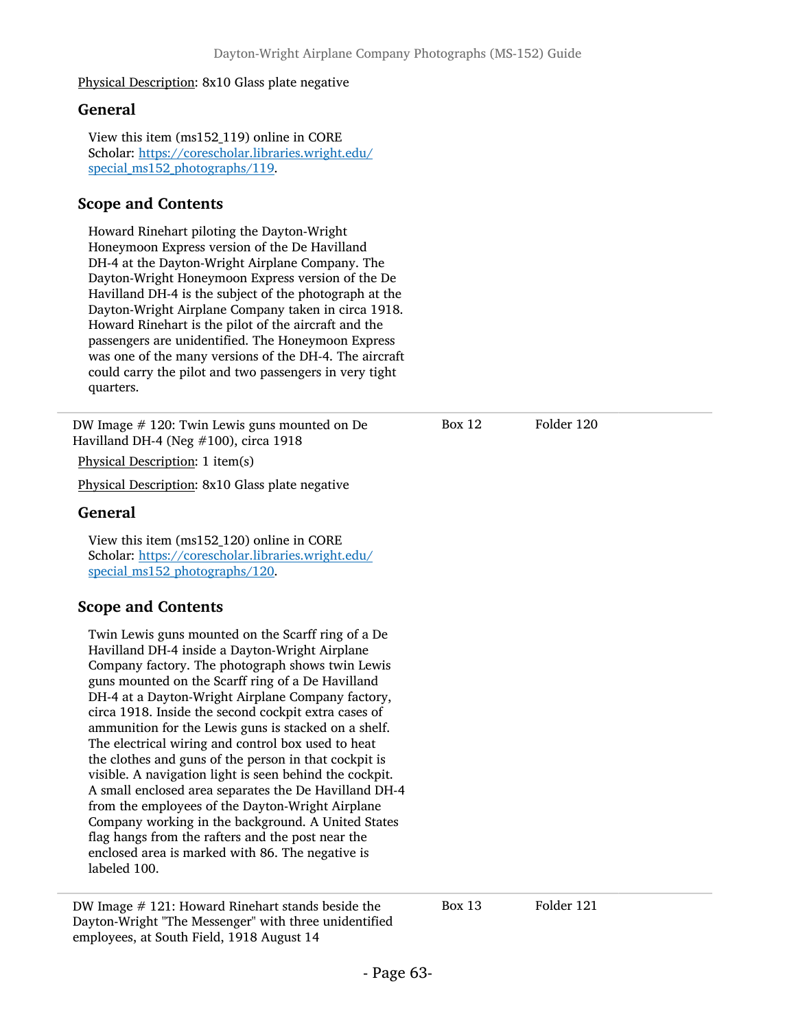Physical Description: 8x10 Glass plate negative

### General

View this item (ms152_119) online in CORE Scholar: [https://corescholar.libraries.wright.edu/special_ms152_photographs/119](https://corescholar.libraries.wright.edu/special_ms152_photographs/119).

### Scope and Contents

Howard Rinehart piloting the Dayton-Wright Honeymoon Express version of the De Havilland DH-4 at the Dayton-Wright Airplane Company. The Dayton-Wright Honeymoon Express version of the De Havilland DH-4 is the subject of the photograph at the Dayton-Wright Airplane Company taken in circa 1918. Howard Rinehart is the pilot of the aircraft and the passengers are unidentified. The Honeymoon Express was one of the many versions of the DH-4. The aircraft could carry the pilot and two passengers in very tight quarters.

---

DW Image # 120: Twin Lewis guns mounted on De Havilland DH-4 (Neg #100), circa 1918 — Box 12 — Folder 120

Physical Description: 1 item(s)

Physical Description: 8x10 Glass plate negative

### General

View this item (ms152_120) online in CORE Scholar: [https://corescholar.libraries.wright.edu/special_ms152_photographs/120](https://corescholar.libraries.wright.edu/special_ms152_photographs/120).

### Scope and Contents

Twin Lewis guns mounted on the Scarff ring of a De Havilland DH-4 inside a Dayton-Wright Airplane Company factory. The photograph shows twin Lewis guns mounted on the Scarff ring of a De Havilland DH-4 at a Dayton-Wright Airplane Company factory, circa 1918. Inside the second cockpit extra cases of ammunition for the Lewis guns is stacked on a shelf. The electrical wiring and control box used to heat the clothes and guns of the person in that cockpit is visible. A navigation light is seen behind the cockpit. A small enclosed area separates the De Havilland DH-4 from the employees of the Dayton-Wright Airplane Company working in the background. A United States flag hangs from the rafters and the post near the enclosed area is marked with 86. The negative is labeled 100.

---

DW Image # 121: Howard Rinehart stands beside the Dayton-Wright "The Messenger" with three unidentified employees, at South Field, 1918 August 14 — Box 13 — Folder 121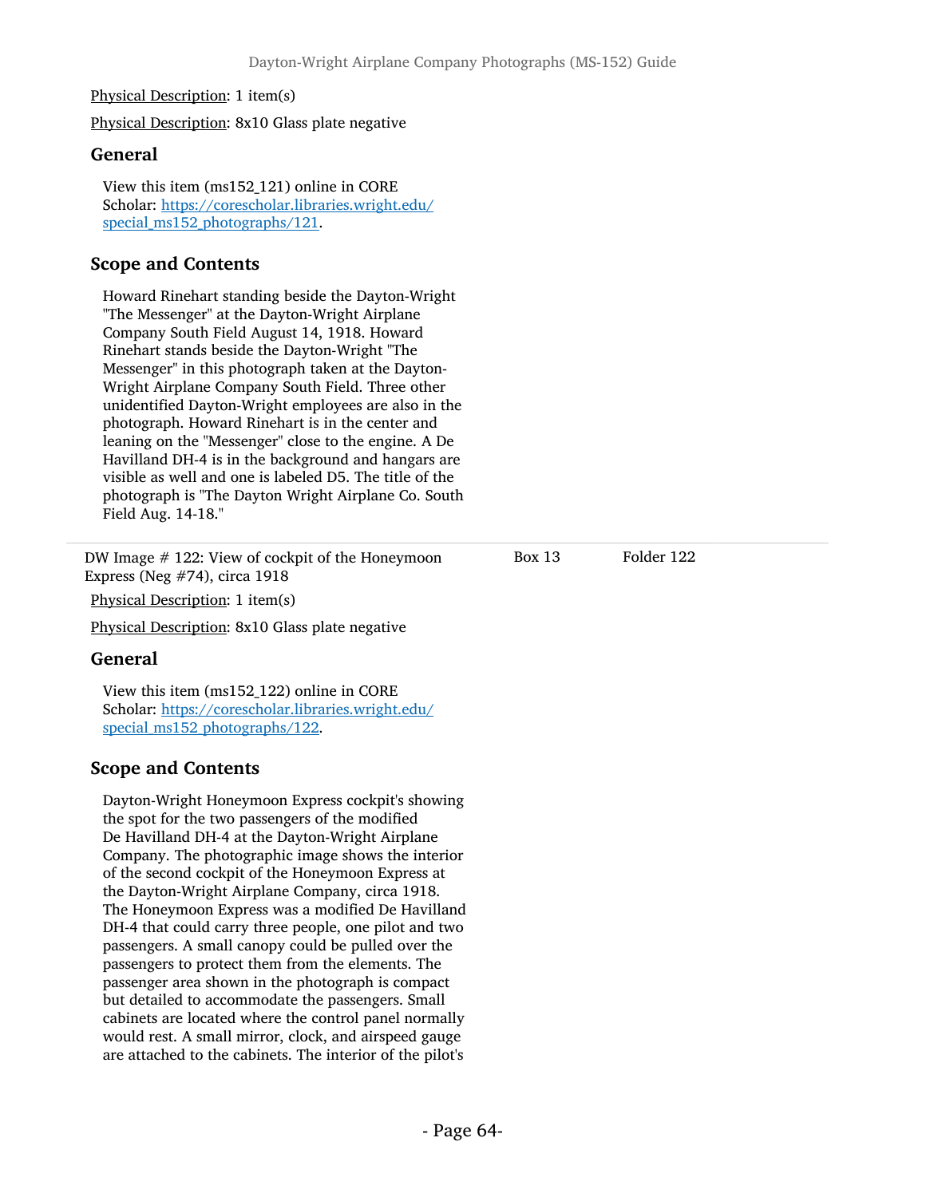Physical Description: 1 item(s)

Physical Description: 8x10 Glass plate negative

### General

View this item (ms152_121) online in CORE Scholar: [https://corescholar.libraries.wright.edu/special_ms152_photographs/121](https://corescholar.libraries.wright.edu/special_ms152_photographs/121).

### Scope and Contents

Howard Rinehart standing beside the Dayton-Wright "The Messenger" at the Dayton-Wright Airplane Company South Field August 14, 1918. Howard Rinehart stands beside the Dayton-Wright "The Messenger" in this photograph taken at the Dayton-Wright Airplane Company South Field. Three other unidentified Dayton-Wright employees are also in the photograph. Howard Rinehart is in the center and leaning on the "Messenger" close to the engine. A De Havilland DH-4 is in the background and hangars are visible as well and one is labeled D5. The title of the photograph is "The Dayton Wright Airplane Co. South Field Aug. 14-18."

---

| DW Image # 122: View of cockpit of the Honeymoon Express (Neg #74), circa 1918 | Box 13 | Folder 122 |
|---|---|---|

Physical Description: 1 item(s)

Physical Description: 8x10 Glass plate negative

### General

View this item (ms152_122) online in CORE Scholar: [https://corescholar.libraries.wright.edu/special_ms152_photographs/122](https://corescholar.libraries.wright.edu/special_ms152_photographs/122).

### Scope and Contents

Dayton-Wright Honeymoon Express cockpit's showing the spot for the two passengers of the modified De Havilland DH-4 at the Dayton-Wright Airplane Company. The photographic image shows the interior of the second cockpit of the Honeymoon Express at the Dayton-Wright Airplane Company, circa 1918. The Honeymoon Express was a modified De Havilland DH-4 that could carry three people, one pilot and two passengers. A small canopy could be pulled over the passengers to protect them from the elements. The passenger area shown in the photograph is compact but detailed to accommodate the passengers. Small cabinets are located where the control panel normally would rest. A small mirror, clock, and airspeed gauge are attached to the cabinets. The interior of the pilot's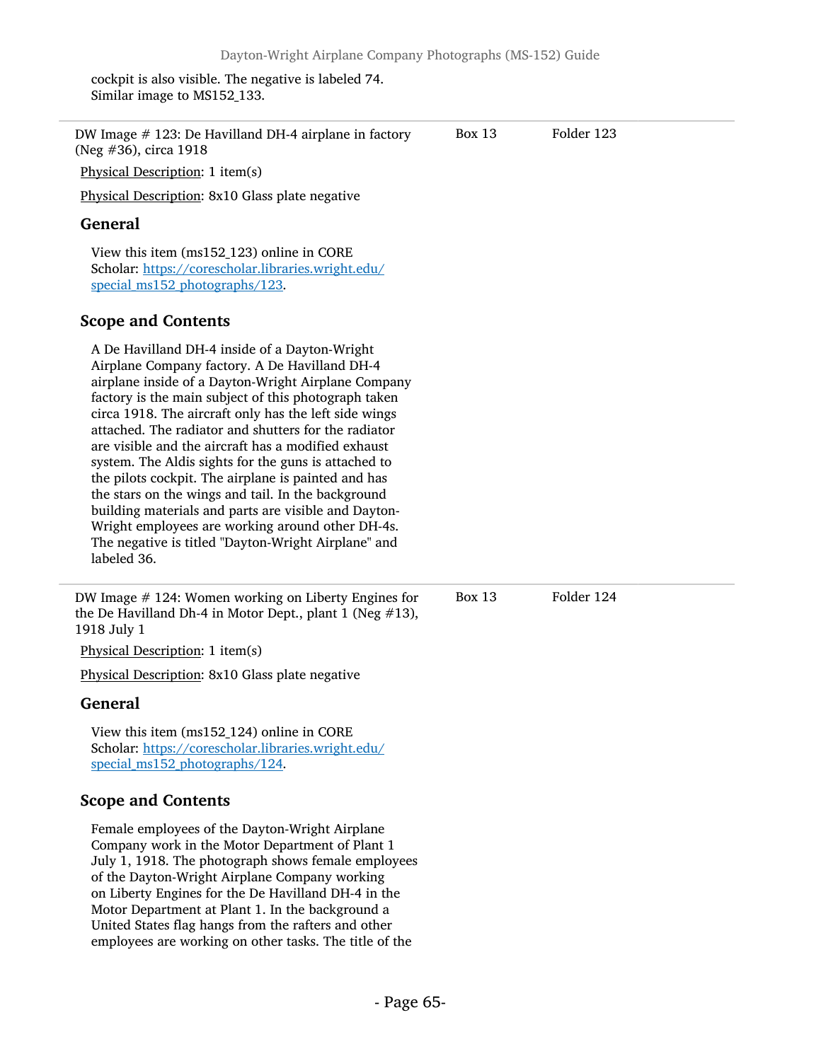cockpit is also visible. The negative is labeled 74. Similar image to MS152_133.

---

DW Image # 123: De Havilland DH-4 airplane in factory (Neg #36), circa 1918 — Box 13, Folder 123

Physical Description: 1 item(s)

Physical Description: 8x10 Glass plate negative

### General

View this item (ms152_123) online in CORE Scholar: [https://corescholar.libraries.wright.edu/special_ms152_photographs/123](https://corescholar.libraries.wright.edu/special_ms152_photographs/123).

### Scope and Contents

A De Havilland DH-4 inside of a Dayton-Wright Airplane Company factory. A De Havilland DH-4 airplane inside of a Dayton-Wright Airplane Company factory is the main subject of this photograph taken circa 1918. The aircraft only has the left side wings attached. The radiator and shutters for the radiator are visible and the aircraft has a modified exhaust system. The Aldis sights for the guns is attached to the pilots cockpit. The airplane is painted and has the stars on the wings and tail. In the background building materials and parts are visible and Dayton-Wright employees are working around other DH-4s. The negative is titled "Dayton-Wright Airplane" and labeled 36.

---

DW Image # 124: Women working on Liberty Engines for the De Havilland Dh-4 in Motor Dept., plant 1 (Neg #13), 1918 July 1 — Box 13, Folder 124

Physical Description: 1 item(s)

Physical Description: 8x10 Glass plate negative

### General

View this item (ms152_124) online in CORE Scholar: [https://corescholar.libraries.wright.edu/special_ms152_photographs/124](https://corescholar.libraries.wright.edu/special_ms152_photographs/124).

### Scope and Contents

Female employees of the Dayton-Wright Airplane Company work in the Motor Department of Plant 1 July 1, 1918. The photograph shows female employees of the Dayton-Wright Airplane Company working on Liberty Engines for the De Havilland DH-4 in the Motor Department at Plant 1. In the background a United States flag hangs from the rafters and other employees are working on other tasks. The title of the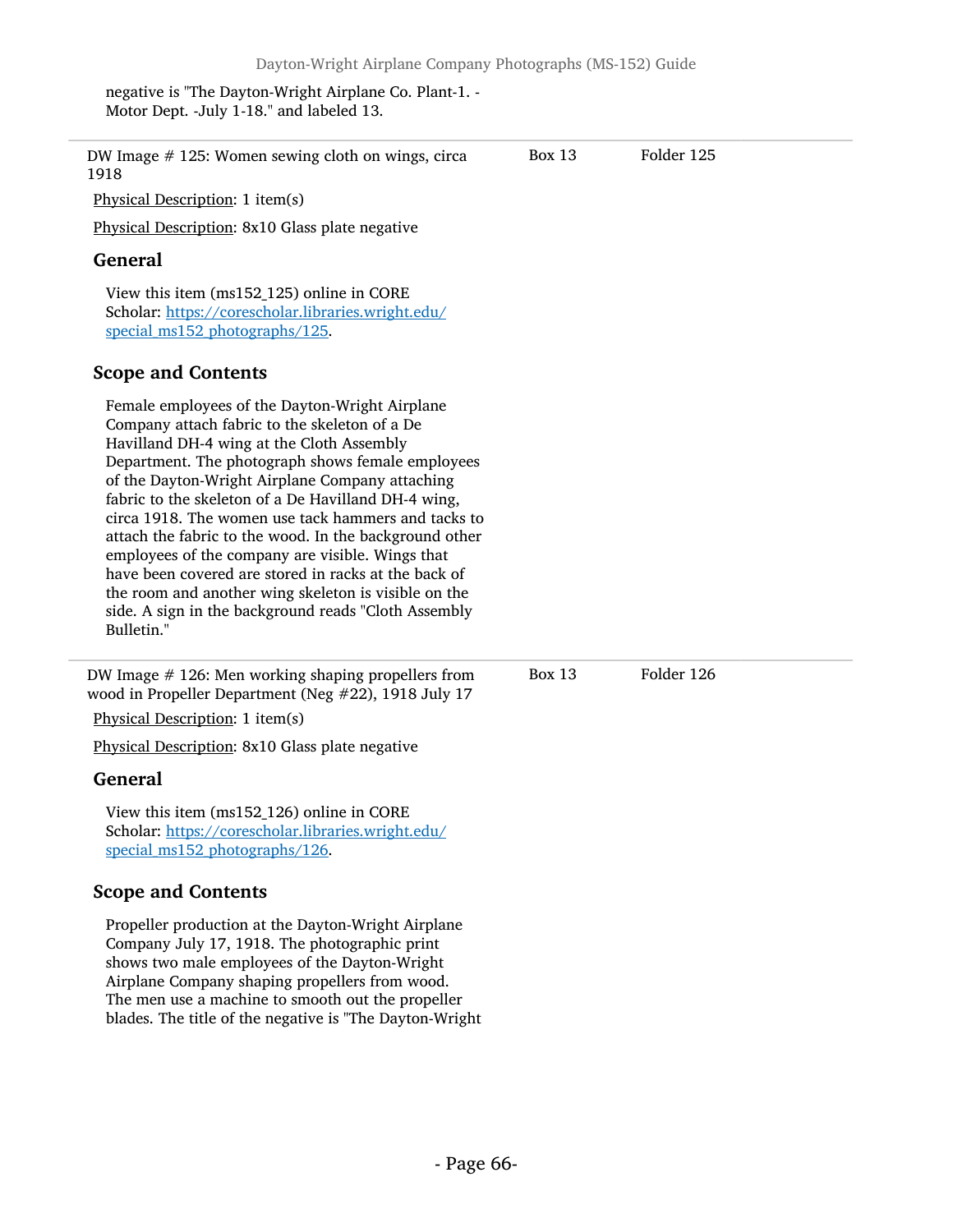negative is "The Dayton-Wright Airplane Co. Plant-1. - Motor Dept. -July 1-18." and labeled 13.

---

DW Image # 125: Women sewing cloth on wings, circa 1918 — Box 13, Folder 125

Physical Description: 1 item(s)

Physical Description: 8x10 Glass plate negative

### General

View this item (ms152_125) online in CORE Scholar: https://corescholar.libraries.wright.edu/special_ms152_photographs/125.

### Scope and Contents

Female employees of the Dayton-Wright Airplane Company attach fabric to the skeleton of a De Havilland DH-4 wing at the Cloth Assembly Department. The photograph shows female employees of the Dayton-Wright Airplane Company attaching fabric to the skeleton of a De Havilland DH-4 wing, circa 1918. The women use tack hammers and tacks to attach the fabric to the wood. In the background other employees of the company are visible. Wings that have been covered are stored in racks at the back of the room and another wing skeleton is visible on the side. A sign in the background reads "Cloth Assembly Bulletin."

---

DW Image # 126: Men working shaping propellers from wood in Propeller Department (Neg #22), 1918 July 17 — Box 13, Folder 126

Physical Description: 1 item(s)

Physical Description: 8x10 Glass plate negative

### General

View this item (ms152_126) online in CORE Scholar: https://corescholar.libraries.wright.edu/special_ms152_photographs/126.

### Scope and Contents

Propeller production at the Dayton-Wright Airplane Company July 17, 1918. The photographic print shows two male employees of the Dayton-Wright Airplane Company shaping propellers from wood. The men use a machine to smooth out the propeller blades. The title of the negative is "The Dayton-Wright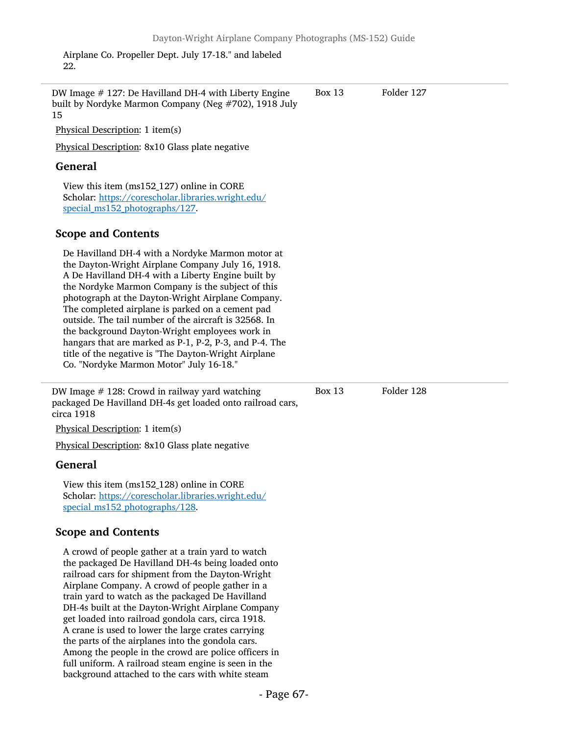Airplane Co. Propeller Dept. July 17-18." and labeled 22.

---

DW Image # 127: De Havilland DH-4 with Liberty Engine built by Nordyke Marmon Company (Neg #702), 1918 July 15 — Box 13, Folder 127

Physical Description: 1 item(s)

Physical Description: 8x10 Glass plate negative

### General

View this item (ms152_127) online in CORE Scholar: [https://corescholar.libraries.wright.edu/special_ms152_photographs/127](https://corescholar.libraries.wright.edu/special_ms152_photographs/127).

### Scope and Contents

De Havilland DH-4 with a Nordyke Marmon motor at the Dayton-Wright Airplane Company July 16, 1918. A De Havilland DH-4 with a Liberty Engine built by the Nordyke Marmon Company is the subject of this photograph at the Dayton-Wright Airplane Company. The completed airplane is parked on a cement pad outside. The tail number of the aircraft is 32568. In the background Dayton-Wright employees work in hangars that are marked as P-1, P-2, P-3, and P-4. The title of the negative is "The Dayton-Wright Airplane Co. "Nordyke Marmon Motor" July 16-18."

---

DW Image # 128: Crowd in railway yard watching packaged De Havilland DH-4s get loaded onto railroad cars, circa 1918 — Box 13, Folder 128

Physical Description: 1 item(s)

Physical Description: 8x10 Glass plate negative

### General

View this item (ms152_128) online in CORE Scholar: [https://corescholar.libraries.wright.edu/special_ms152_photographs/128](https://corescholar.libraries.wright.edu/special_ms152_photographs/128).

### Scope and Contents

A crowd of people gather at a train yard to watch the packaged De Havilland DH-4s being loaded onto railroad cars for shipment from the Dayton-Wright Airplane Company. A crowd of people gather in a train yard to watch as the packaged De Havilland DH-4s built at the Dayton-Wright Airplane Company get loaded into railroad gondola cars, circa 1918. A crane is used to lower the large crates carrying the parts of the airplanes into the gondola cars. Among the people in the crowd are police officers in full uniform. A railroad steam engine is seen in the background attached to the cars with white steam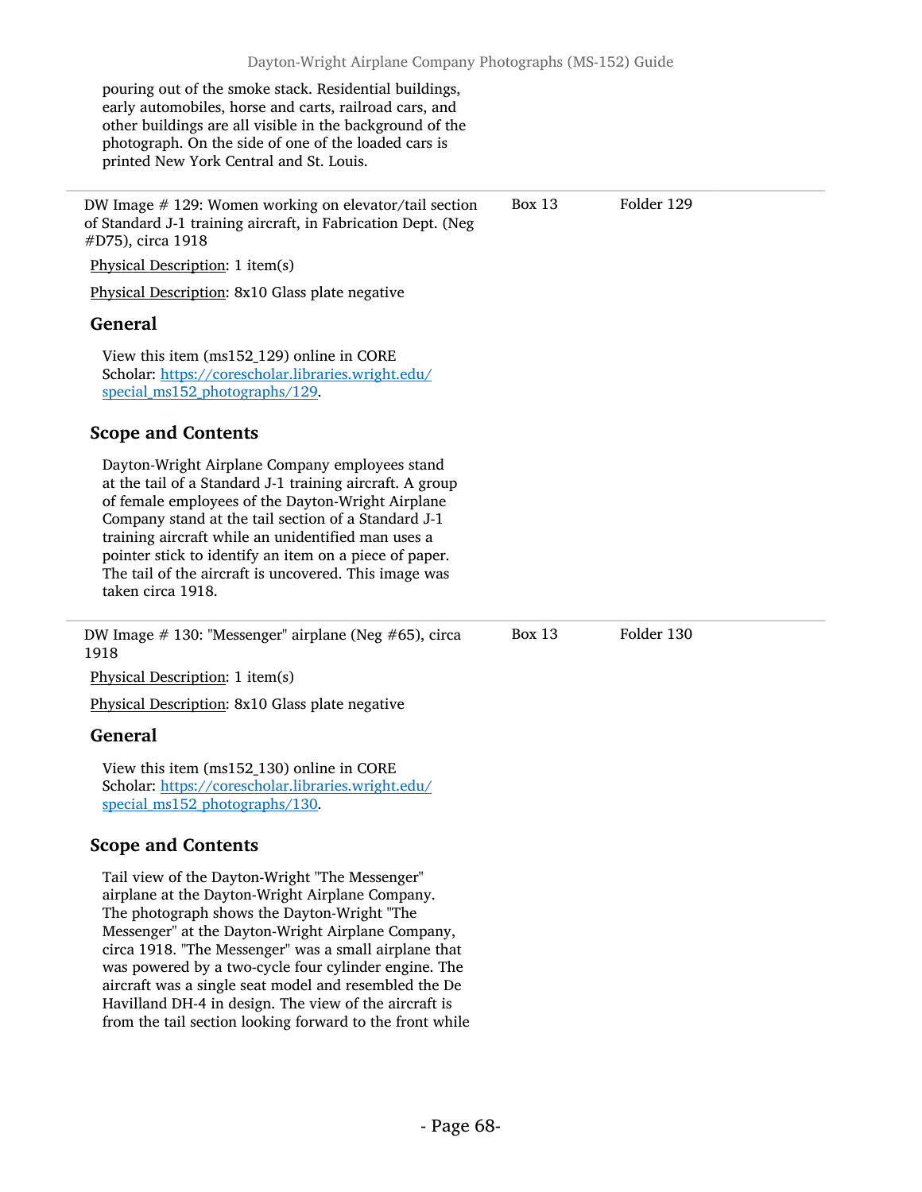pouring out of the smoke stack. Residential buildings, early automobiles, horse and carts, railroad cars, and other buildings are all visible in the background of the photograph. On the side of one of the loaded cars is printed New York Central and St. Louis.

---

DW Image # 129: Women working on elevator/tail section of Standard J-1 training aircraft, in Fabrication Dept. (Neg #D75), circa 1918 — Box 13 — Folder 129

Physical Description: 1 item(s)

Physical Description: 8x10 Glass plate negative

### General

View this item (ms152_129) online in CORE Scholar: [https://corescholar.libraries.wright.edu/special_ms152_photographs/129](https://corescholar.libraries.wright.edu/special_ms152_photographs/129).

### Scope and Contents

Dayton-Wright Airplane Company employees stand at the tail of a Standard J-1 training aircraft. A group of female employees of the Dayton-Wright Airplane Company stand at the tail section of a Standard J-1 training aircraft while an unidentified man uses a pointer stick to identify an item on a piece of paper. The tail of the aircraft is uncovered. This image was taken circa 1918.

---

DW Image # 130: "Messenger" airplane (Neg #65), circa 1918 — Box 13 — Folder 130

Physical Description: 1 item(s)

Physical Description: 8x10 Glass plate negative

### General

View this item (ms152_130) online in CORE Scholar: [https://corescholar.libraries.wright.edu/special_ms152_photographs/130](https://corescholar.libraries.wright.edu/special_ms152_photographs/130).

### Scope and Contents

Tail view of the Dayton-Wright "The Messenger" airplane at the Dayton-Wright Airplane Company. The photograph shows the Dayton-Wright "The Messenger" at the Dayton-Wright Airplane Company, circa 1918. "The Messenger" was a small airplane that was powered by a two-cycle four cylinder engine. The aircraft was a single seat model and resembled the De Havilland DH-4 in design. The view of the aircraft is from the tail section looking forward to the front while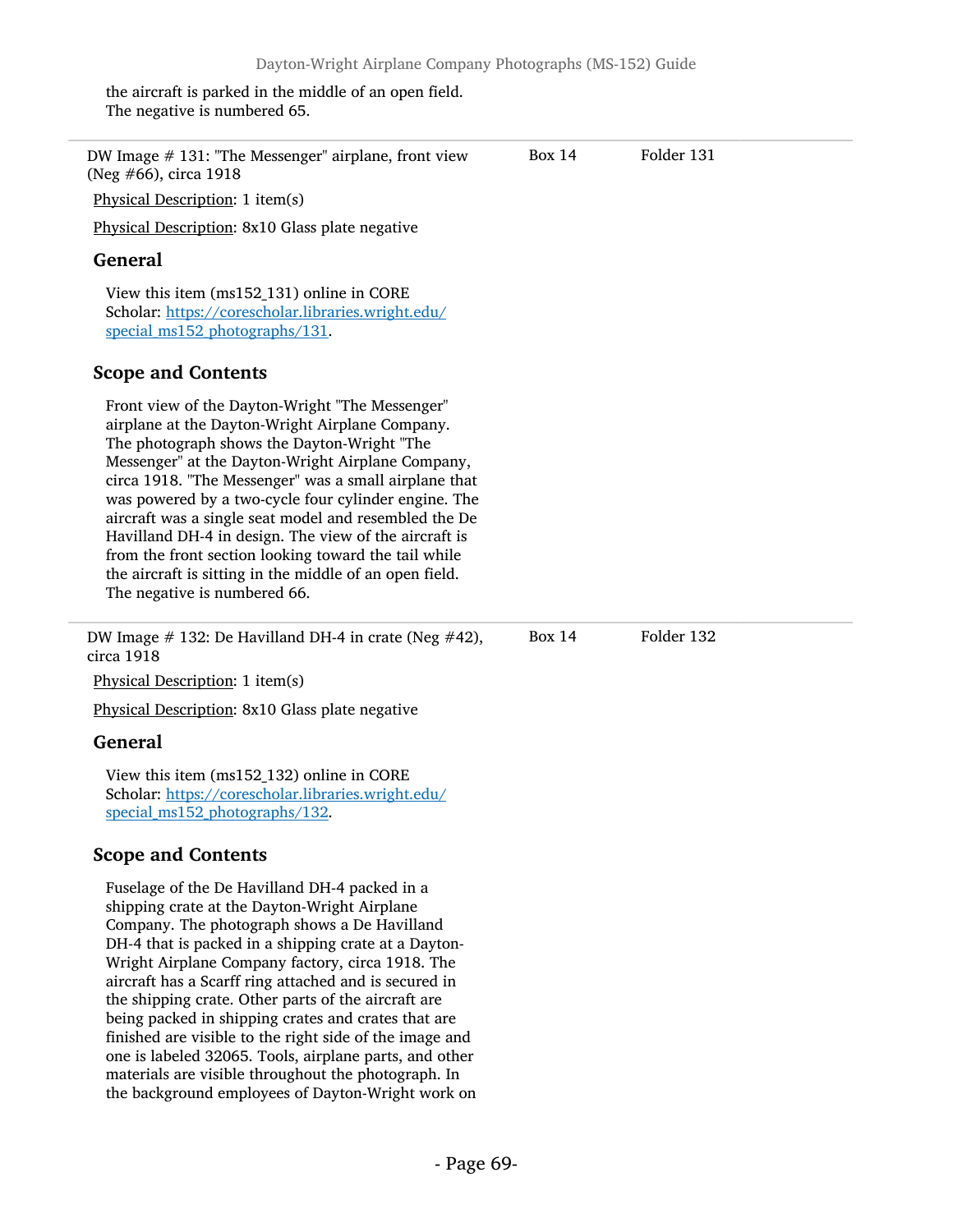the aircraft is parked in the middle of an open field. The negative is numbered 65.

---

DW Image # 131: "The Messenger" airplane, front view (Neg #66), circa 1918 — Box 14, Folder 131

Physical Description: 1 item(s)

Physical Description: 8x10 Glass plate negative

### General

View this item (ms152_131) online in CORE Scholar: [https://corescholar.libraries.wright.edu/special_ms152_photographs/131](https://corescholar.libraries.wright.edu/special_ms152_photographs/131).

### Scope and Contents

Front view of the Dayton-Wright "The Messenger" airplane at the Dayton-Wright Airplane Company. The photograph shows the Dayton-Wright "The Messenger" at the Dayton-Wright Airplane Company, circa 1918. "The Messenger" was a small airplane that was powered by a two-cycle four cylinder engine. The aircraft was a single seat model and resembled the De Havilland DH-4 in design. The view of the aircraft is from the front section looking toward the tail while the aircraft is sitting in the middle of an open field. The negative is numbered 66.

---

DW Image # 132: De Havilland DH-4 in crate (Neg #42), circa 1918 — Box 14, Folder 132

Physical Description: 1 item(s)

Physical Description: 8x10 Glass plate negative

### General

View this item (ms152_132) online in CORE Scholar: [https://corescholar.libraries.wright.edu/special_ms152_photographs/132](https://corescholar.libraries.wright.edu/special_ms152_photographs/132).

### Scope and Contents

Fuselage of the De Havilland DH-4 packed in a shipping crate at the Dayton-Wright Airplane Company. The photograph shows a De Havilland DH-4 that is packed in a shipping crate at a Dayton-Wright Airplane Company factory, circa 1918. The aircraft has a Scarff ring attached and is secured in the shipping crate. Other parts of the aircraft are being packed in shipping crates and crates that are finished are visible to the right side of the image and one is labeled 32065. Tools, airplane parts, and other materials are visible throughout the photograph. In the background employees of Dayton-Wright work on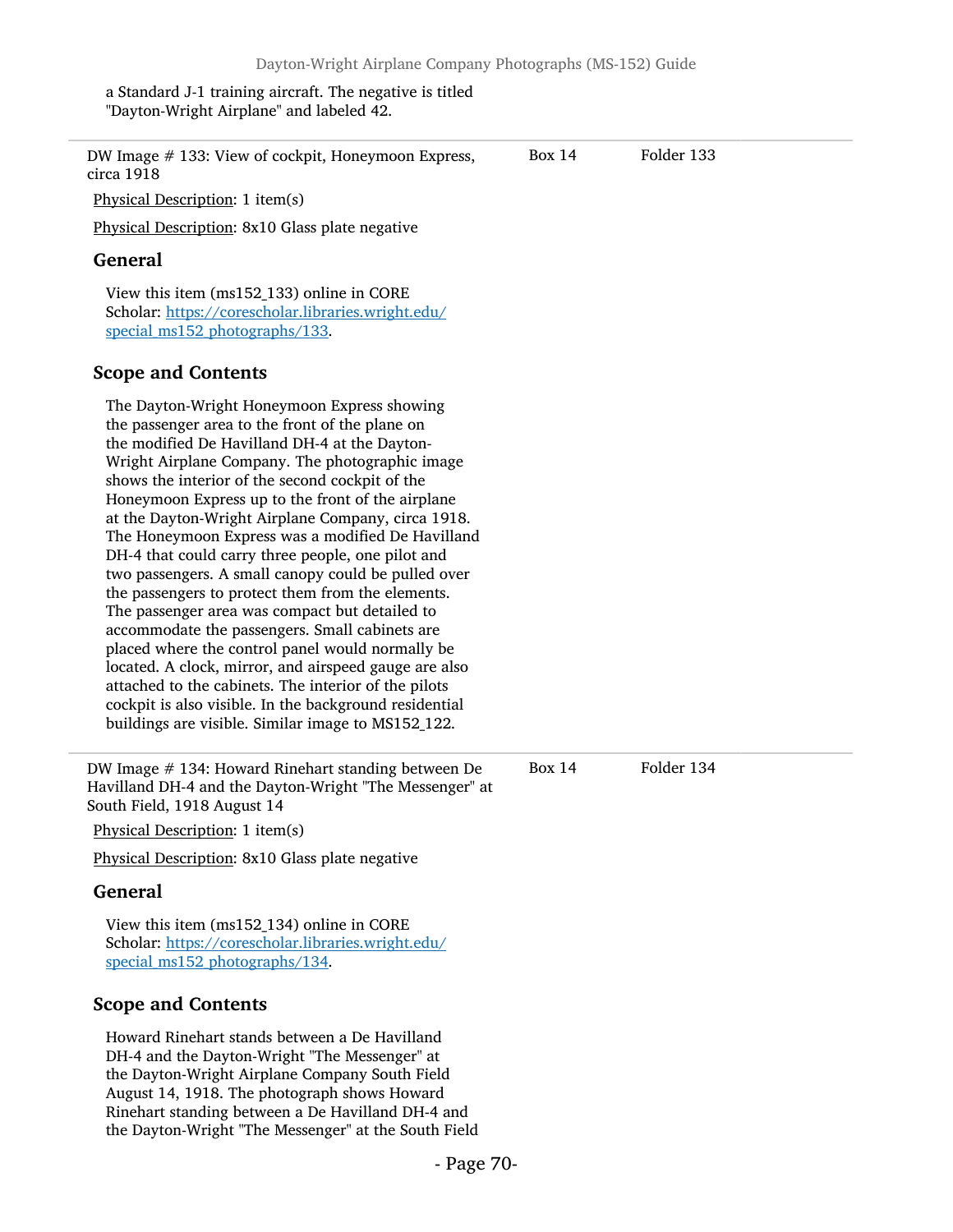a Standard J-1 training aircraft. The negative is titled "Dayton-Wright Airplane" and labeled 42.

---

DW Image # 133: View of cockpit, Honeymoon Express, circa 1918 | Box 14 | Folder 133

Physical Description: 1 item(s)

Physical Description: 8x10 Glass plate negative

### General

View this item (ms152_133) online in CORE Scholar: [https://corescholar.libraries.wright.edu/special_ms152_photographs/133](https://corescholar.libraries.wright.edu/special_ms152_photographs/133).

### Scope and Contents

The Dayton-Wright Honeymoon Express showing the passenger area to the front of the plane on the modified De Havilland DH-4 at the Dayton-Wright Airplane Company. The photographic image shows the interior of the second cockpit of the Honeymoon Express up to the front of the airplane at the Dayton-Wright Airplane Company, circa 1918. The Honeymoon Express was a modified De Havilland DH-4 that could carry three people, one pilot and two passengers. A small canopy could be pulled over the passengers to protect them from the elements. The passenger area was compact but detailed to accommodate the passengers. Small cabinets are placed where the control panel would normally be located. A clock, mirror, and airspeed gauge are also attached to the cabinets. The interior of the pilots cockpit is also visible. In the background residential buildings are visible. Similar image to MS152_122.

---

DW Image # 134: Howard Rinehart standing between De Havilland DH-4 and the Dayton-Wright "The Messenger" at South Field, 1918 August 14 | Box 14 | Folder 134

Physical Description: 1 item(s)

Physical Description: 8x10 Glass plate negative

### General

View this item (ms152_134) online in CORE Scholar: [https://corescholar.libraries.wright.edu/special_ms152_photographs/134](https://corescholar.libraries.wright.edu/special_ms152_photographs/134).

### Scope and Contents

Howard Rinehart stands between a De Havilland DH-4 and the Dayton-Wright "The Messenger" at the Dayton-Wright Airplane Company South Field August 14, 1918. The photograph shows Howard Rinehart standing between a De Havilland DH-4 and the Dayton-Wright "The Messenger" at the South Field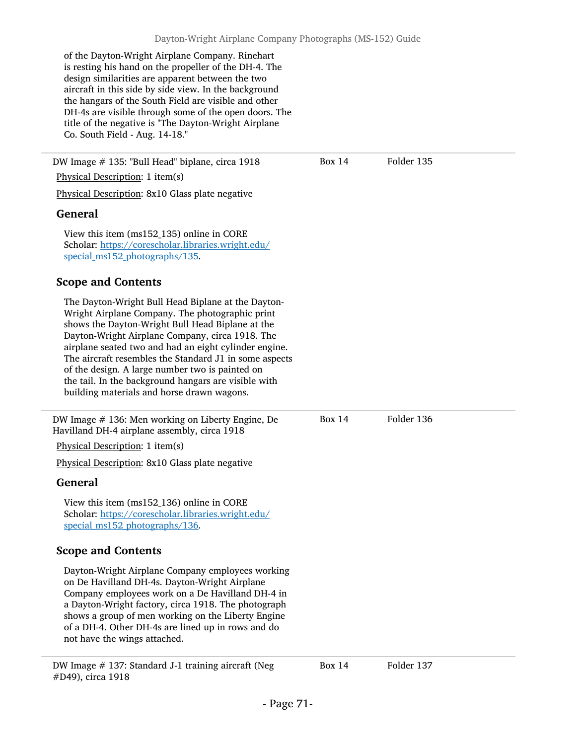of the Dayton-Wright Airplane Company. Rinehart is resting his hand on the propeller of the DH-4. The design similarities are apparent between the two aircraft in this side by side view. In the background the hangars of the South Field are visible and other DH-4s are visible through some of the open doors. The title of the negative is "The Dayton-Wright Airplane Co. South Field - Aug. 14-18."

---

DW Image # 135: "Bull Head" biplane, circa 1918 — Box 14, Folder 135

Physical Description: 1 item(s)

Physical Description: 8x10 Glass plate negative

### General

View this item (ms152_135) online in CORE Scholar: [https://corescholar.libraries.wright.edu/special_ms152_photographs/135](https://corescholar.libraries.wright.edu/special_ms152_photographs/135).

### Scope and Contents

The Dayton-Wright Bull Head Biplane at the Dayton-Wright Airplane Company. The photographic print shows the Dayton-Wright Bull Head Biplane at the Dayton-Wright Airplane Company, circa 1918. The airplane seated two and had an eight cylinder engine. The aircraft resembles the Standard J1 in some aspects of the design. A large number two is painted on the tail. In the background hangars are visible with building materials and horse drawn wagons.

---

DW Image # 136: Men working on Liberty Engine, De Havilland DH-4 airplane assembly, circa 1918 — Box 14, Folder 136

Physical Description: 1 item(s)

Physical Description: 8x10 Glass plate negative

### General

View this item (ms152_136) online in CORE Scholar: [https://corescholar.libraries.wright.edu/special_ms152_photographs/136](https://corescholar.libraries.wright.edu/special_ms152_photographs/136).

### Scope and Contents

Dayton-Wright Airplane Company employees working on De Havilland DH-4s. Dayton-Wright Airplane Company employees work on a De Havilland DH-4 in a Dayton-Wright factory, circa 1918. The photograph shows a group of men working on the Liberty Engine of a DH-4. Other DH-4s are lined up in rows and do not have the wings attached.

---

DW Image # 137: Standard J-1 training aircraft (Neg #D49), circa 1918 — Box 14, Folder 137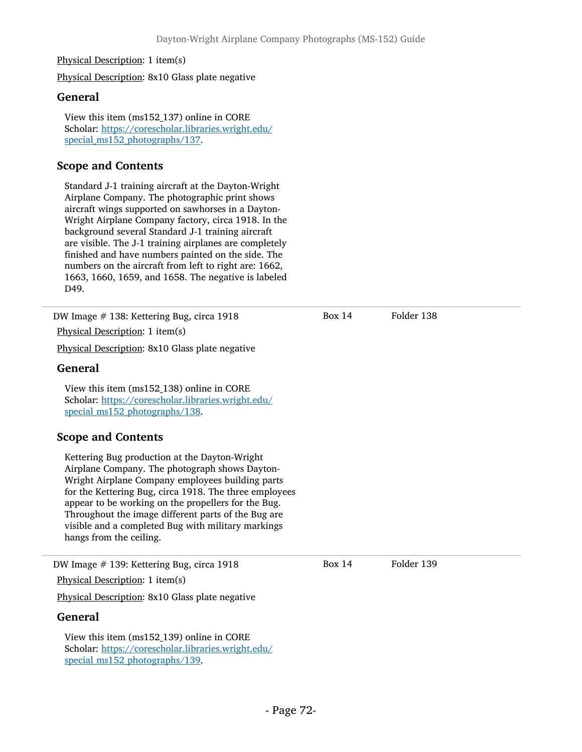Physical Description: 1 item(s)

Physical Description: 8x10 Glass plate negative

### General

View this item (ms152_137) online in CORE Scholar: [https://corescholar.libraries.wright.edu/special_ms152_photographs/137](https://corescholar.libraries.wright.edu/special_ms152_photographs/137).

### Scope and Contents

Standard J-1 training aircraft at the Dayton-Wright Airplane Company. The photographic print shows aircraft wings supported on sawhorses in a Dayton-Wright Airplane Company factory, circa 1918. In the background several Standard J-1 training aircraft are visible. The J-1 training airplanes are completely finished and have numbers painted on the side. The numbers on the aircraft from left to right are: 1662, 1663, 1660, 1659, and 1658. The negative is labeled D49.

---

DW Image # 138: Kettering Bug, circa 1918 — Box 14, Folder 138

Physical Description: 1 item(s)

Physical Description: 8x10 Glass plate negative

### General

View this item (ms152_138) online in CORE Scholar: [https://corescholar.libraries.wright.edu/special_ms152_photographs/138](https://corescholar.libraries.wright.edu/special_ms152_photographs/138).

### Scope and Contents

Kettering Bug production at the Dayton-Wright Airplane Company. The photograph shows Dayton-Wright Airplane Company employees building parts for the Kettering Bug, circa 1918. The three employees appear to be working on the propellers for the Bug. Throughout the image different parts of the Bug are visible and a completed Bug with military markings hangs from the ceiling.

---

DW Image # 139: Kettering Bug, circa 1918 — Box 14, Folder 139

Physical Description: 1 item(s)

Physical Description: 8x10 Glass plate negative

### General

View this item (ms152_139) online in CORE Scholar: [https://corescholar.libraries.wright.edu/special_ms152_photographs/139](https://corescholar.libraries.wright.edu/special_ms152_photographs/139).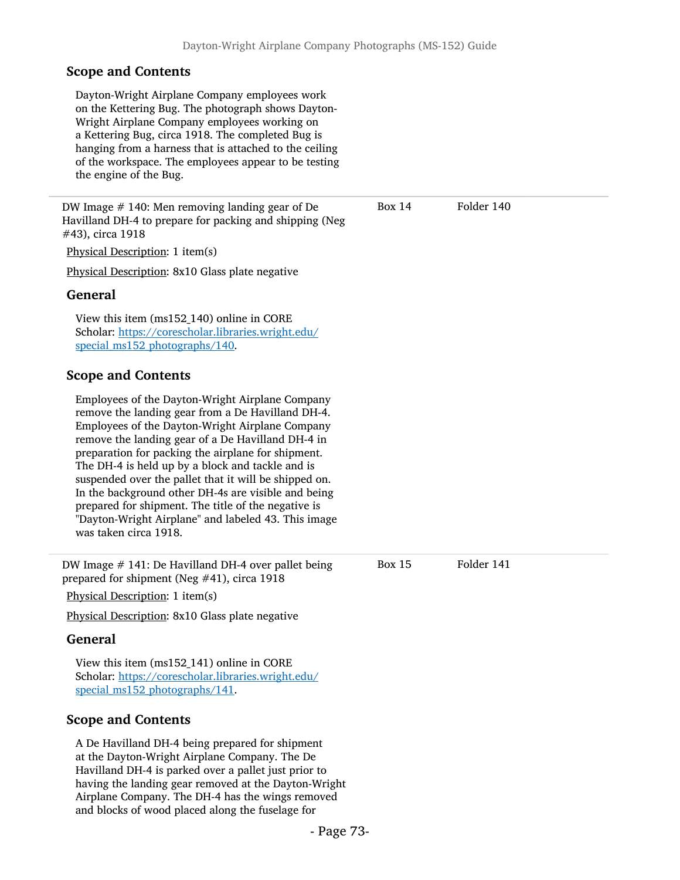### Scope and Contents

Dayton-Wright Airplane Company employees work on the Kettering Bug. The photograph shows Dayton-Wright Airplane Company employees working on a Kettering Bug, circa 1918. The completed Bug is hanging from a harness that is attached to the ceiling of the workspace. The employees appear to be testing the engine of the Bug.

---

DW Image # 140: Men removing landing gear of De Havilland DH-4 to prepare for packing and shipping (Neg #43), circa 1918 — Box 14, Folder 140

Physical Description: 1 item(s)

Physical Description: 8x10 Glass plate negative

### General

View this item (ms152_140) online in CORE Scholar: [https://corescholar.libraries.wright.edu/special_ms152_photographs/140](https://corescholar.libraries.wright.edu/special_ms152_photographs/140).

### Scope and Contents

Employees of the Dayton-Wright Airplane Company remove the landing gear from a De Havilland DH-4. Employees of the Dayton-Wright Airplane Company remove the landing gear of a De Havilland DH-4 in preparation for packing the airplane for shipment. The DH-4 is held up by a block and tackle and is suspended over the pallet that it will be shipped on. In the background other DH-4s are visible and being prepared for shipment. The title of the negative is "Dayton-Wright Airplane" and labeled 43. This image was taken circa 1918.

---

DW Image # 141: De Havilland DH-4 over pallet being prepared for shipment (Neg #41), circa 1918 — Box 15, Folder 141

Physical Description: 1 item(s)

Physical Description: 8x10 Glass plate negative

### General

View this item (ms152_141) online in CORE Scholar: [https://corescholar.libraries.wright.edu/special_ms152_photographs/141](https://corescholar.libraries.wright.edu/special_ms152_photographs/141).

### Scope and Contents

A De Havilland DH-4 being prepared for shipment at the Dayton-Wright Airplane Company. The De Havilland DH-4 is parked over a pallet just prior to having the landing gear removed at the Dayton-Wright Airplane Company. The DH-4 has the wings removed and blocks of wood placed along the fuselage for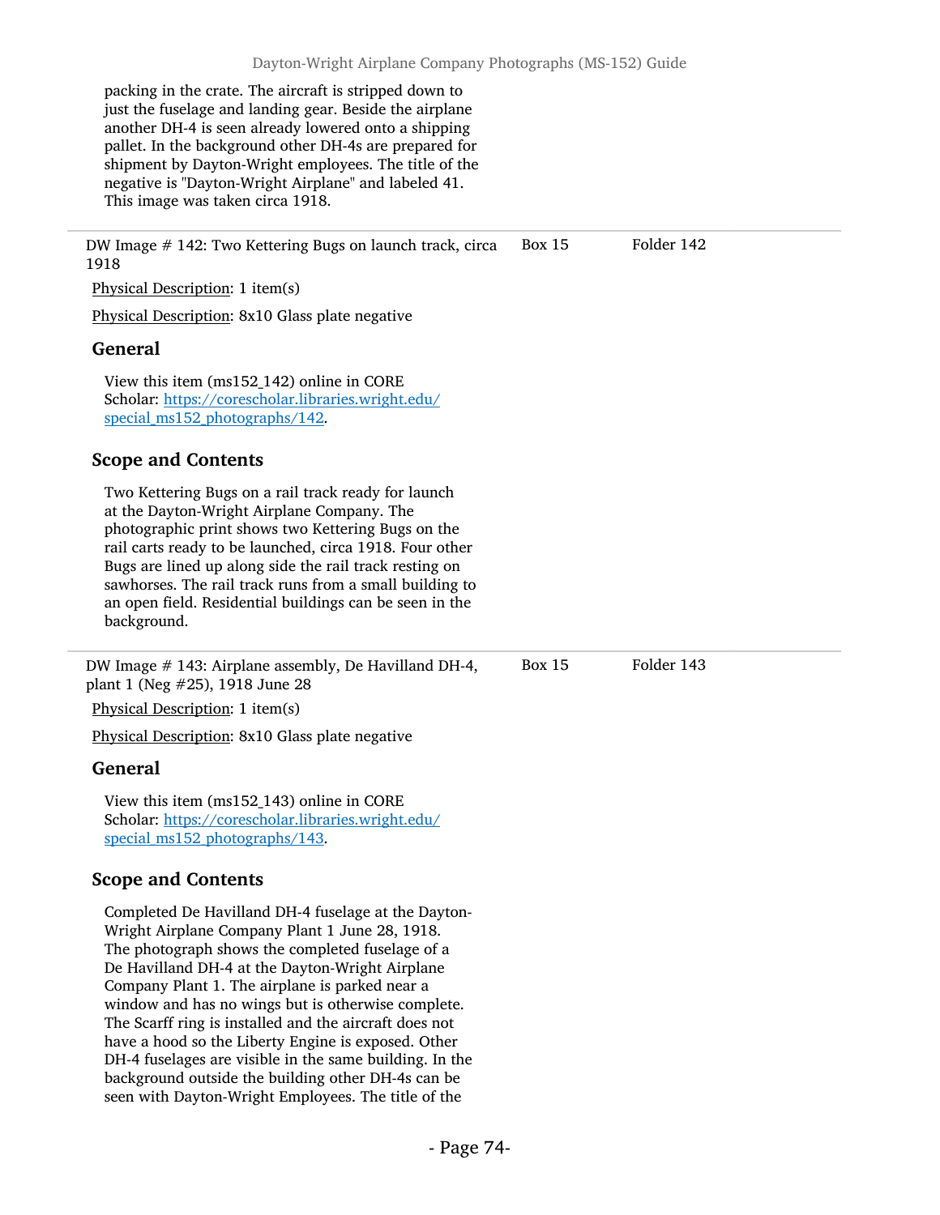packing in the crate. The aircraft is stripped down to just the fuselage and landing gear. Beside the airplane another DH-4 is seen already lowered onto a shipping pallet. In the background other DH-4s are prepared for shipment by Dayton-Wright employees. The title of the negative is "Dayton-Wright Airplane" and labeled 41. This image was taken circa 1918.

---

DW Image # 142: Two Kettering Bugs on launch track, circa 1918 — Box 15, Folder 142

Physical Description: 1 item(s)

Physical Description: 8x10 Glass plate negative

### General

View this item (ms152_142) online in CORE Scholar: https://corescholar.libraries.wright.edu/special_ms152_photographs/142.

### Scope and Contents

Two Kettering Bugs on a rail track ready for launch at the Dayton-Wright Airplane Company. The photographic print shows two Kettering Bugs on the rail carts ready to be launched, circa 1918. Four other Bugs are lined up along side the rail track resting on sawhorses. The rail track runs from a small building to an open field. Residential buildings can be seen in the background.

---

DW Image # 143: Airplane assembly, De Havilland DH-4, plant 1 (Neg #25), 1918 June 28 — Box 15, Folder 143

Physical Description: 1 item(s)

Physical Description: 8x10 Glass plate negative

### General

View this item (ms152_143) online in CORE Scholar: https://corescholar.libraries.wright.edu/special_ms152_photographs/143.

### Scope and Contents

Completed De Havilland DH-4 fuselage at the Dayton-Wright Airplane Company Plant 1 June 28, 1918. The photograph shows the completed fuselage of a De Havilland DH-4 at the Dayton-Wright Airplane Company Plant 1. The airplane is parked near a window and has no wings but is otherwise complete. The Scarff ring is installed and the aircraft does not have a hood so the Liberty Engine is exposed. Other DH-4 fuselages are visible in the same building. In the background outside the building other DH-4s can be seen with Dayton-Wright Employees. The title of the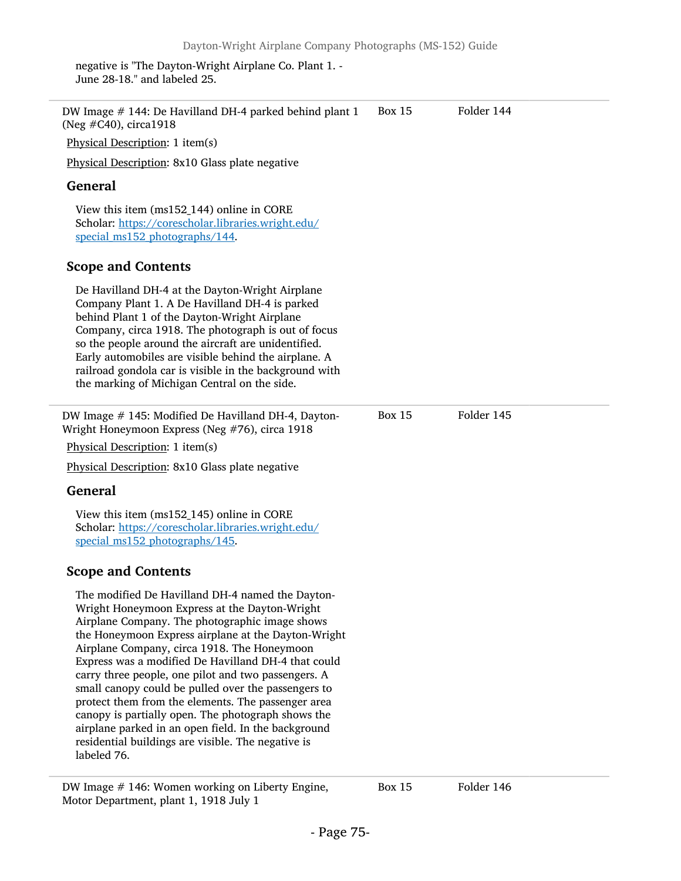negative is "The Dayton-Wright Airplane Co. Plant 1. - June 28-18." and labeled 25.

---

DW Image # 144: De Havilland DH-4 parked behind plant 1 (Neg #C40), circa1918 | Box 15 | Folder 144

Physical Description: 1 item(s)

Physical Description: 8x10 Glass plate negative

### General

View this item (ms152_144) online in CORE Scholar: https://corescholar.libraries.wright.edu/special_ms152_photographs/144.

### Scope and Contents

De Havilland DH-4 at the Dayton-Wright Airplane Company Plant 1. A De Havilland DH-4 is parked behind Plant 1 of the Dayton-Wright Airplane Company, circa 1918. The photograph is out of focus so the people around the aircraft are unidentified. Early automobiles are visible behind the airplane. A railroad gondola car is visible in the background with the marking of Michigan Central on the side.

---

DW Image # 145: Modified De Havilland DH-4, Dayton-Wright Honeymoon Express (Neg #76), circa 1918 | Box 15 | Folder 145

Physical Description: 1 item(s)

Physical Description: 8x10 Glass plate negative

### General

View this item (ms152_145) online in CORE Scholar: https://corescholar.libraries.wright.edu/special_ms152_photographs/145.

### Scope and Contents

The modified De Havilland DH-4 named the Dayton-Wright Honeymoon Express at the Dayton-Wright Airplane Company. The photographic image shows the Honeymoon Express airplane at the Dayton-Wright Airplane Company, circa 1918. The Honeymoon Express was a modified De Havilland DH-4 that could carry three people, one pilot and two passengers. A small canopy could be pulled over the passengers to protect them from the elements. The passenger area canopy is partially open. The photograph shows the airplane parked in an open field. In the background residential buildings are visible. The negative is labeled 76.

---

DW Image # 146: Women working on Liberty Engine, Motor Department, plant 1, 1918 July 1 | Box 15 | Folder 146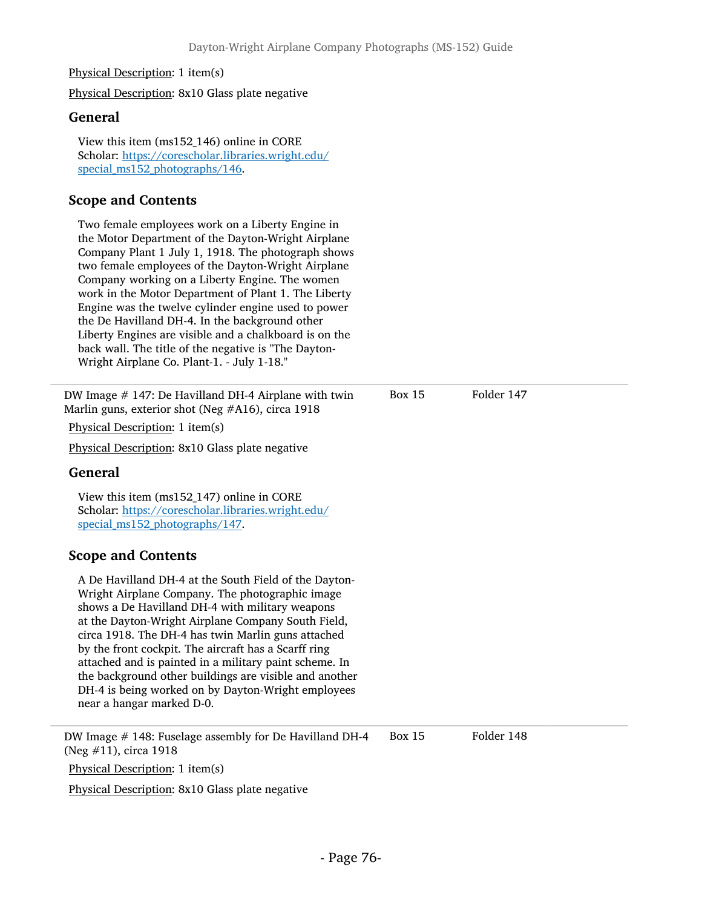Physical Description: 1 item(s)

Physical Description: 8x10 Glass plate negative

### General

View this item (ms152_146) online in CORE Scholar: https://corescholar.libraries.wright.edu/special_ms152_photographs/146.

### Scope and Contents

Two female employees work on a Liberty Engine in the Motor Department of the Dayton-Wright Airplane Company Plant 1 July 1, 1918. The photograph shows two female employees of the Dayton-Wright Airplane Company working on a Liberty Engine. The women work in the Motor Department of Plant 1. The Liberty Engine was the twelve cylinder engine used to power the De Havilland DH-4. In the background other Liberty Engines are visible and a chalkboard is on the back wall. The title of the negative is "The Dayton-Wright Airplane Co. Plant-1. - July 1-18."

---

DW Image # 147: De Havilland DH-4 Airplane with twin Marlin guns, exterior shot (Neg #A16), circa 1918 — Box 15 — Folder 147

Physical Description: 1 item(s)

Physical Description: 8x10 Glass plate negative

### General

View this item (ms152_147) online in CORE Scholar: https://corescholar.libraries.wright.edu/special_ms152_photographs/147.

### Scope and Contents

A De Havilland DH-4 at the South Field of the Dayton-Wright Airplane Company. The photographic image shows a De Havilland DH-4 with military weapons at the Dayton-Wright Airplane Company South Field, circa 1918. The DH-4 has twin Marlin guns attached by the front cockpit. The aircraft has a Scarff ring attached and is painted in a military paint scheme. In the background other buildings are visible and another DH-4 is being worked on by Dayton-Wright employees near a hangar marked D-0.

---

DW Image # 148: Fuselage assembly for De Havilland DH-4 (Neg #11), circa 1918 — Box 15 — Folder 148

Physical Description: 1 item(s)

Physical Description: 8x10 Glass plate negative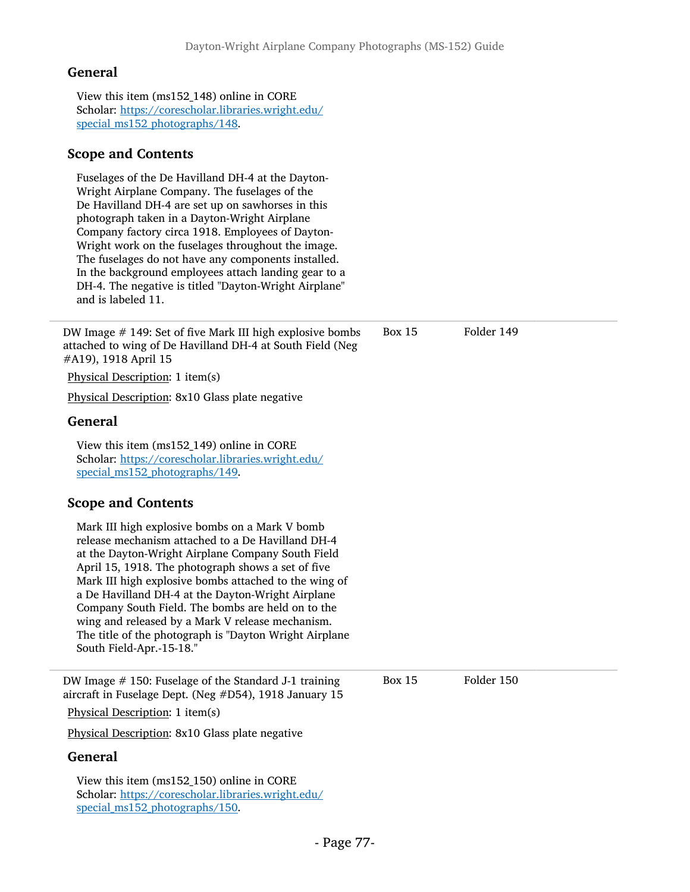## General

View this item (ms152_148) online in CORE Scholar: [https://corescholar.libraries.wright.edu/special_ms152_photographs/148](https://corescholar.libraries.wright.edu/special_ms152_photographs/148).

## Scope and Contents

Fuselages of the De Havilland DH-4 at the Dayton-Wright Airplane Company. The fuselages of the De Havilland DH-4 are set up on sawhorses in this photograph taken in a Dayton-Wright Airplane Company factory circa 1918. Employees of Dayton-Wright work on the fuselages throughout the image. The fuselages do not have any components installed. In the background employees attach landing gear to a DH-4. The negative is titled "Dayton-Wright Airplane" and is labeled 11.

---

DW Image # 149: Set of five Mark III high explosive bombs attached to wing of De Havilland DH-4 at South Field (Neg #A19), 1918 April 15 — Box 15, Folder 149

Physical Description: 1 item(s)

Physical Description: 8x10 Glass plate negative

## General

View this item (ms152_149) online in CORE Scholar: [https://corescholar.libraries.wright.edu/special_ms152_photographs/149](https://corescholar.libraries.wright.edu/special_ms152_photographs/149).

## Scope and Contents

Mark III high explosive bombs on a Mark V bomb release mechanism attached to a De Havilland DH-4 at the Dayton-Wright Airplane Company South Field April 15, 1918. The photograph shows a set of five Mark III high explosive bombs attached to the wing of a De Havilland DH-4 at the Dayton-Wright Airplane Company South Field. The bombs are held on to the wing and released by a Mark V release mechanism. The title of the photograph is "Dayton Wright Airplane South Field-Apr.-15-18."

---

DW Image # 150: Fuselage of the Standard J-1 training aircraft in Fuselage Dept. (Neg #D54), 1918 January 15 — Box 15, Folder 150

Physical Description: 1 item(s)

Physical Description: 8x10 Glass plate negative

## General

View this item (ms152_150) online in CORE Scholar: [https://corescholar.libraries.wright.edu/special_ms152_photographs/150](https://corescholar.libraries.wright.edu/special_ms152_photographs/150).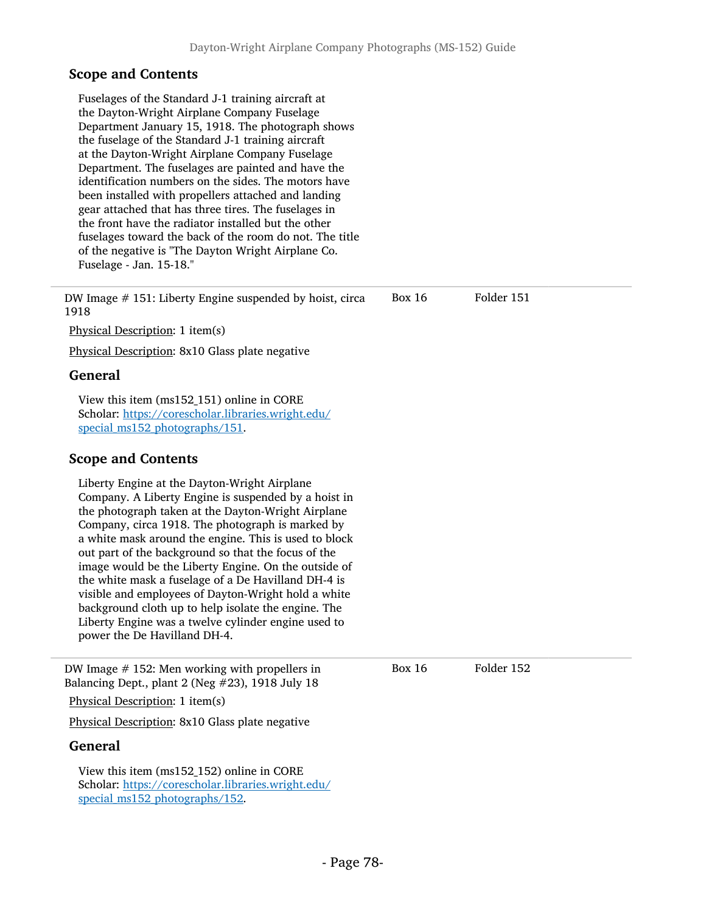### Scope and Contents

Fuselages of the Standard J-1 training aircraft at the Dayton-Wright Airplane Company Fuselage Department January 15, 1918. The photograph shows the fuselage of the Standard J-1 training aircraft at the Dayton-Wright Airplane Company Fuselage Department. The fuselages are painted and have the identification numbers on the sides. The motors have been installed with propellers attached and landing gear attached that has three tires. The fuselages in the front have the radiator installed but the other fuselages toward the back of the room do not. The title of the negative is "The Dayton Wright Airplane Co. Fuselage - Jan. 15-18."

---

DW Image # 151: Liberty Engine suspended by hoist, circa 1918 — Box 16 — Folder 151

Physical Description: 1 item(s)

Physical Description: 8x10 Glass plate negative

### General

View this item (ms152_151) online in CORE Scholar: [https://corescholar.libraries.wright.edu/special_ms152_photographs/151](https://corescholar.libraries.wright.edu/special_ms152_photographs/151).

### Scope and Contents

Liberty Engine at the Dayton-Wright Airplane Company. A Liberty Engine is suspended by a hoist in the photograph taken at the Dayton-Wright Airplane Company, circa 1918. The photograph is marked by a white mask around the engine. This is used to block out part of the background so that the focus of the image would be the Liberty Engine. On the outside of the white mask a fuselage of a De Havilland DH-4 is visible and employees of Dayton-Wright hold a white background cloth up to help isolate the engine. The Liberty Engine was a twelve cylinder engine used to power the De Havilland DH-4.

---

DW Image # 152: Men working with propellers in Balancing Dept., plant 2 (Neg #23), 1918 July 18 — Box 16 — Folder 152

Physical Description: 1 item(s)

Physical Description: 8x10 Glass plate negative

### General

View this item (ms152_152) online in CORE Scholar: [https://corescholar.libraries.wright.edu/special_ms152_photographs/152](https://corescholar.libraries.wright.edu/special_ms152_photographs/152).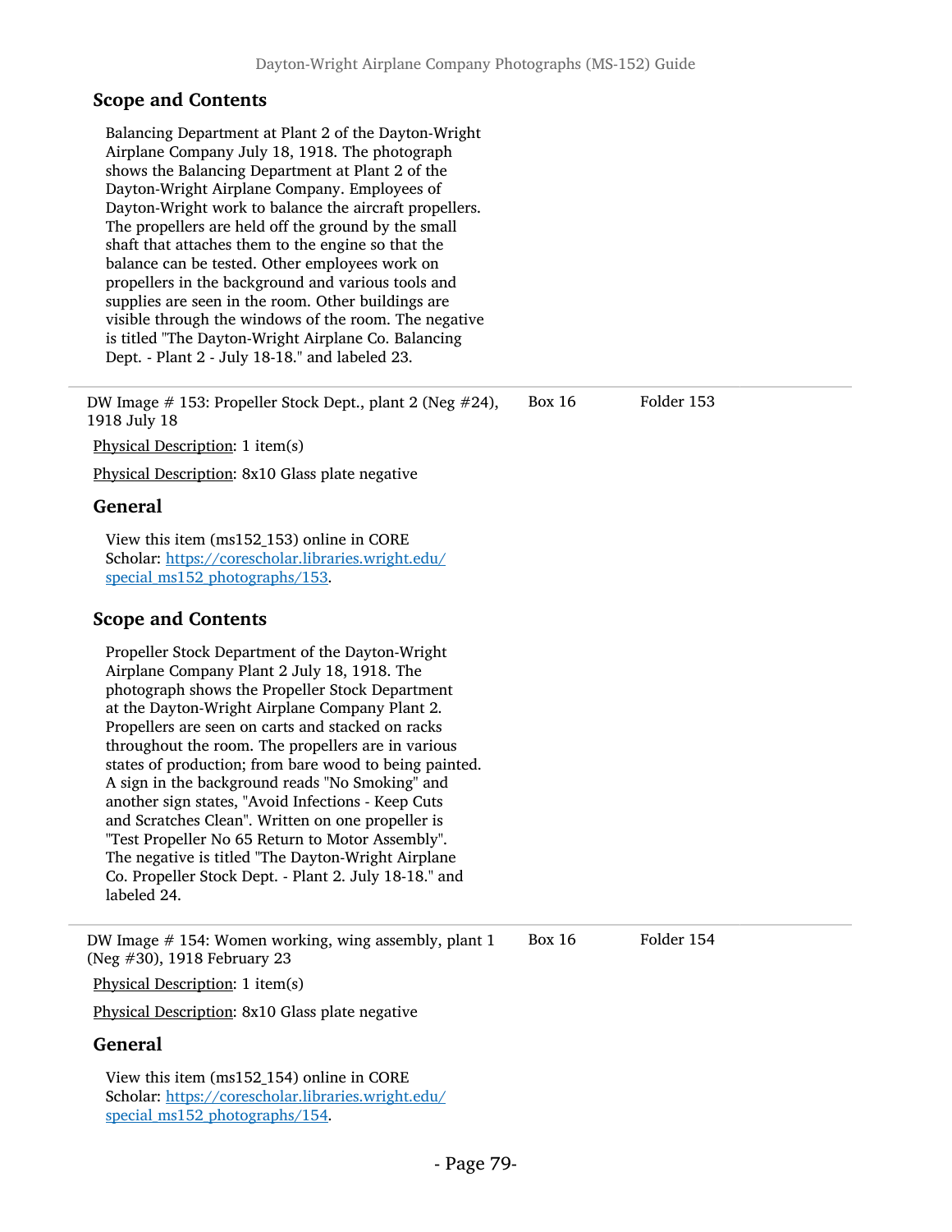## Scope and Contents

Balancing Department at Plant 2 of the Dayton-Wright Airplane Company July 18, 1918. The photograph shows the Balancing Department at Plant 2 of the Dayton-Wright Airplane Company. Employees of Dayton-Wright work to balance the aircraft propellers. The propellers are held off the ground by the small shaft that attaches them to the engine so that the balance can be tested. Other employees work on propellers in the background and various tools and supplies are seen in the room. Other buildings are visible through the windows of the room. The negative is titled "The Dayton-Wright Airplane Co. Balancing Dept. - Plant 2 - July 18-18." and labeled 23.

---

DW Image # 153: Propeller Stock Dept., plant 2 (Neg #24), 1918 July 18 | Box 16 | Folder 153

Physical Description: 1 item(s)

Physical Description: 8x10 Glass plate negative

## General

View this item (ms152_153) online in CORE Scholar: https://corescholar.libraries.wright.edu/special_ms152_photographs/153.

## Scope and Contents

Propeller Stock Department of the Dayton-Wright Airplane Company Plant 2 July 18, 1918. The photograph shows the Propeller Stock Department at the Dayton-Wright Airplane Company Plant 2. Propellers are seen on carts and stacked on racks throughout the room. The propellers are in various states of production; from bare wood to being painted. A sign in the background reads "No Smoking" and another sign states, "Avoid Infections - Keep Cuts and Scratches Clean". Written on one propeller is "Test Propeller No 65 Return to Motor Assembly". The negative is titled "The Dayton-Wright Airplane Co. Propeller Stock Dept. - Plant 2. July 18-18." and labeled 24.

---

DW Image # 154: Women working, wing assembly, plant 1 (Neg #30), 1918 February 23 | Box 16 | Folder 154

Physical Description: 1 item(s)

Physical Description: 8x10 Glass plate negative

## General

View this item (ms152_154) online in CORE Scholar: https://corescholar.libraries.wright.edu/special_ms152_photographs/154.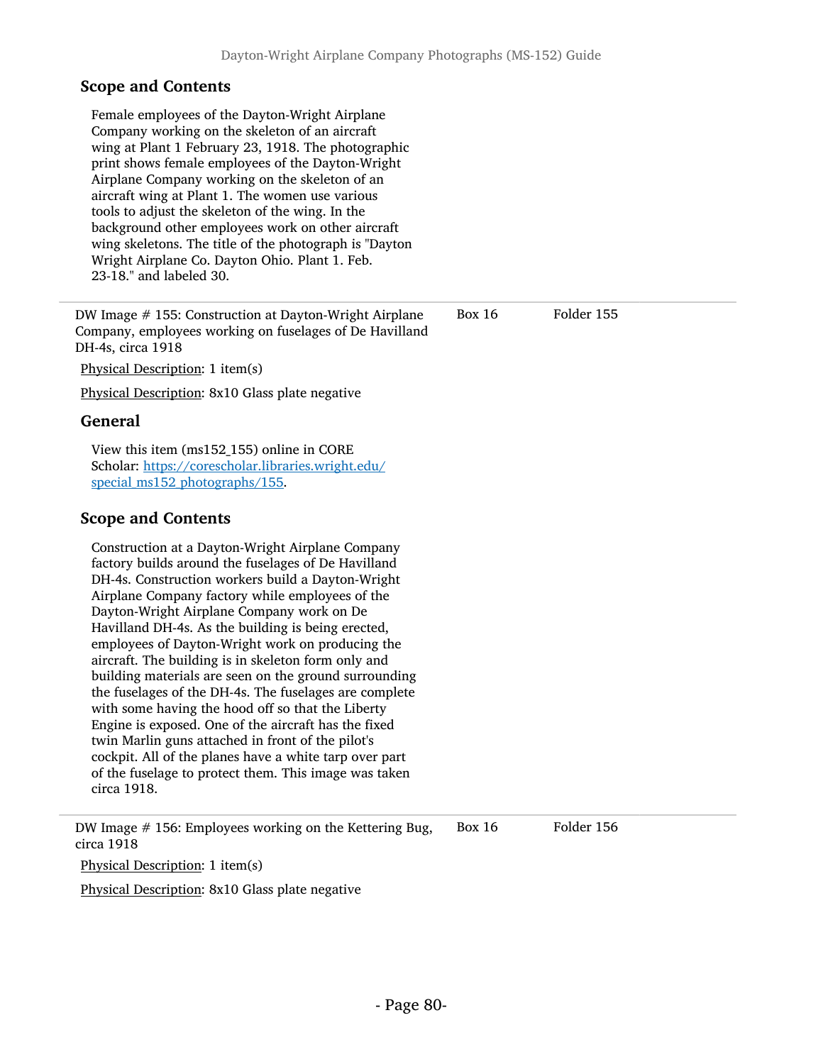### Scope and Contents

Female employees of the Dayton-Wright Airplane Company working on the skeleton of an aircraft wing at Plant 1 February 23, 1918. The photographic print shows female employees of the Dayton-Wright Airplane Company working on the skeleton of an aircraft wing at Plant 1. The women use various tools to adjust the skeleton of the wing. In the background other employees work on other aircraft wing skeletons. The title of the photograph is "Dayton Wright Airplane Co. Dayton Ohio. Plant 1. Feb. 23-18." and labeled 30.

---

DW Image # 155: Construction at Dayton-Wright Airplane Company, employees working on fuselages of De Havilland DH-4s, circa 1918 — Box 16, Folder 155

Physical Description: 1 item(s)

Physical Description: 8x10 Glass plate negative

### General

View this item (ms152_155) online in CORE Scholar: [https://corescholar.libraries.wright.edu/special_ms152_photographs/155](https://corescholar.libraries.wright.edu/special_ms152_photographs/155).

### Scope and Contents

Construction at a Dayton-Wright Airplane Company factory builds around the fuselages of De Havilland DH-4s. Construction workers build a Dayton-Wright Airplane Company factory while employees of the Dayton-Wright Airplane Company work on De Havilland DH-4s. As the building is being erected, employees of Dayton-Wright work on producing the aircraft. The building is in skeleton form only and building materials are seen on the ground surrounding the fuselages of the DH-4s. The fuselages are complete with some having the hood off so that the Liberty Engine is exposed. One of the aircraft has the fixed twin Marlin guns attached in front of the pilot's cockpit. All of the planes have a white tarp over part of the fuselage to protect them. This image was taken circa 1918.

---

DW Image # 156: Employees working on the Kettering Bug, circa 1918 — Box 16, Folder 156

Physical Description: 1 item(s)

Physical Description: 8x10 Glass plate negative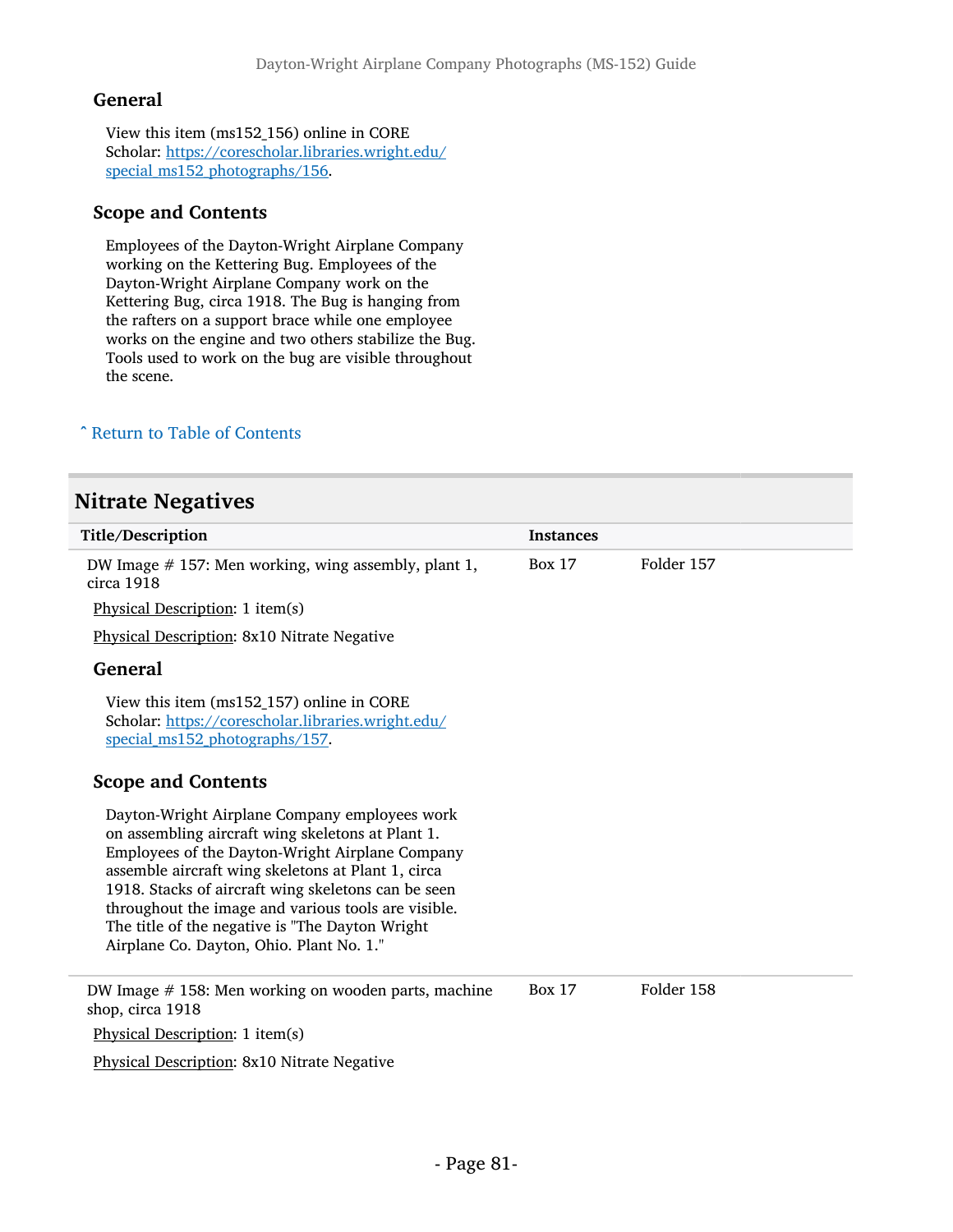### General

View this item (ms152_156) online in CORE Scholar: [https://corescholar.libraries.wright.edu/special_ms152_photographs/156](https://corescholar.libraries.wright.edu/special_ms152_photographs/156).

### Scope and Contents

Employees of the Dayton-Wright Airplane Company working on the Kettering Bug. Employees of the Dayton-Wright Airplane Company work on the Kettering Bug, circa 1918. The Bug is hanging from the rafters on a support brace while one employee works on the engine and two others stabilize the Bug. Tools used to work on the bug are visible throughout the scene.

ˆ Return to Table of Contents

## Nitrate Negatives

| Title/Description | Instances | |
|---|---|---|
| DW Image # 157: Men working, wing assembly, plant 1, circa 1918 | Box 17 | Folder 157 |

Physical Description: 1 item(s)

Physical Description: 8x10 Nitrate Negative

### General

View this item (ms152_157) online in CORE Scholar: [https://corescholar.libraries.wright.edu/special_ms152_photographs/157](https://corescholar.libraries.wright.edu/special_ms152_photographs/157).

### Scope and Contents

Dayton-Wright Airplane Company employees work on assembling aircraft wing skeletons at Plant 1. Employees of the Dayton-Wright Airplane Company assemble aircraft wing skeletons at Plant 1, circa 1918. Stacks of aircraft wing skeletons can be seen throughout the image and various tools are visible. The title of the negative is "The Dayton Wright Airplane Co. Dayton, Ohio. Plant No. 1."

| Title/Description | Instances | |
|---|---|---|
| DW Image # 158: Men working on wooden parts, machine shop, circa 1918 | Box 17 | Folder 158 |

Physical Description: 1 item(s)

Physical Description: 8x10 Nitrate Negative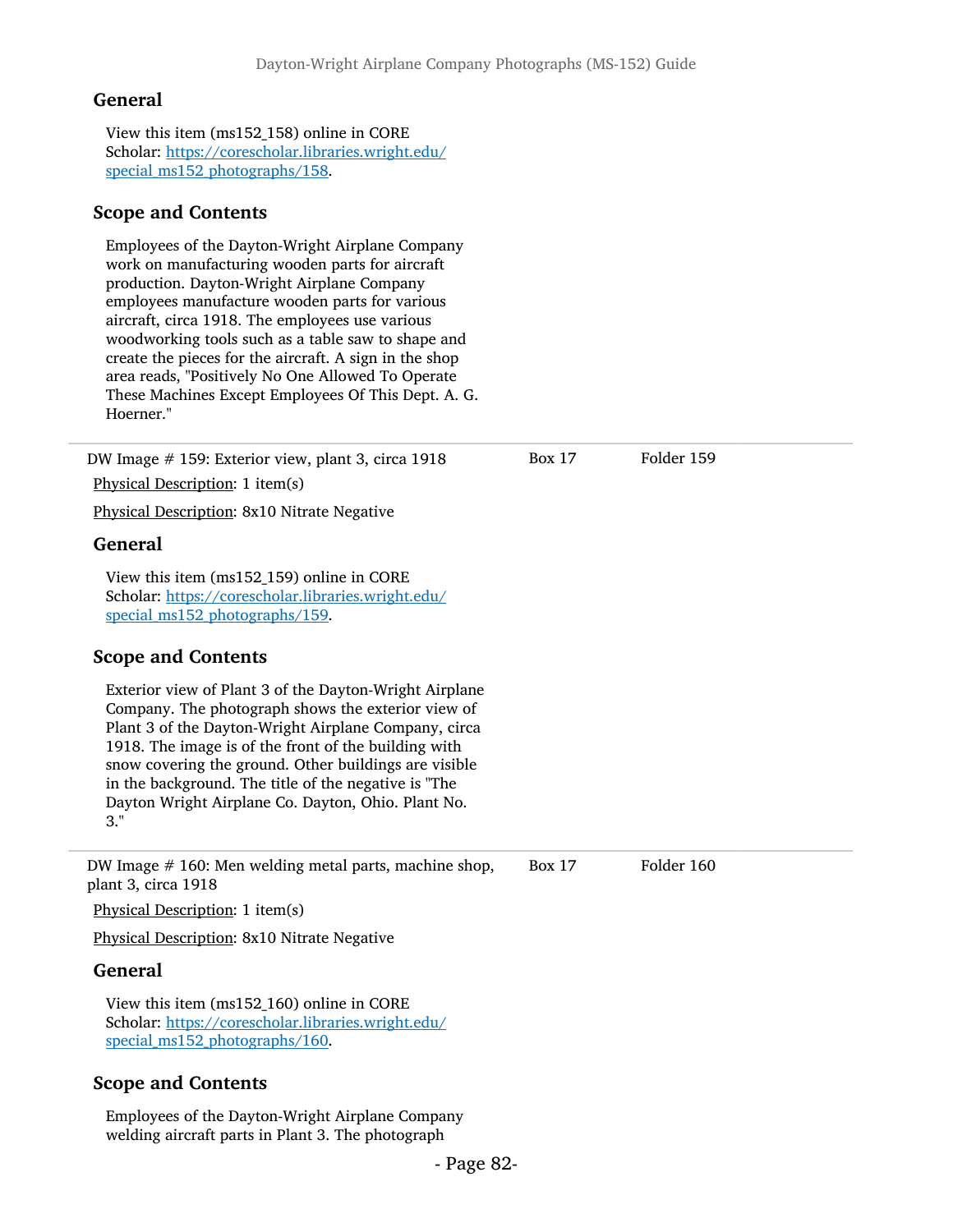## General

View this item (ms152_158) online in CORE Scholar: [https://corescholar.libraries.wright.edu/special_ms152_photographs/158](https://corescholar.libraries.wright.edu/special_ms152_photographs/158).

## Scope and Contents

Employees of the Dayton-Wright Airplane Company work on manufacturing wooden parts for aircraft production. Dayton-Wright Airplane Company employees manufacture wooden parts for various aircraft, circa 1918. The employees use various woodworking tools such as a table saw to shape and create the pieces for the aircraft. A sign in the shop area reads, "Positively No One Allowed To Operate These Machines Except Employees Of This Dept. A. G. Hoerner."

---

DW Image # 159: Exterior view, plant 3, circa 1918 — Box 17 — Folder 159

Physical Description: 1 item(s)

Physical Description: 8x10 Nitrate Negative

## General

View this item (ms152_159) online in CORE Scholar: [https://corescholar.libraries.wright.edu/special_ms152_photographs/159](https://corescholar.libraries.wright.edu/special_ms152_photographs/159).

## Scope and Contents

Exterior view of Plant 3 of the Dayton-Wright Airplane Company. The photograph shows the exterior view of Plant 3 of the Dayton-Wright Airplane Company, circa 1918. The image is of the front of the building with snow covering the ground. Other buildings are visible in the background. The title of the negative is "The Dayton Wright Airplane Co. Dayton, Ohio. Plant No. 3."

---

DW Image # 160: Men welding metal parts, machine shop, plant 3, circa 1918 — Box 17 — Folder 160

Physical Description: 1 item(s)

Physical Description: 8x10 Nitrate Negative

## General

View this item (ms152_160) online in CORE Scholar: [https://corescholar.libraries.wright.edu/special_ms152_photographs/160](https://corescholar.libraries.wright.edu/special_ms152_photographs/160).

## Scope and Contents

Employees of the Dayton-Wright Airplane Company welding aircraft parts in Plant 3. The photograph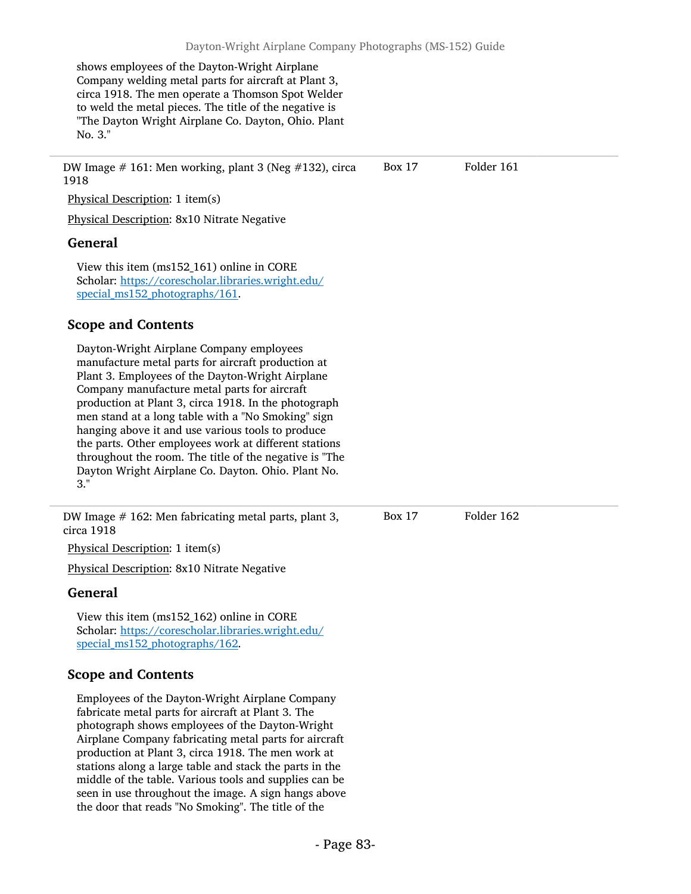shows employees of the Dayton-Wright Airplane Company welding metal parts for aircraft at Plant 3, circa 1918. The men operate a Thomson Spot Welder to weld the metal pieces. The title of the negative is "The Dayton Wright Airplane Co. Dayton, Ohio. Plant No. 3."

---

DW Image # 161: Men working, plant 3 (Neg #132), circa 1918 — Box 17, Folder 161

Physical Description: 1 item(s)

Physical Description: 8x10 Nitrate Negative

### General

View this item (ms152_161) online in CORE Scholar: [https://corescholar.libraries.wright.edu/special_ms152_photographs/161](https://corescholar.libraries.wright.edu/special_ms152_photographs/161).

### Scope and Contents

Dayton-Wright Airplane Company employees manufacture metal parts for aircraft production at Plant 3. Employees of the Dayton-Wright Airplane Company manufacture metal parts for aircraft production at Plant 3, circa 1918. In the photograph men stand at a long table with a "No Smoking" sign hanging above it and use various tools to produce the parts. Other employees work at different stations throughout the room. The title of the negative is "The Dayton Wright Airplane Co. Dayton. Ohio. Plant No. 3."

---

DW Image # 162: Men fabricating metal parts, plant 3, circa 1918 — Box 17, Folder 162

Physical Description: 1 item(s)

Physical Description: 8x10 Nitrate Negative

### General

View this item (ms152_162) online in CORE Scholar: [https://corescholar.libraries.wright.edu/special_ms152_photographs/162](https://corescholar.libraries.wright.edu/special_ms152_photographs/162).

### Scope and Contents

Employees of the Dayton-Wright Airplane Company fabricate metal parts for aircraft at Plant 3. The photograph shows employees of the Dayton-Wright Airplane Company fabricating metal parts for aircraft production at Plant 3, circa 1918. The men work at stations along a large table and stack the parts in the middle of the table. Various tools and supplies can be seen in use throughout the image. A sign hangs above the door that reads "No Smoking". The title of the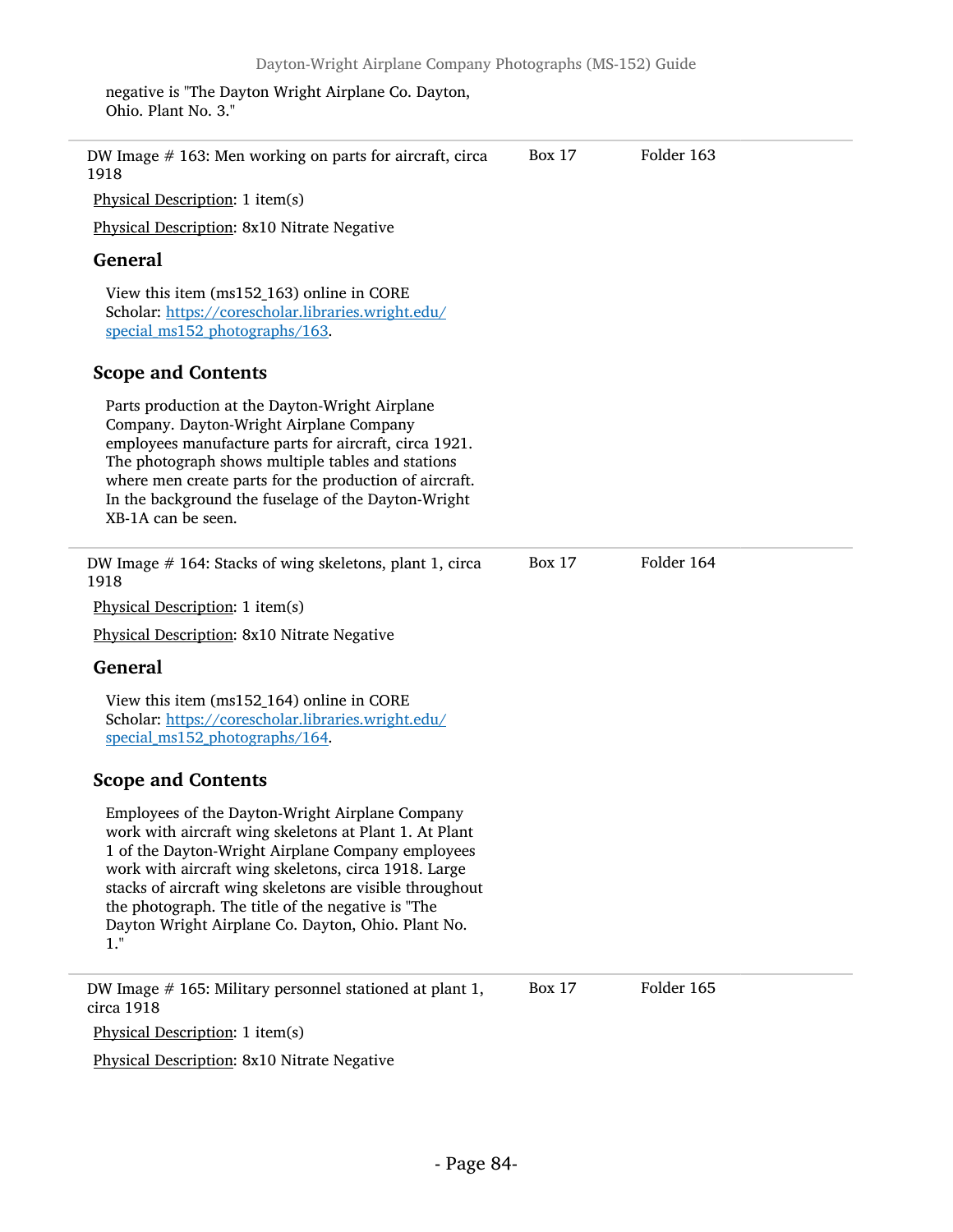negative is "The Dayton Wright Airplane Co. Dayton, Ohio. Plant No. 3."

DW Image # 163: Men working on parts for aircraft, circa 1918 — Box 17, Folder 163

Physical Description: 1 item(s)

Physical Description: 8x10 Nitrate Negative

### General

View this item (ms152_163) online in CORE Scholar: https://corescholar.libraries.wright.edu/special_ms152_photographs/163.

### Scope and Contents

Parts production at the Dayton-Wright Airplane Company. Dayton-Wright Airplane Company employees manufacture parts for aircraft, circa 1921. The photograph shows multiple tables and stations where men create parts for the production of aircraft. In the background the fuselage of the Dayton-Wright XB-1A can be seen.

DW Image # 164: Stacks of wing skeletons, plant 1, circa 1918 — Box 17, Folder 164

Physical Description: 1 item(s)

Physical Description: 8x10 Nitrate Negative

### General

View this item (ms152_164) online in CORE Scholar: https://corescholar.libraries.wright.edu/special_ms152_photographs/164.

### Scope and Contents

Employees of the Dayton-Wright Airplane Company work with aircraft wing skeletons at Plant 1. At Plant 1 of the Dayton-Wright Airplane Company employees work with aircraft wing skeletons, circa 1918. Large stacks of aircraft wing skeletons are visible throughout the photograph. The title of the negative is "The Dayton Wright Airplane Co. Dayton, Ohio. Plant No. 1."

DW Image # 165: Military personnel stationed at plant 1, circa 1918 — Box 17, Folder 165

Physical Description: 1 item(s)

Physical Description: 8x10 Nitrate Negative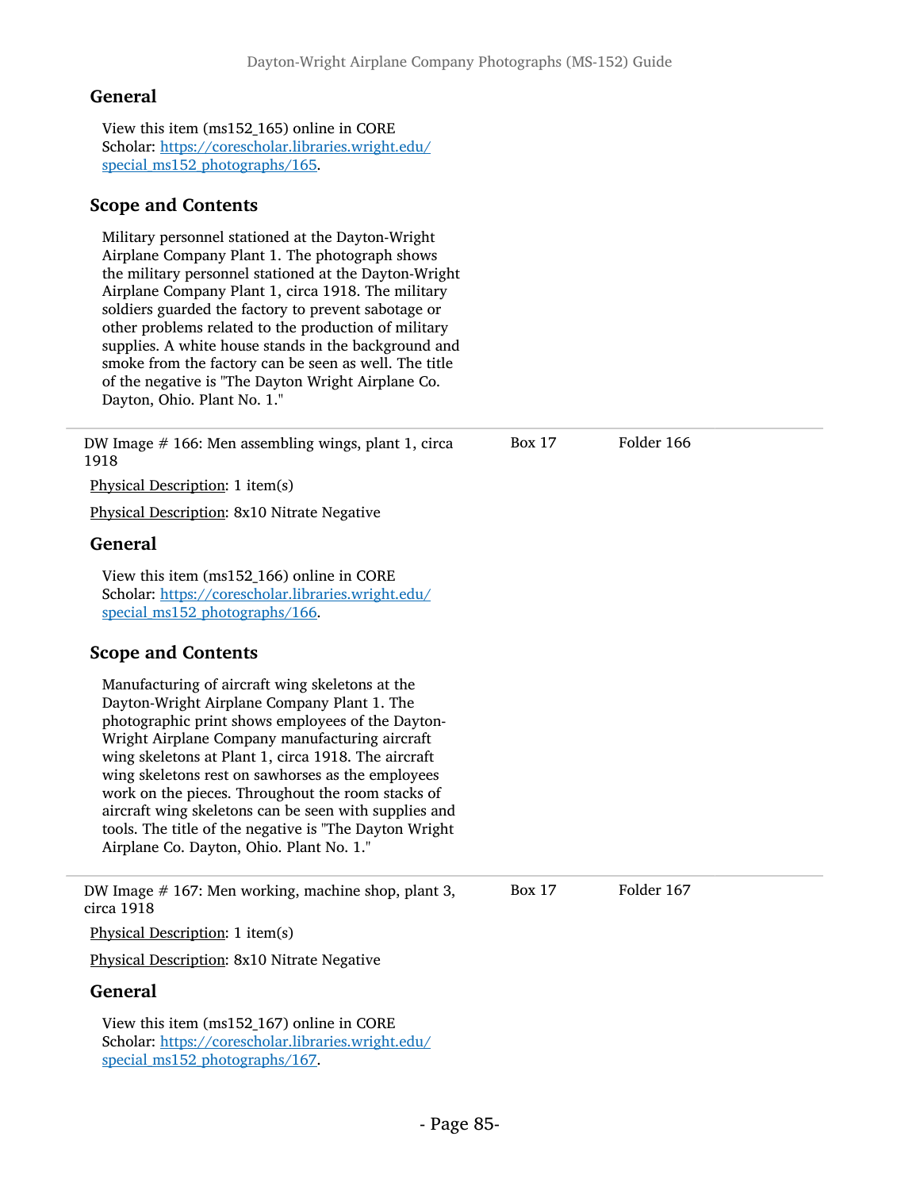### General

View this item (ms152_165) online in CORE Scholar: [https://corescholar.libraries.wright.edu/special_ms152_photographs/165](https://corescholar.libraries.wright.edu/special_ms152_photographs/165).

### Scope and Contents

Military personnel stationed at the Dayton-Wright Airplane Company Plant 1. The photograph shows the military personnel stationed at the Dayton-Wright Airplane Company Plant 1, circa 1918. The military soldiers guarded the factory to prevent sabotage or other problems related to the production of military supplies. A white house stands in the background and smoke from the factory can be seen as well. The title of the negative is "The Dayton Wright Airplane Co. Dayton, Ohio. Plant No. 1."

---

DW Image # 166: Men assembling wings, plant 1, circa 1918 — Box 17, Folder 166

Physical Description: 1 item(s)

Physical Description: 8x10 Nitrate Negative

### General

View this item (ms152_166) online in CORE Scholar: [https://corescholar.libraries.wright.edu/special_ms152_photographs/166](https://corescholar.libraries.wright.edu/special_ms152_photographs/166).

### Scope and Contents

Manufacturing of aircraft wing skeletons at the Dayton-Wright Airplane Company Plant 1. The photographic print shows employees of the Dayton-Wright Airplane Company manufacturing aircraft wing skeletons at Plant 1, circa 1918. The aircraft wing skeletons rest on sawhorses as the employees work on the pieces. Throughout the room stacks of aircraft wing skeletons can be seen with supplies and tools. The title of the negative is "The Dayton Wright Airplane Co. Dayton, Ohio. Plant No. 1."

---

DW Image # 167: Men working, machine shop, plant 3, circa 1918 — Box 17, Folder 167

Physical Description: 1 item(s)

Physical Description: 8x10 Nitrate Negative

### General

View this item (ms152_167) online in CORE Scholar: [https://corescholar.libraries.wright.edu/special_ms152_photographs/167](https://corescholar.libraries.wright.edu/special_ms152_photographs/167).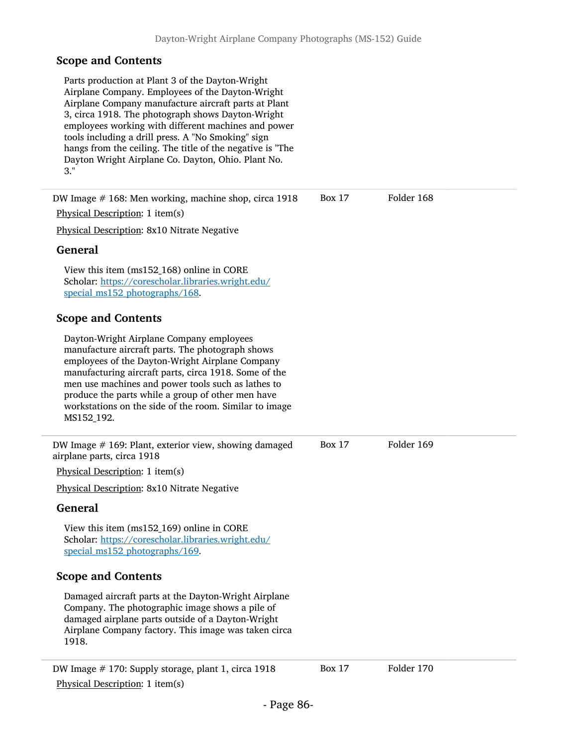### Scope and Contents

Parts production at Plant 3 of the Dayton-Wright Airplane Company. Employees of the Dayton-Wright Airplane Company manufacture aircraft parts at Plant 3, circa 1918. The photograph shows Dayton-Wright employees working with different machines and power tools including a drill press. A "No Smoking" sign hangs from the ceiling. The title of the negative is "The Dayton Wright Airplane Co. Dayton, Ohio. Plant No. 3."

---

DW Image # 168: Men working, machine shop, circa 1918 — Box 17 — Folder 168

Physical Description: 1 item(s)

Physical Description: 8x10 Nitrate Negative

### General

View this item (ms152_168) online in CORE Scholar: [https://corescholar.libraries.wright.edu/special_ms152_photographs/168](https://corescholar.libraries.wright.edu/special_ms152_photographs/168).

### Scope and Contents

Dayton-Wright Airplane Company employees manufacture aircraft parts. The photograph shows employees of the Dayton-Wright Airplane Company manufacturing aircraft parts, circa 1918. Some of the men use machines and power tools such as lathes to produce the parts while a group of other men have workstations on the side of the room. Similar to image MS152_192.

---

DW Image # 169: Plant, exterior view, showing damaged airplane parts, circa 1918 — Box 17 — Folder 169

Physical Description: 1 item(s)

Physical Description: 8x10 Nitrate Negative

### General

View this item (ms152_169) online in CORE Scholar: [https://corescholar.libraries.wright.edu/special_ms152_photographs/169](https://corescholar.libraries.wright.edu/special_ms152_photographs/169).

### Scope and Contents

Damaged aircraft parts at the Dayton-Wright Airplane Company. The photographic image shows a pile of damaged airplane parts outside of a Dayton-Wright Airplane Company factory. This image was taken circa 1918.

---

DW Image # 170: Supply storage, plant 1, circa 1918 — Box 17 — Folder 170

Physical Description: 1 item(s)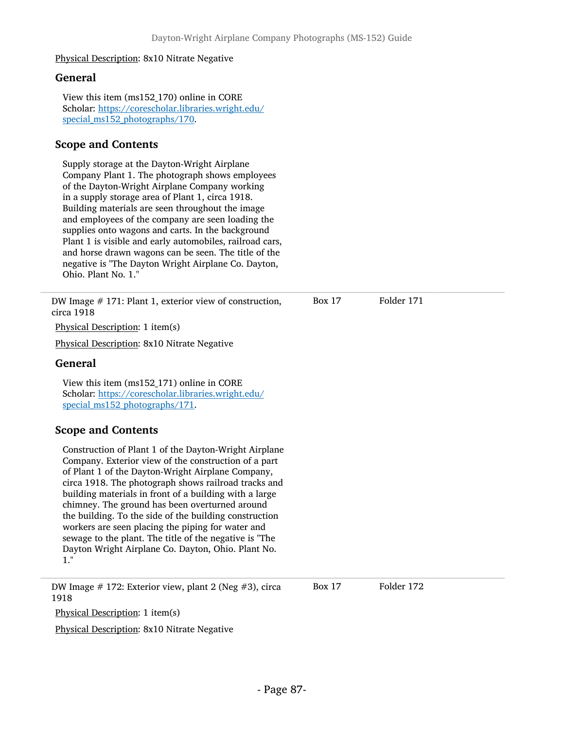Physical Description: 8x10 Nitrate Negative

### General

View this item (ms152_170) online in CORE Scholar: [https://corescholar.libraries.wright.edu/special_ms152_photographs/170](https://corescholar.libraries.wright.edu/special_ms152_photographs/170).

### Scope and Contents

Supply storage at the Dayton-Wright Airplane Company Plant 1. The photograph shows employees of the Dayton-Wright Airplane Company working in a supply storage area of Plant 1, circa 1918. Building materials are seen throughout the image and employees of the company are seen loading the supplies onto wagons and carts. In the background Plant 1 is visible and early automobiles, railroad cars, and horse drawn wagons can be seen. The title of the negative is "The Dayton Wright Airplane Co. Dayton, Ohio. Plant No. 1."

---

DW Image # 171: Plant 1, exterior view of construction, circa 1918 — Box 17, Folder 171

Physical Description: 1 item(s)

Physical Description: 8x10 Nitrate Negative

### General

View this item (ms152_171) online in CORE Scholar: [https://corescholar.libraries.wright.edu/special_ms152_photographs/171](https://corescholar.libraries.wright.edu/special_ms152_photographs/171).

### Scope and Contents

Construction of Plant 1 of the Dayton-Wright Airplane Company. Exterior view of the construction of a part of Plant 1 of the Dayton-Wright Airplane Company, circa 1918. The photograph shows railroad tracks and building materials in front of a building with a large chimney. The ground has been overturned around the building. To the side of the building construction workers are seen placing the piping for water and sewage to the plant. The title of the negative is "The Dayton Wright Airplane Co. Dayton, Ohio. Plant No. 1."

---

DW Image # 172: Exterior view, plant 2 (Neg #3), circa 1918 — Box 17, Folder 172

Physical Description: 1 item(s)

Physical Description: 8x10 Nitrate Negative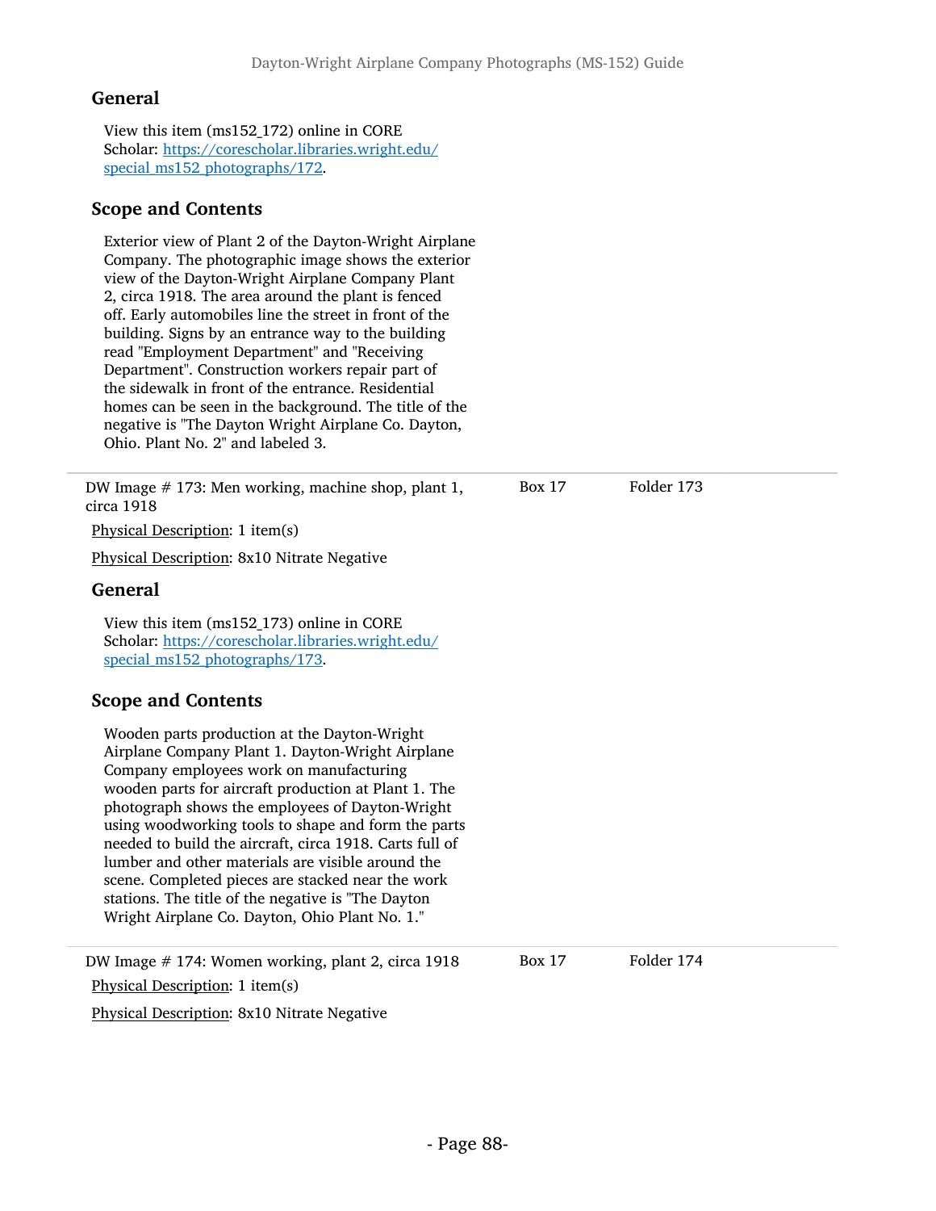## General

View this item (ms152_172) online in CORE Scholar: [https://corescholar.libraries.wright.edu/special_ms152_photographs/172](https://corescholar.libraries.wright.edu/special_ms152_photographs/172).

## Scope and Contents

Exterior view of Plant 2 of the Dayton-Wright Airplane Company. The photographic image shows the exterior view of the Dayton-Wright Airplane Company Plant 2, circa 1918. The area around the plant is fenced off. Early automobiles line the street in front of the building. Signs by an entrance way to the building read "Employment Department" and "Receiving Department". Construction workers repair part of the sidewalk in front of the entrance. Residential homes can be seen in the background. The title of the negative is "The Dayton Wright Airplane Co. Dayton, Ohio. Plant No. 2" and labeled 3.

---

DW Image # 173: Men working, machine shop, plant 1, circa 1918 — Box 17 — Folder 173

Physical Description: 1 item(s)

Physical Description: 8x10 Nitrate Negative

## General

View this item (ms152_173) online in CORE Scholar: [https://corescholar.libraries.wright.edu/special_ms152_photographs/173](https://corescholar.libraries.wright.edu/special_ms152_photographs/173).

## Scope and Contents

Wooden parts production at the Dayton-Wright Airplane Company Plant 1. Dayton-Wright Airplane Company employees work on manufacturing wooden parts for aircraft production at Plant 1. The photograph shows the employees of Dayton-Wright using woodworking tools to shape and form the parts needed to build the aircraft, circa 1918. Carts full of lumber and other materials are visible around the scene. Completed pieces are stacked near the work stations. The title of the negative is "The Dayton Wright Airplane Co. Dayton, Ohio Plant No. 1."

---

DW Image # 174: Women working, plant 2, circa 1918 — Box 17 — Folder 174

Physical Description: 1 item(s)

Physical Description: 8x10 Nitrate Negative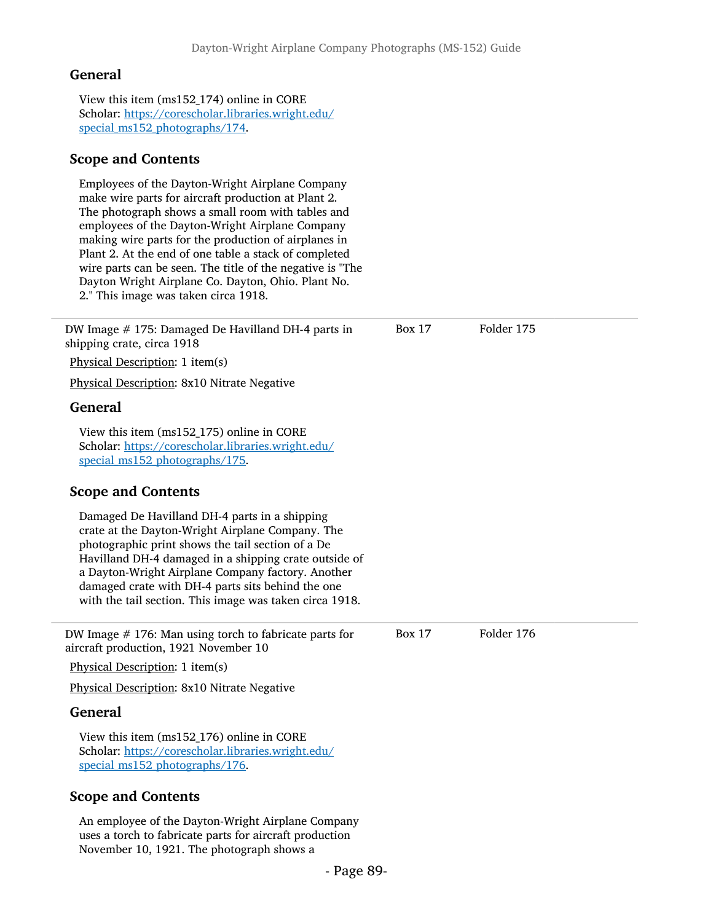## General

View this item (ms152_174) online in CORE Scholar: [https://corescholar.libraries.wright.edu/special_ms152_photographs/174](https://corescholar.libraries.wright.edu/special_ms152_photographs/174).

## Scope and Contents

Employees of the Dayton-Wright Airplane Company make wire parts for aircraft production at Plant 2. The photograph shows a small room with tables and employees of the Dayton-Wright Airplane Company making wire parts for the production of airplanes in Plant 2. At the end of one table a stack of completed wire parts can be seen. The title of the negative is "The Dayton Wright Airplane Co. Dayton, Ohio. Plant No. 2." This image was taken circa 1918.

---

DW Image # 175: Damaged De Havilland DH-4 parts in shipping crate, circa 1918 — Box 17, Folder 175

Physical Description: 1 item(s)

Physical Description: 8x10 Nitrate Negative

## General

View this item (ms152_175) online in CORE Scholar: [https://corescholar.libraries.wright.edu/special_ms152_photographs/175](https://corescholar.libraries.wright.edu/special_ms152_photographs/175).

## Scope and Contents

Damaged De Havilland DH-4 parts in a shipping crate at the Dayton-Wright Airplane Company. The photographic print shows the tail section of a De Havilland DH-4 damaged in a shipping crate outside of a Dayton-Wright Airplane Company factory. Another damaged crate with DH-4 parts sits behind the one with the tail section. This image was taken circa 1918.

---

DW Image # 176: Man using torch to fabricate parts for aircraft production, 1921 November 10 — Box 17, Folder 176

Physical Description: 1 item(s)

Physical Description: 8x10 Nitrate Negative

## General

View this item (ms152_176) online in CORE Scholar: [https://corescholar.libraries.wright.edu/special_ms152_photographs/176](https://corescholar.libraries.wright.edu/special_ms152_photographs/176).

## Scope and Contents

An employee of the Dayton-Wright Airplane Company uses a torch to fabricate parts for aircraft production November 10, 1921. The photograph shows a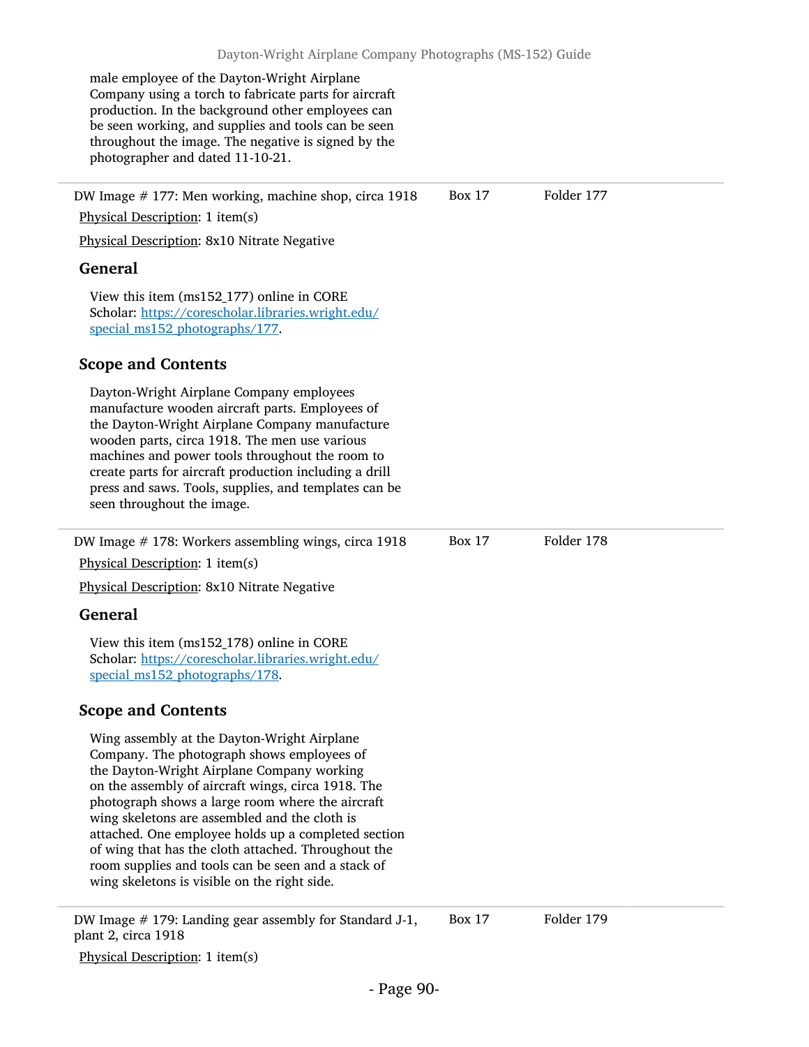male employee of the Dayton-Wright Airplane Company using a torch to fabricate parts for aircraft production. In the background other employees can be seen working, and supplies and tools can be seen throughout the image. The negative is signed by the photographer and dated 11-10-21.

---

DW Image # 177: Men working, machine shop, circa 1918 — Box 17 — Folder 177

Physical Description: 1 item(s)

Physical Description: 8x10 Nitrate Negative

### General

View this item (ms152_177) online in CORE Scholar: https://corescholar.libraries.wright.edu/special_ms152_photographs/177.

### Scope and Contents

Dayton-Wright Airplane Company employees manufacture wooden aircraft parts. Employees of the Dayton-Wright Airplane Company manufacture wooden parts, circa 1918. The men use various machines and power tools throughout the room to create parts for aircraft production including a drill press and saws. Tools, supplies, and templates can be seen throughout the image.

---

DW Image # 178: Workers assembling wings, circa 1918 — Box 17 — Folder 178

Physical Description: 1 item(s)

Physical Description: 8x10 Nitrate Negative

### General

View this item (ms152_178) online in CORE Scholar: https://corescholar.libraries.wright.edu/special_ms152_photographs/178.

### Scope and Contents

Wing assembly at the Dayton-Wright Airplane Company. The photograph shows employees of the Dayton-Wright Airplane Company working on the assembly of aircraft wings, circa 1918. The photograph shows a large room where the aircraft wing skeletons are assembled and the cloth is attached. One employee holds up a completed section of wing that has the cloth attached. Throughout the room supplies and tools can be seen and a stack of wing skeletons is visible on the right side.

---

DW Image # 179: Landing gear assembly for Standard J-1, plant 2, circa 1918 — Box 17 — Folder 179

Physical Description: 1 item(s)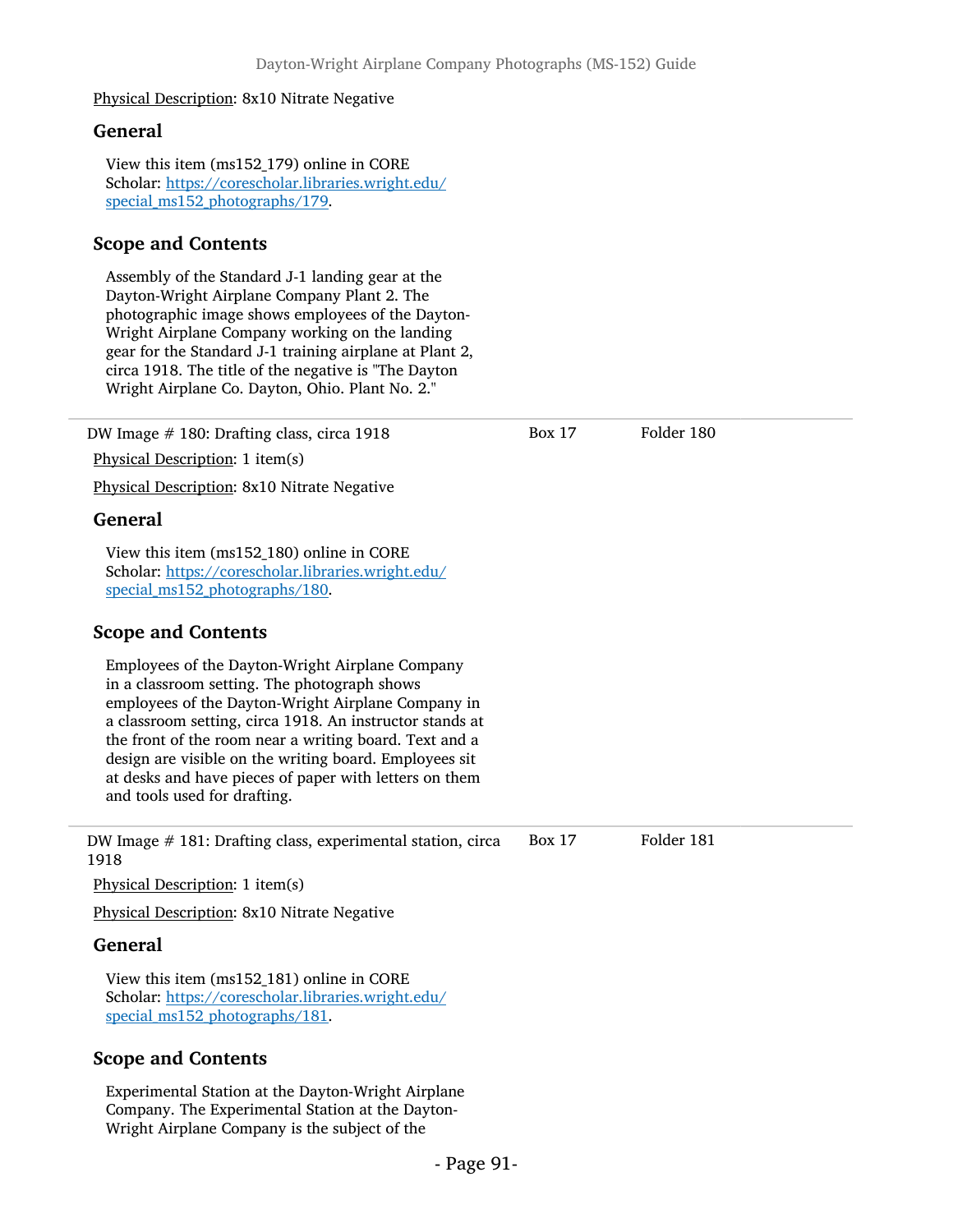Physical Description: 8x10 Nitrate Negative

### General

View this item (ms152_179) online in CORE Scholar: https://corescholar.libraries.wright.edu/special_ms152_photographs/179.

### Scope and Contents

Assembly of the Standard J-1 landing gear at the Dayton-Wright Airplane Company Plant 2. The photographic image shows employees of the Dayton-Wright Airplane Company working on the landing gear for the Standard J-1 training airplane at Plant 2, circa 1918. The title of the negative is "The Dayton Wright Airplane Co. Dayton, Ohio. Plant No. 2."

---

DW Image # 180: Drafting class, circa 1918 — Box 17 — Folder 180

Physical Description: 1 item(s)

Physical Description: 8x10 Nitrate Negative

### General

View this item (ms152_180) online in CORE Scholar: https://corescholar.libraries.wright.edu/special_ms152_photographs/180.

### Scope and Contents

Employees of the Dayton-Wright Airplane Company in a classroom setting. The photograph shows employees of the Dayton-Wright Airplane Company in a classroom setting, circa 1918. An instructor stands at the front of the room near a writing board. Text and a design are visible on the writing board. Employees sit at desks and have pieces of paper with letters on them and tools used for drafting.

---

DW Image # 181: Drafting class, experimental station, circa 1918 — Box 17 — Folder 181

Physical Description: 1 item(s)

Physical Description: 8x10 Nitrate Negative

### General

View this item (ms152_181) online in CORE Scholar: https://corescholar.libraries.wright.edu/special_ms152_photographs/181.

### Scope and Contents

Experimental Station at the Dayton-Wright Airplane Company. The Experimental Station at the Dayton-Wright Airplane Company is the subject of the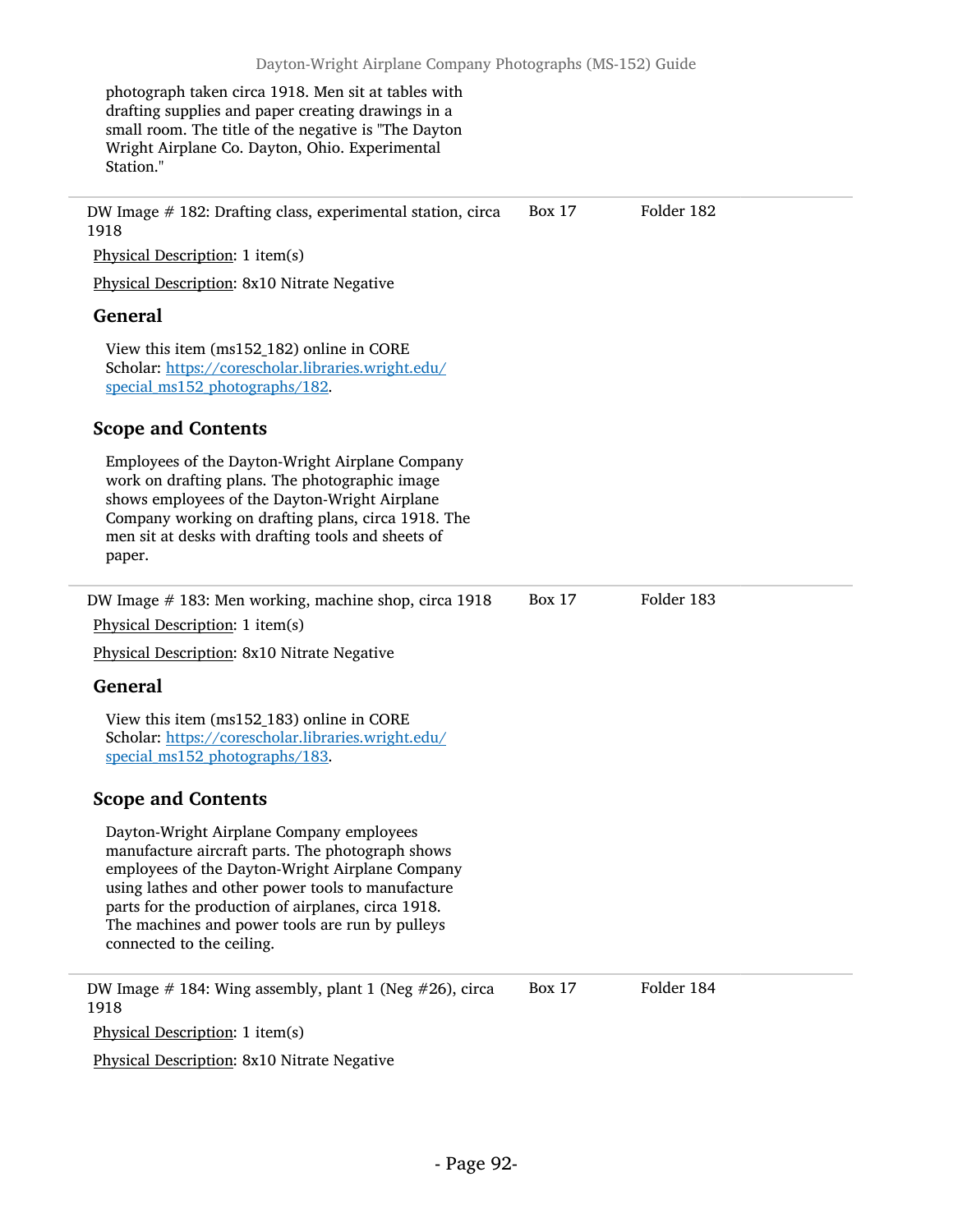photograph taken circa 1918. Men sit at tables with drafting supplies and paper creating drawings in a small room. The title of the negative is "The Dayton Wright Airplane Co. Dayton, Ohio. Experimental Station."

---

DW Image # 182: Drafting class, experimental station, circa 1918 — Box 17 — Folder 182

Physical Description: 1 item(s)

Physical Description: 8x10 Nitrate Negative

### General

View this item (ms152_182) online in CORE Scholar: https://corescholar.libraries.wright.edu/special_ms152_photographs/182.

### Scope and Contents

Employees of the Dayton-Wright Airplane Company work on drafting plans. The photographic image shows employees of the Dayton-Wright Airplane Company working on drafting plans, circa 1918. The men sit at desks with drafting tools and sheets of paper.

---

DW Image # 183: Men working, machine shop, circa 1918 — Box 17 — Folder 183

Physical Description: 1 item(s)

Physical Description: 8x10 Nitrate Negative

### General

View this item (ms152_183) online in CORE Scholar: https://corescholar.libraries.wright.edu/special_ms152_photographs/183.

### Scope and Contents

Dayton-Wright Airplane Company employees manufacture aircraft parts. The photograph shows employees of the Dayton-Wright Airplane Company using lathes and other power tools to manufacture parts for the production of airplanes, circa 1918. The machines and power tools are run by pulleys connected to the ceiling.

---

DW Image # 184: Wing assembly, plant 1 (Neg #26), circa 1918 — Box 17 — Folder 184

Physical Description: 1 item(s)

Physical Description: 8x10 Nitrate Negative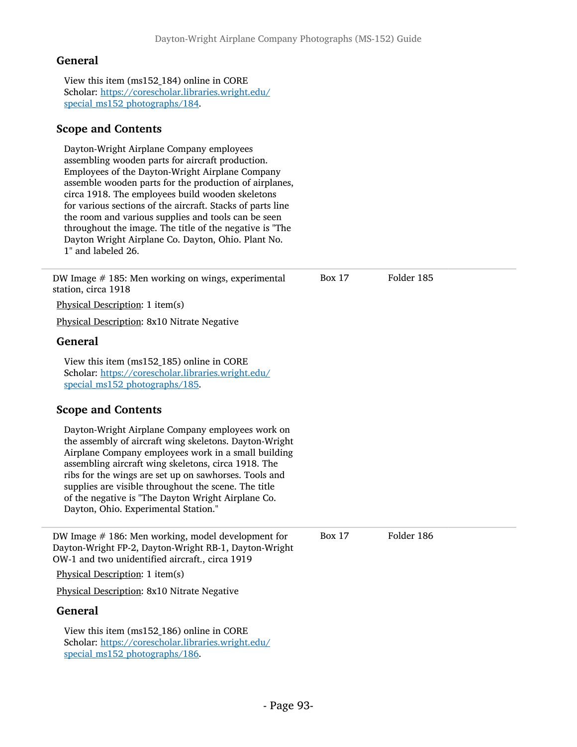### General

View this item (ms152_184) online in CORE Scholar: [https://corescholar.libraries.wright.edu/special_ms152_photographs/184](https://corescholar.libraries.wright.edu/special_ms152_photographs/184).

### Scope and Contents

Dayton-Wright Airplane Company employees assembling wooden parts for aircraft production. Employees of the Dayton-Wright Airplane Company assemble wooden parts for the production of airplanes, circa 1918. The employees build wooden skeletons for various sections of the aircraft. Stacks of parts line the room and various supplies and tools can be seen throughout the image. The title of the negative is "The Dayton Wright Airplane Co. Dayton, Ohio. Plant No. 1" and labeled 26.

---

DW Image # 185: Men working on wings, experimental station, circa 1918 — Box 17, Folder 185

Physical Description: 1 item(s)

Physical Description: 8x10 Nitrate Negative

### General

View this item (ms152_185) online in CORE Scholar: [https://corescholar.libraries.wright.edu/special_ms152_photographs/185](https://corescholar.libraries.wright.edu/special_ms152_photographs/185).

### Scope and Contents

Dayton-Wright Airplane Company employees work on the assembly of aircraft wing skeletons. Dayton-Wright Airplane Company employees work in a small building assembling aircraft wing skeletons, circa 1918. The ribs for the wings are set up on sawhorses. Tools and supplies are visible throughout the scene. The title of the negative is "The Dayton Wright Airplane Co. Dayton, Ohio. Experimental Station."

---

DW Image # 186: Men working, model development for Dayton-Wright FP-2, Dayton-Wright RB-1, Dayton-Wright OW-1 and two unidentified aircraft., circa 1919 — Box 17, Folder 186

Physical Description: 1 item(s)

Physical Description: 8x10 Nitrate Negative

### General

View this item (ms152_186) online in CORE Scholar: [https://corescholar.libraries.wright.edu/special_ms152_photographs/186](https://corescholar.libraries.wright.edu/special_ms152_photographs/186).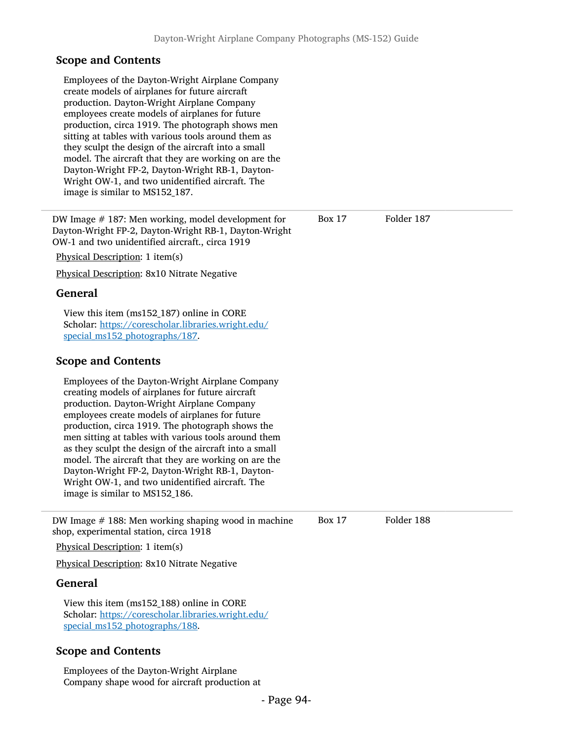## Scope and Contents

Employees of the Dayton-Wright Airplane Company create models of airplanes for future aircraft production. Dayton-Wright Airplane Company employees create models of airplanes for future production, circa 1919. The photograph shows men sitting at tables with various tools around them as they sculpt the design of the aircraft into a small model. The aircraft that they are working on are the Dayton-Wright FP-2, Dayton-Wright RB-1, Dayton-Wright OW-1, and two unidentified aircraft. The image is similar to MS152_187.

---

DW Image # 187: Men working, model development for Dayton-Wright FP-2, Dayton-Wright RB-1, Dayton-Wright OW-1 and two unidentified aircraft., circa 1919 — Box 17, Folder 187

Physical Description: 1 item(s)

Physical Description: 8x10 Nitrate Negative

## General

View this item (ms152_187) online in CORE Scholar: [https://corescholar.libraries.wright.edu/special_ms152_photographs/187](https://corescholar.libraries.wright.edu/special_ms152_photographs/187).

## Scope and Contents

Employees of the Dayton-Wright Airplane Company creating models of airplanes for future aircraft production. Dayton-Wright Airplane Company employees create models of airplanes for future production, circa 1919. The photograph shows the men sitting at tables with various tools around them as they sculpt the design of the aircraft into a small model. The aircraft that they are working on are the Dayton-Wright FP-2, Dayton-Wright RB-1, Dayton-Wright OW-1, and two unidentified aircraft. The image is similar to MS152_186.

---

DW Image # 188: Men working shaping wood in machine shop, experimental station, circa 1918 — Box 17, Folder 188

Physical Description: 1 item(s)

Physical Description: 8x10 Nitrate Negative

## General

View this item (ms152_188) online in CORE Scholar: [https://corescholar.libraries.wright.edu/special_ms152_photographs/188](https://corescholar.libraries.wright.edu/special_ms152_photographs/188).

## Scope and Contents

Employees of the Dayton-Wright Airplane Company shape wood for aircraft production at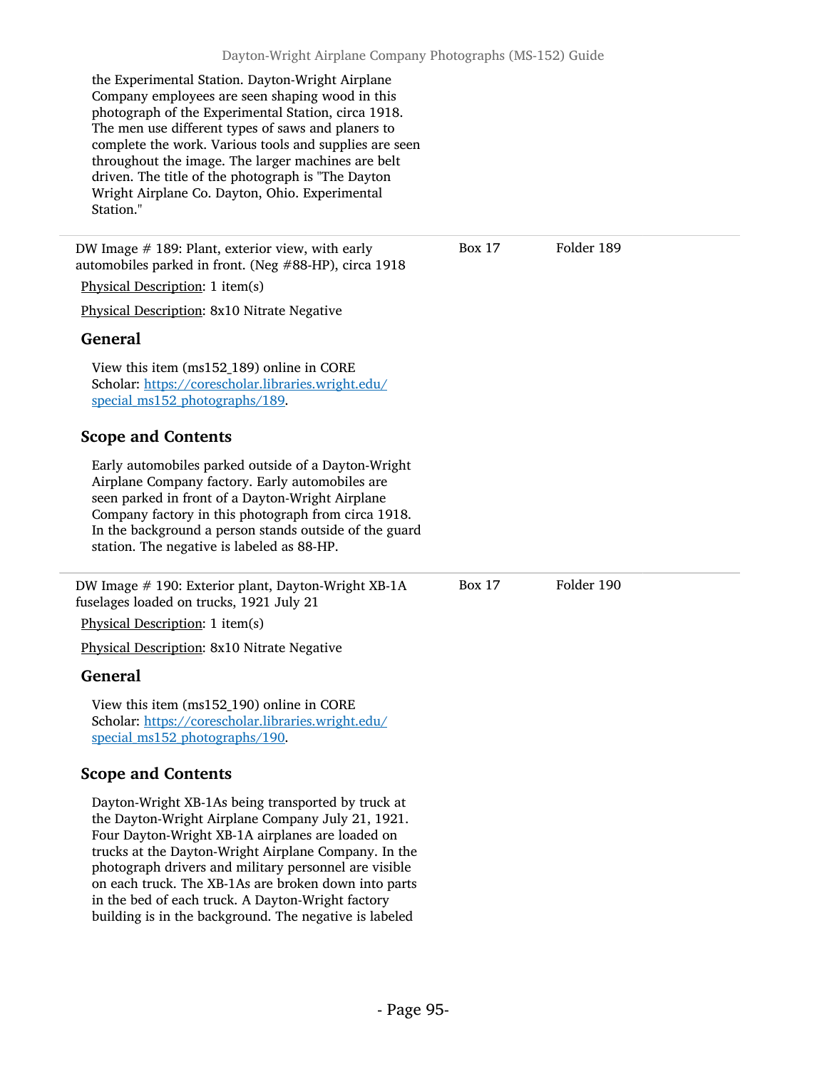the Experimental Station. Dayton-Wright Airplane Company employees are seen shaping wood in this photograph of the Experimental Station, circa 1918. The men use different types of saws and planers to complete the work. Various tools and supplies are seen throughout the image. The larger machines are belt driven. The title of the photograph is "The Dayton Wright Airplane Co. Dayton, Ohio. Experimental Station."

---

DW Image # 189: Plant, exterior view, with early automobiles parked in front. (Neg #88-HP), circa 1918 — Box 17, Folder 189

Physical Description: 1 item(s)

Physical Description: 8x10 Nitrate Negative

### General

View this item (ms152_189) online in CORE Scholar: https://corescholar.libraries.wright.edu/special_ms152_photographs/189.

### Scope and Contents

Early automobiles parked outside of a Dayton-Wright Airplane Company factory. Early automobiles are seen parked in front of a Dayton-Wright Airplane Company factory in this photograph from circa 1918. In the background a person stands outside of the guard station. The negative is labeled as 88-HP.

---

DW Image # 190: Exterior plant, Dayton-Wright XB-1A fuselages loaded on trucks, 1921 July 21 — Box 17, Folder 190

Physical Description: 1 item(s)

Physical Description: 8x10 Nitrate Negative

### General

View this item (ms152_190) online in CORE Scholar: https://corescholar.libraries.wright.edu/special_ms152_photographs/190.

### Scope and Contents

Dayton-Wright XB-1As being transported by truck at the Dayton-Wright Airplane Company July 21, 1921. Four Dayton-Wright XB-1A airplanes are loaded on trucks at the Dayton-Wright Airplane Company. In the photograph drivers and military personnel are visible on each truck. The XB-1As are broken down into parts in the bed of each truck. A Dayton-Wright factory building is in the background. The negative is labeled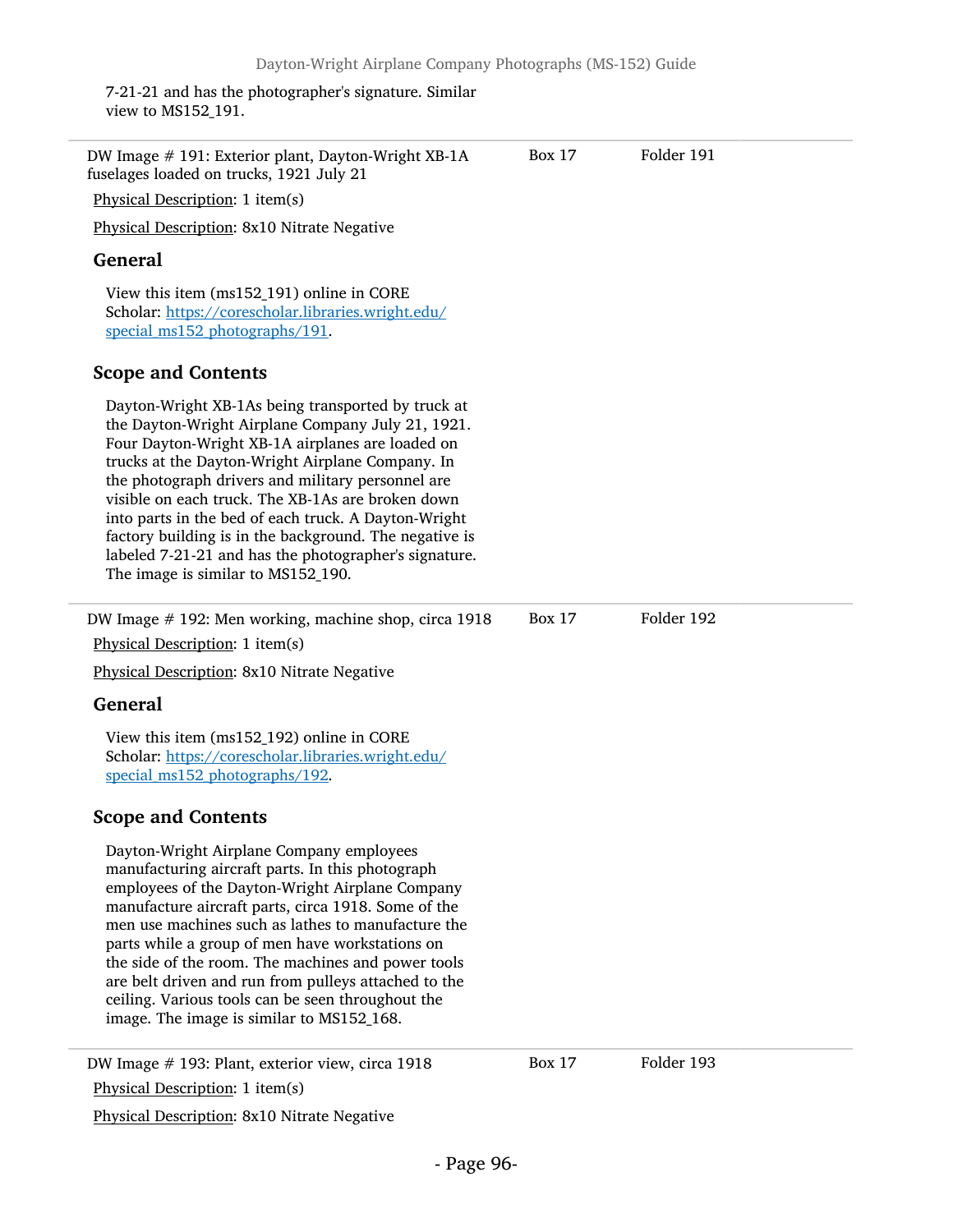7-21-21 and has the photographer's signature. Similar view to MS152_191.

---

DW Image # 191: Exterior plant, Dayton-Wright XB-1A fuselages loaded on trucks, 1921 July 21 | Box 17 | Folder 191

Physical Description: 1 item(s)

Physical Description: 8x10 Nitrate Negative

### General

View this item (ms152_191) online in CORE Scholar: [https://corescholar.libraries.wright.edu/special_ms152_photographs/191](https://corescholar.libraries.wright.edu/special_ms152_photographs/191).

### Scope and Contents

Dayton-Wright XB-1As being transported by truck at the Dayton-Wright Airplane Company July 21, 1921. Four Dayton-Wright XB-1A airplanes are loaded on trucks at the Dayton-Wright Airplane Company. In the photograph drivers and military personnel are visible on each truck. The XB-1As are broken down into parts in the bed of each truck. A Dayton-Wright factory building is in the background. The negative is labeled 7-21-21 and has the photographer's signature. The image is similar to MS152_190.

---

DW Image # 192: Men working, machine shop, circa 1918 | Box 17 | Folder 192

Physical Description: 1 item(s)

Physical Description: 8x10 Nitrate Negative

### General

View this item (ms152_192) online in CORE Scholar: [https://corescholar.libraries.wright.edu/special_ms152_photographs/192](https://corescholar.libraries.wright.edu/special_ms152_photographs/192).

### Scope and Contents

Dayton-Wright Airplane Company employees manufacturing aircraft parts. In this photograph employees of the Dayton-Wright Airplane Company manufacture aircraft parts, circa 1918. Some of the men use machines such as lathes to manufacture the parts while a group of men have workstations on the side of the room. The machines and power tools are belt driven and run from pulleys attached to the ceiling. Various tools can be seen throughout the image. The image is similar to MS152_168.

---

DW Image # 193: Plant, exterior view, circa 1918 | Box 17 | Folder 193

Physical Description: 1 item(s)

Physical Description: 8x10 Nitrate Negative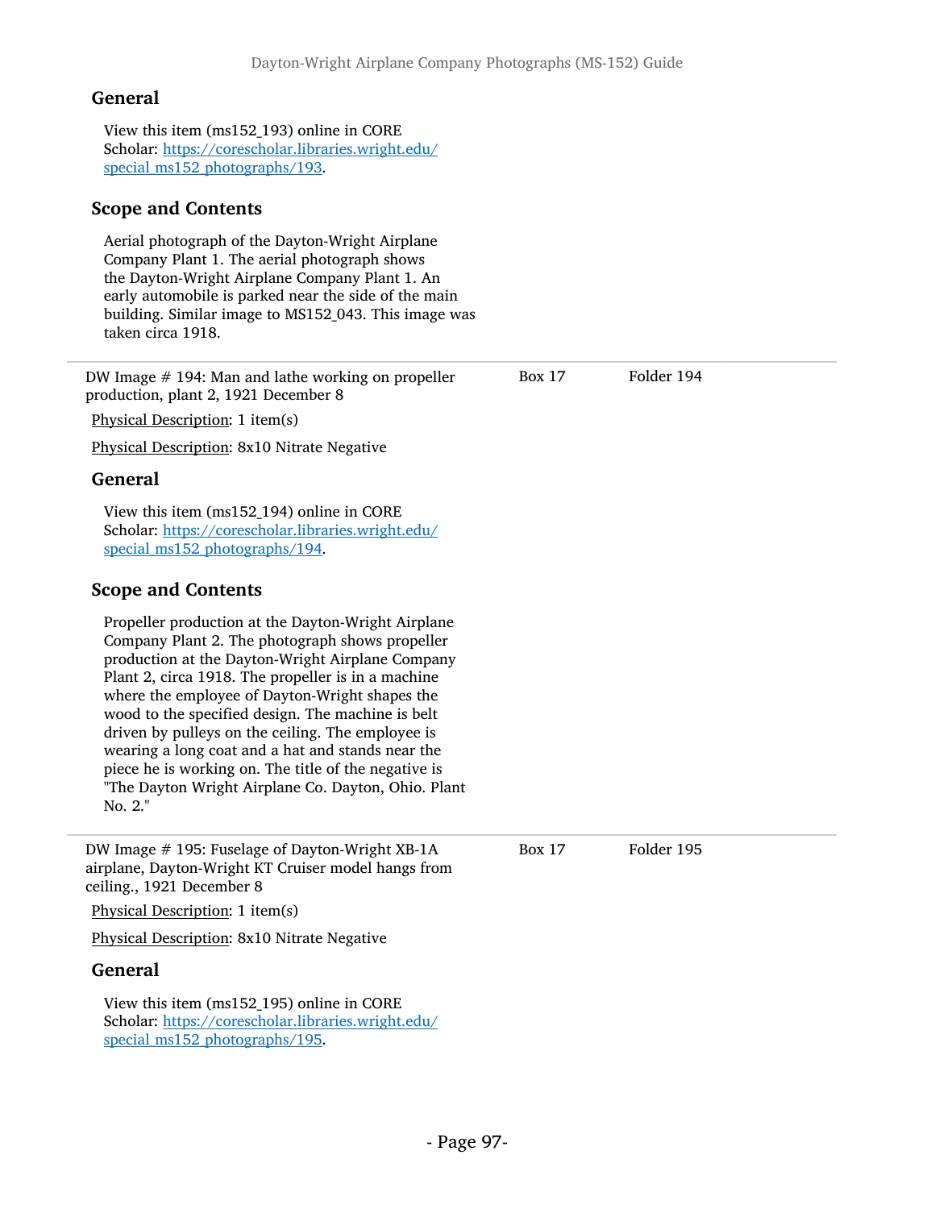### General

View this item (ms152_193) online in CORE Scholar: [https://corescholar.libraries.wright.edu/special_ms152_photographs/193](https://corescholar.libraries.wright.edu/special_ms152_photographs/193).

### Scope and Contents

Aerial photograph of the Dayton-Wright Airplane Company Plant 1. The aerial photograph shows the Dayton-Wright Airplane Company Plant 1. An early automobile is parked near the side of the main building. Similar image to MS152_043. This image was taken circa 1918.

---

DW Image # 194: Man and lathe working on propeller production, plant 2, 1921 December 8 — Box 17, Folder 194

Physical Description: 1 item(s)

Physical Description: 8x10 Nitrate Negative

### General

View this item (ms152_194) online in CORE Scholar: [https://corescholar.libraries.wright.edu/special_ms152_photographs/194](https://corescholar.libraries.wright.edu/special_ms152_photographs/194).

### Scope and Contents

Propeller production at the Dayton-Wright Airplane Company Plant 2. The photograph shows propeller production at the Dayton-Wright Airplane Company Plant 2, circa 1918. The propeller is in a machine where the employee of Dayton-Wright shapes the wood to the specified design. The machine is belt driven by pulleys on the ceiling. The employee is wearing a long coat and a hat and stands near the piece he is working on. The title of the negative is "The Dayton Wright Airplane Co. Dayton, Ohio. Plant No. 2."

---

DW Image # 195: Fuselage of Dayton-Wright XB-1A airplane, Dayton-Wright KT Cruiser model hangs from ceiling., 1921 December 8 — Box 17, Folder 195

Physical Description: 1 item(s)

Physical Description: 8x10 Nitrate Negative

### General

View this item (ms152_195) online in CORE Scholar: [https://corescholar.libraries.wright.edu/special_ms152_photographs/195](https://corescholar.libraries.wright.edu/special_ms152_photographs/195).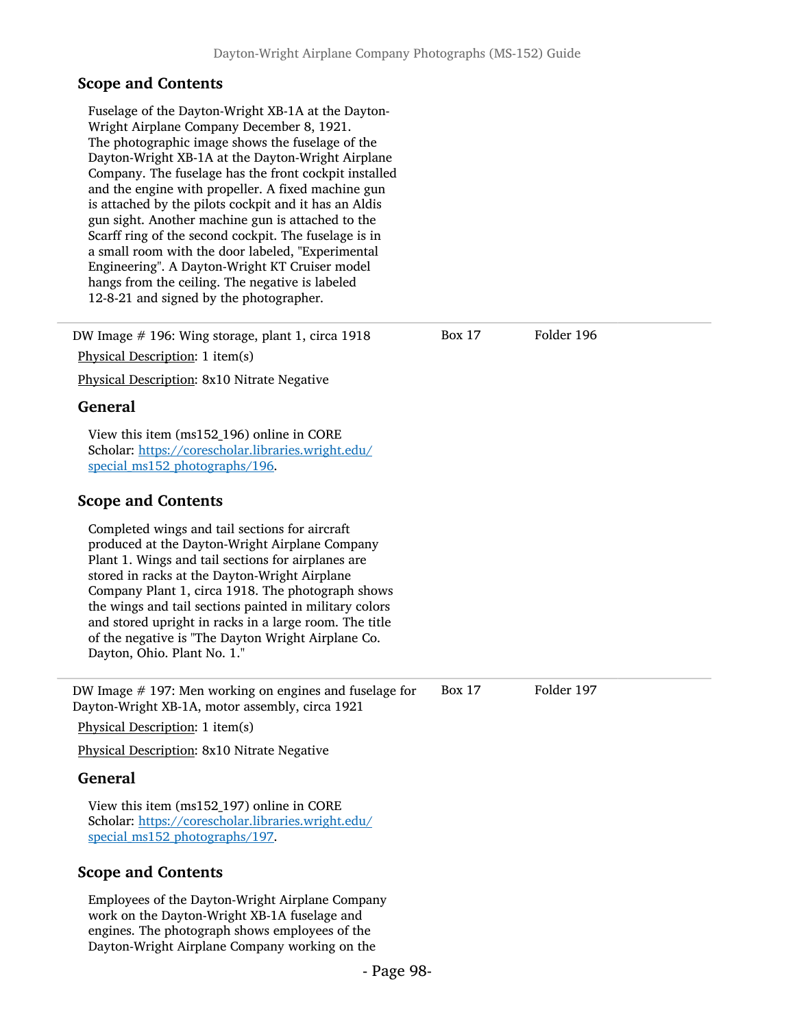### Scope and Contents

Fuselage of the Dayton-Wright XB-1A at the Dayton-Wright Airplane Company December 8, 1921. The photographic image shows the fuselage of the Dayton-Wright XB-1A at the Dayton-Wright Airplane Company. The fuselage has the front cockpit installed and the engine with propeller. A fixed machine gun is attached by the pilots cockpit and it has an Aldis gun sight. Another machine gun is attached to the Scarff ring of the second cockpit. The fuselage is in a small room with the door labeled, "Experimental Engineering". A Dayton-Wright KT Cruiser model hangs from the ceiling. The negative is labeled 12-8-21 and signed by the photographer.

---

DW Image # 196: Wing storage, plant 1, circa 1918 — Box 17, Folder 196

Physical Description: 1 item(s)

Physical Description: 8x10 Nitrate Negative

### General

View this item (ms152_196) online in CORE Scholar: [https://corescholar.libraries.wright.edu/special_ms152_photographs/196](https://corescholar.libraries.wright.edu/special_ms152_photographs/196).

### Scope and Contents

Completed wings and tail sections for aircraft produced at the Dayton-Wright Airplane Company Plant 1. Wings and tail sections for airplanes are stored in racks at the Dayton-Wright Airplane Company Plant 1, circa 1918. The photograph shows the wings and tail sections painted in military colors and stored upright in racks in a large room. The title of the negative is "The Dayton Wright Airplane Co. Dayton, Ohio. Plant No. 1."

---

DW Image # 197: Men working on engines and fuselage for Dayton-Wright XB-1A, motor assembly, circa 1921 — Box 17, Folder 197

Physical Description: 1 item(s)

Physical Description: 8x10 Nitrate Negative

### General

View this item (ms152_197) online in CORE Scholar: [https://corescholar.libraries.wright.edu/special_ms152_photographs/197](https://corescholar.libraries.wright.edu/special_ms152_photographs/197).

### Scope and Contents

Employees of the Dayton-Wright Airplane Company work on the Dayton-Wright XB-1A fuselage and engines. The photograph shows employees of the Dayton-Wright Airplane Company working on the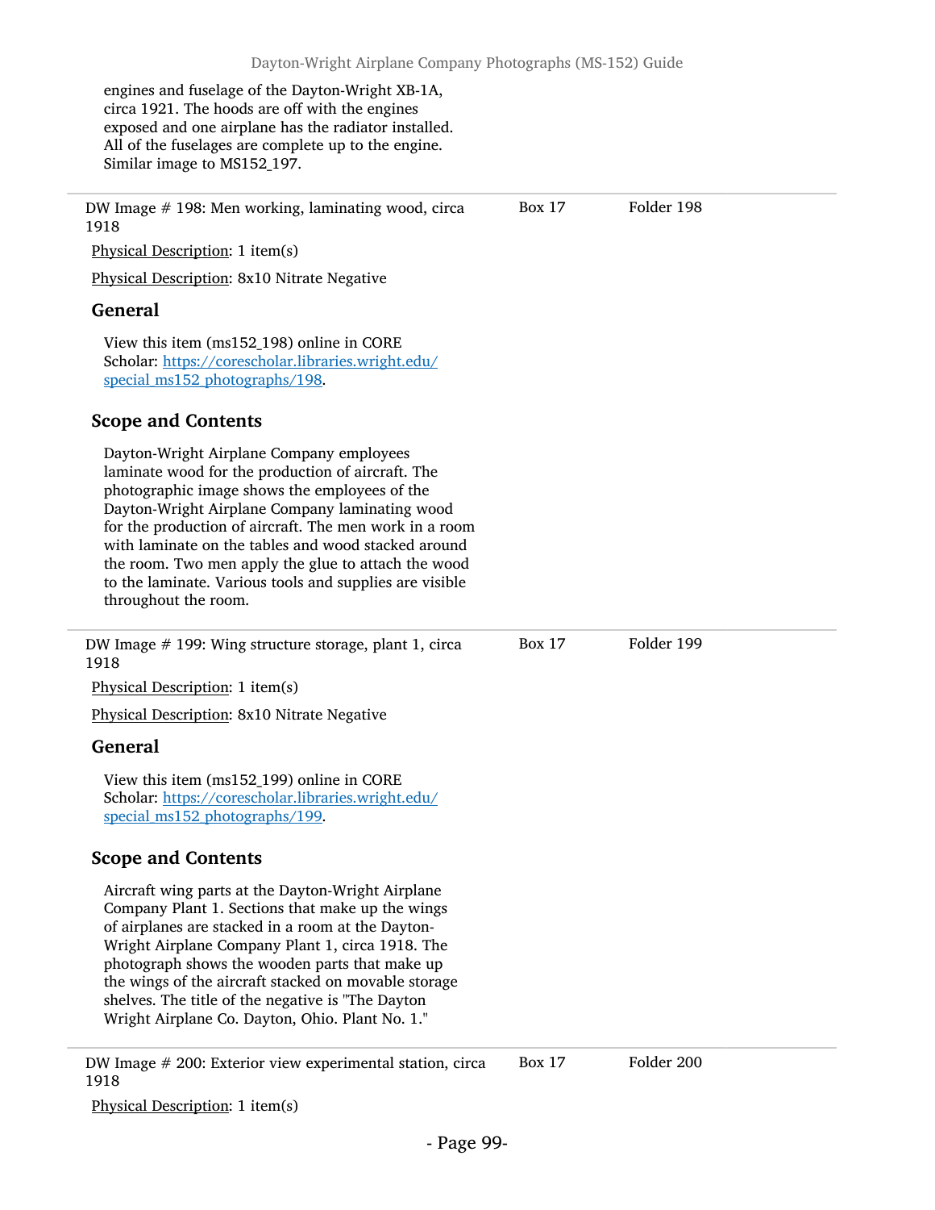engines and fuselage of the Dayton-Wright XB-1A, circa 1921. The hoods are off with the engines exposed and one airplane has the radiator installed. All of the fuselages are complete up to the engine. Similar image to MS152_197.

---

DW Image # 198: Men working, laminating wood, circa 1918 — Box 17 — Folder 198

Physical Description: 1 item(s)

Physical Description: 8x10 Nitrate Negative

### General

View this item (ms152_198) online in CORE Scholar: https://corescholar.libraries.wright.edu/special_ms152_photographs/198.

### Scope and Contents

Dayton-Wright Airplane Company employees laminate wood for the production of aircraft. The photographic image shows the employees of the Dayton-Wright Airplane Company laminating wood for the production of aircraft. The men work in a room with laminate on the tables and wood stacked around the room. Two men apply the glue to attach the wood to the laminate. Various tools and supplies are visible throughout the room.

---

DW Image # 199: Wing structure storage, plant 1, circa 1918 — Box 17 — Folder 199

Physical Description: 1 item(s)

Physical Description: 8x10 Nitrate Negative

### General

View this item (ms152_199) online in CORE Scholar: https://corescholar.libraries.wright.edu/special_ms152_photographs/199.

### Scope and Contents

Aircraft wing parts at the Dayton-Wright Airplane Company Plant 1. Sections that make up the wings of airplanes are stacked in a room at the Dayton-Wright Airplane Company Plant 1, circa 1918. The photograph shows the wooden parts that make up the wings of the aircraft stacked on movable storage shelves. The title of the negative is "The Dayton Wright Airplane Co. Dayton, Ohio. Plant No. 1."

---

DW Image # 200: Exterior view experimental station, circa 1918 — Box 17 — Folder 200

Physical Description: 1 item(s)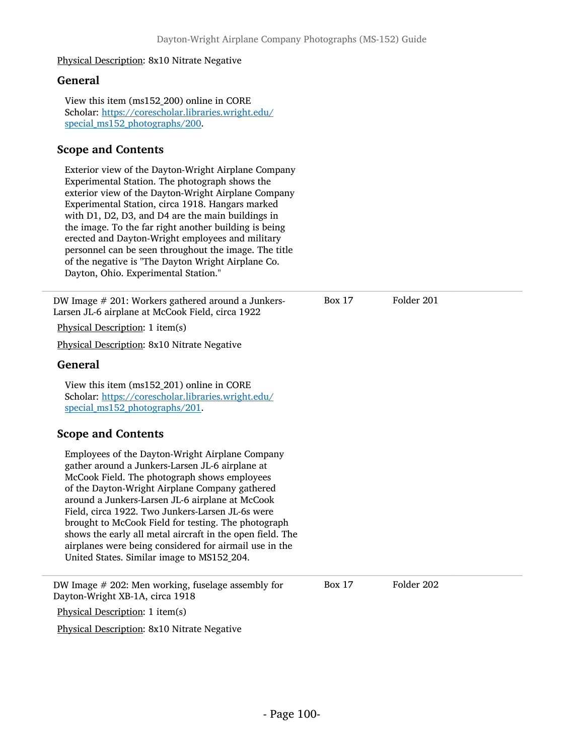Physical Description: 8x10 Nitrate Negative

## General

View this item (ms152_200) online in CORE Scholar: https://corescholar.libraries.wright.edu/special_ms152_photographs/200.

## Scope and Contents

Exterior view of the Dayton-Wright Airplane Company Experimental Station. The photograph shows the exterior view of the Dayton-Wright Airplane Company Experimental Station, circa 1918. Hangars marked with D1, D2, D3, and D4 are the main buildings in the image. To the far right another building is being erected and Dayton-Wright employees and military personnel can be seen throughout the image. The title of the negative is "The Dayton Wright Airplane Co. Dayton, Ohio. Experimental Station."

---

DW Image # 201: Workers gathered around a Junkers-Larsen JL-6 airplane at McCook Field, circa 1922 — Box 17, Folder 201

Physical Description: 1 item(s)

Physical Description: 8x10 Nitrate Negative

## General

View this item (ms152_201) online in CORE Scholar: https://corescholar.libraries.wright.edu/special_ms152_photographs/201.

## Scope and Contents

Employees of the Dayton-Wright Airplane Company gather around a Junkers-Larsen JL-6 airplane at McCook Field. The photograph shows employees of the Dayton-Wright Airplane Company gathered around a Junkers-Larsen JL-6 airplane at McCook Field, circa 1922. Two Junkers-Larsen JL-6s were brought to McCook Field for testing. The photograph shows the early all metal aircraft in the open field. The airplanes were being considered for airmail use in the United States. Similar image to MS152_204.

---

DW Image # 202: Men working, fuselage assembly for Dayton-Wright XB-1A, circa 1918 — Box 17, Folder 202

Physical Description: 1 item(s)

Physical Description: 8x10 Nitrate Negative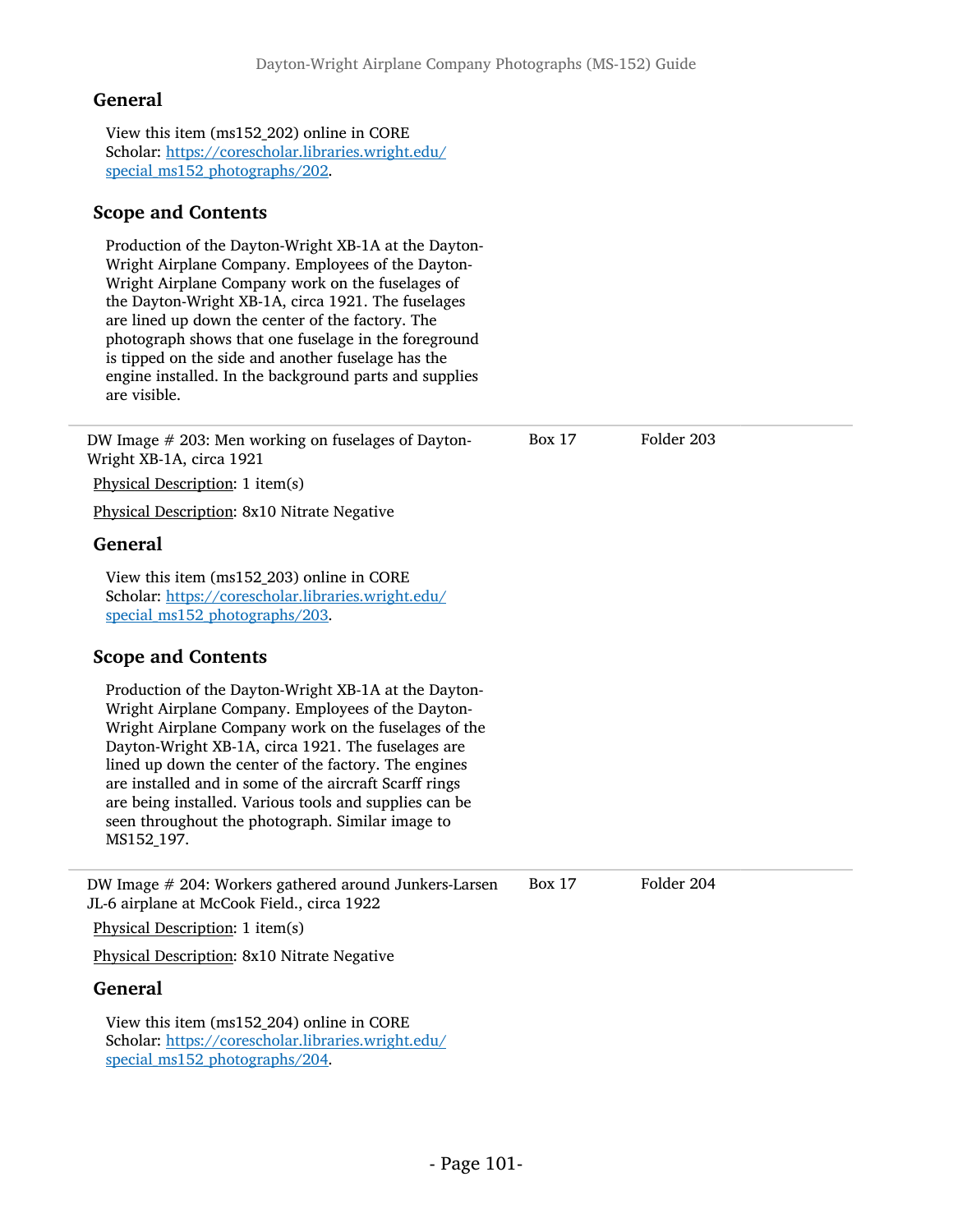### General

View this item (ms152_202) online in CORE Scholar: [https://corescholar.libraries.wright.edu/special_ms152_photographs/202](https://corescholar.libraries.wright.edu/special_ms152_photographs/202).

### Scope and Contents

Production of the Dayton-Wright XB-1A at the Dayton-Wright Airplane Company. Employees of the Dayton-Wright Airplane Company work on the fuselages of the Dayton-Wright XB-1A, circa 1921. The fuselages are lined up down the center of the factory. The photograph shows that one fuselage in the foreground is tipped on the side and another fuselage has the engine installed. In the background parts and supplies are visible.

---

DW Image # 203: Men working on fuselages of Dayton-Wright XB-1A, circa 1921 — Box 17, Folder 203

Physical Description: 1 item(s)

Physical Description: 8x10 Nitrate Negative

### General

View this item (ms152_203) online in CORE Scholar: [https://corescholar.libraries.wright.edu/special_ms152_photographs/203](https://corescholar.libraries.wright.edu/special_ms152_photographs/203).

### Scope and Contents

Production of the Dayton-Wright XB-1A at the Dayton-Wright Airplane Company. Employees of the Dayton-Wright Airplane Company work on the fuselages of the Dayton-Wright XB-1A, circa 1921. The fuselages are lined up down the center of the factory. The engines are installed and in some of the aircraft Scarff rings are being installed. Various tools and supplies can be seen throughout the photograph. Similar image to MS152_197.

---

DW Image # 204: Workers gathered around Junkers-Larsen JL-6 airplane at McCook Field., circa 1922 — Box 17, Folder 204

Physical Description: 1 item(s)

Physical Description: 8x10 Nitrate Negative

### General

View this item (ms152_204) online in CORE Scholar: [https://corescholar.libraries.wright.edu/special_ms152_photographs/204](https://corescholar.libraries.wright.edu/special_ms152_photographs/204).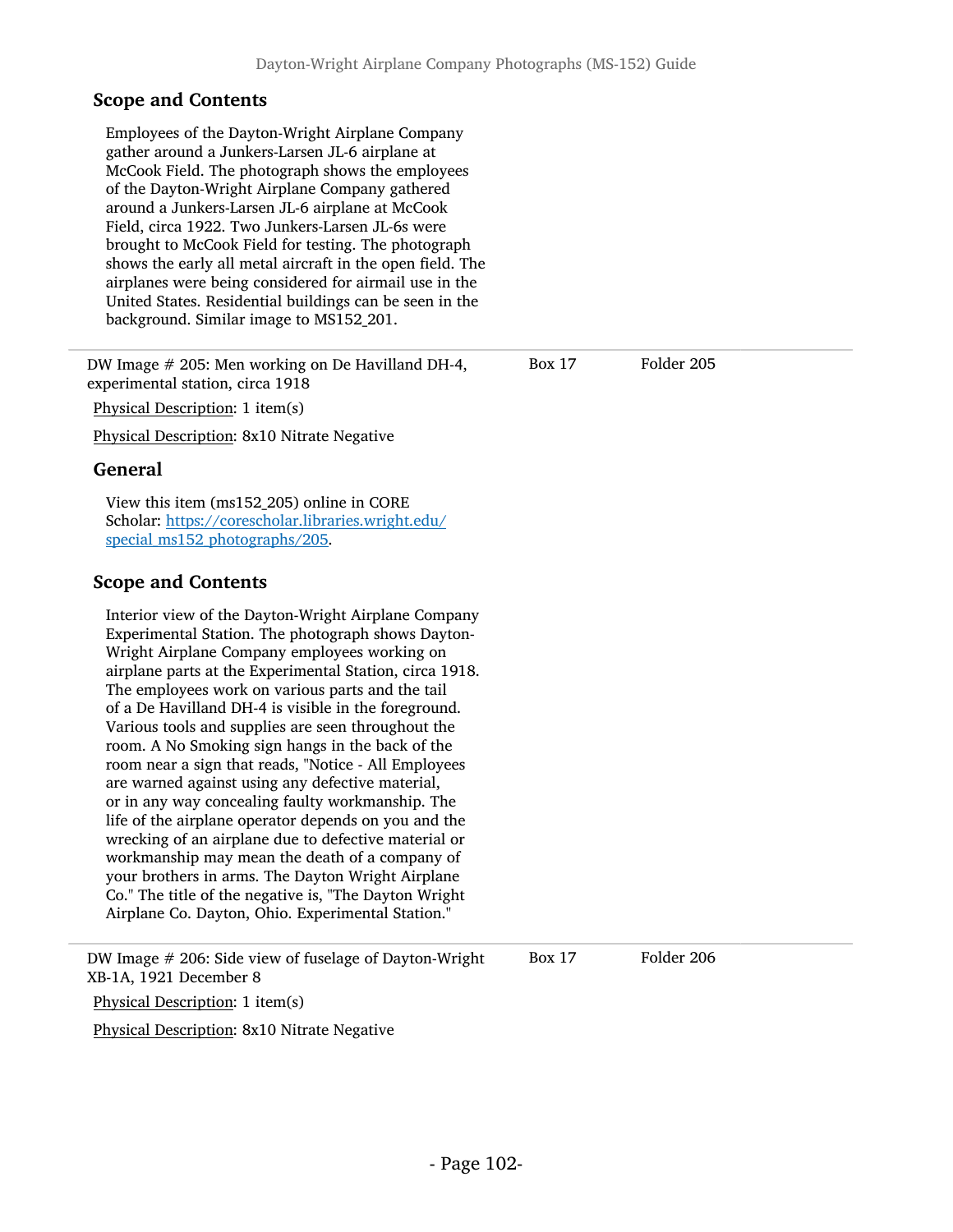### Scope and Contents

Employees of the Dayton-Wright Airplane Company gather around a Junkers-Larsen JL-6 airplane at McCook Field. The photograph shows the employees of the Dayton-Wright Airplane Company gathered around a Junkers-Larsen JL-6 airplane at McCook Field, circa 1922. Two Junkers-Larsen JL-6s were brought to McCook Field for testing. The photograph shows the early all metal aircraft in the open field. The airplanes were being considered for airmail use in the United States. Residential buildings can be seen in the background. Similar image to MS152_201.

---

DW Image # 205: Men working on De Havilland DH-4, experimental station, circa 1918 — Box 17, Folder 205

Physical Description: 1 item(s)

Physical Description: 8x10 Nitrate Negative

### General

View this item (ms152_205) online in CORE Scholar: [https://corescholar.libraries.wright.edu/special_ms152_photographs/205](https://corescholar.libraries.wright.edu/special_ms152_photographs/205).

### Scope and Contents

Interior view of the Dayton-Wright Airplane Company Experimental Station. The photograph shows Dayton-Wright Airplane Company employees working on airplane parts at the Experimental Station, circa 1918. The employees work on various parts and the tail of a De Havilland DH-4 is visible in the foreground. Various tools and supplies are seen throughout the room. A No Smoking sign hangs in the back of the room near a sign that reads, "Notice - All Employees are warned against using any defective material, or in any way concealing faulty workmanship. The life of the airplane operator depends on you and the wrecking of an airplane due to defective material or workmanship may mean the death of a company of your brothers in arms. The Dayton Wright Airplane Co." The title of the negative is, "The Dayton Wright Airplane Co. Dayton, Ohio. Experimental Station."

---

DW Image # 206: Side view of fuselage of Dayton-Wright XB-1A, 1921 December 8 — Box 17, Folder 206

Physical Description: 1 item(s)

Physical Description: 8x10 Nitrate Negative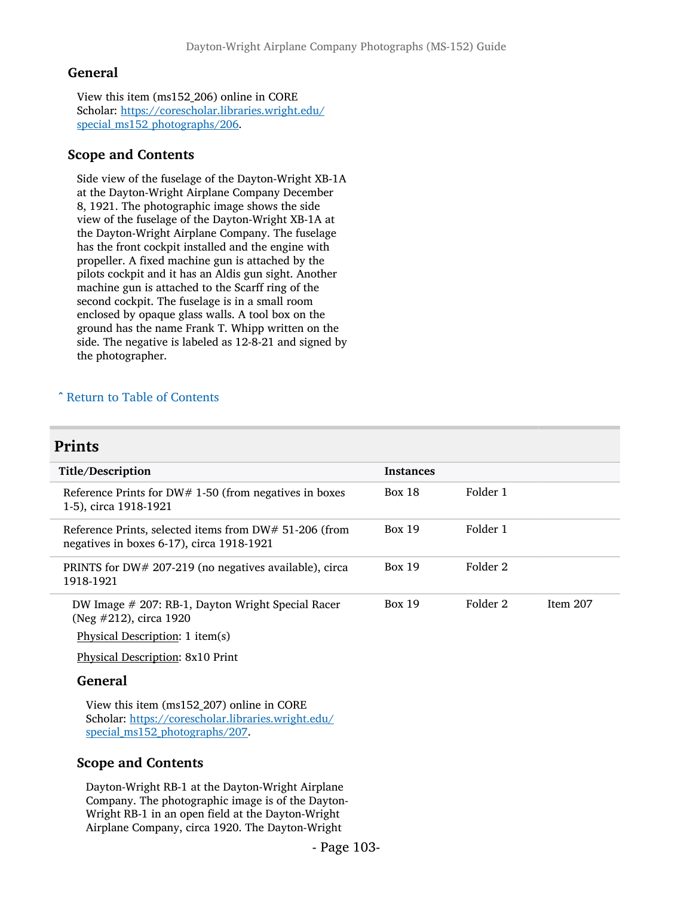### General

View this item (ms152_206) online in CORE Scholar: [https://corescholar.libraries.wright.edu/special_ms152_photographs/206](https://corescholar.libraries.wright.edu/special_ms152_photographs/206).

### Scope and Contents

Side view of the fuselage of the Dayton-Wright XB-1A at the Dayton-Wright Airplane Company December 8, 1921. The photographic image shows the side view of the fuselage of the Dayton-Wright XB-1A at the Dayton-Wright Airplane Company. The fuselage has the front cockpit installed and the engine with propeller. A fixed machine gun is attached by the pilots cockpit and it has an Aldis gun sight. Another machine gun is attached to the Scarff ring of the second cockpit. The fuselage is in a small room enclosed by opaque glass walls. A tool box on the ground has the name Frank T. Whipp written on the side. The negative is labeled as 12-8-21 and signed by the photographer.

ˆ Return to Table of Contents

## Prints

| Title/Description | Instances | | |
|---|---|---|---|
| Reference Prints for DW# 1-50 (from negatives in boxes 1-5), circa 1918-1921 | Box 18 | Folder 1 | |
| Reference Prints, selected items from DW# 51-206 (from negatives in boxes 6-17), circa 1918-1921 | Box 19 | Folder 1 | |
| PRINTS for DW# 207-219 (no negatives available), circa 1918-1921 | Box 19 | Folder 2 | |
| DW Image # 207: RB-1, Dayton Wright Special Racer (Neg #212), circa 1920 | Box 19 | Folder 2 | Item 207 |

Physical Description: 1 item(s)

Physical Description: 8x10 Print

### General

View this item (ms152_207) online in CORE Scholar: [https://corescholar.libraries.wright.edu/special_ms152_photographs/207](https://corescholar.libraries.wright.edu/special_ms152_photographs/207).

### Scope and Contents

Dayton-Wright RB-1 at the Dayton-Wright Airplane Company. The photographic image is of the Dayton-Wright RB-1 in an open field at the Dayton-Wright Airplane Company, circa 1920. The Dayton-Wright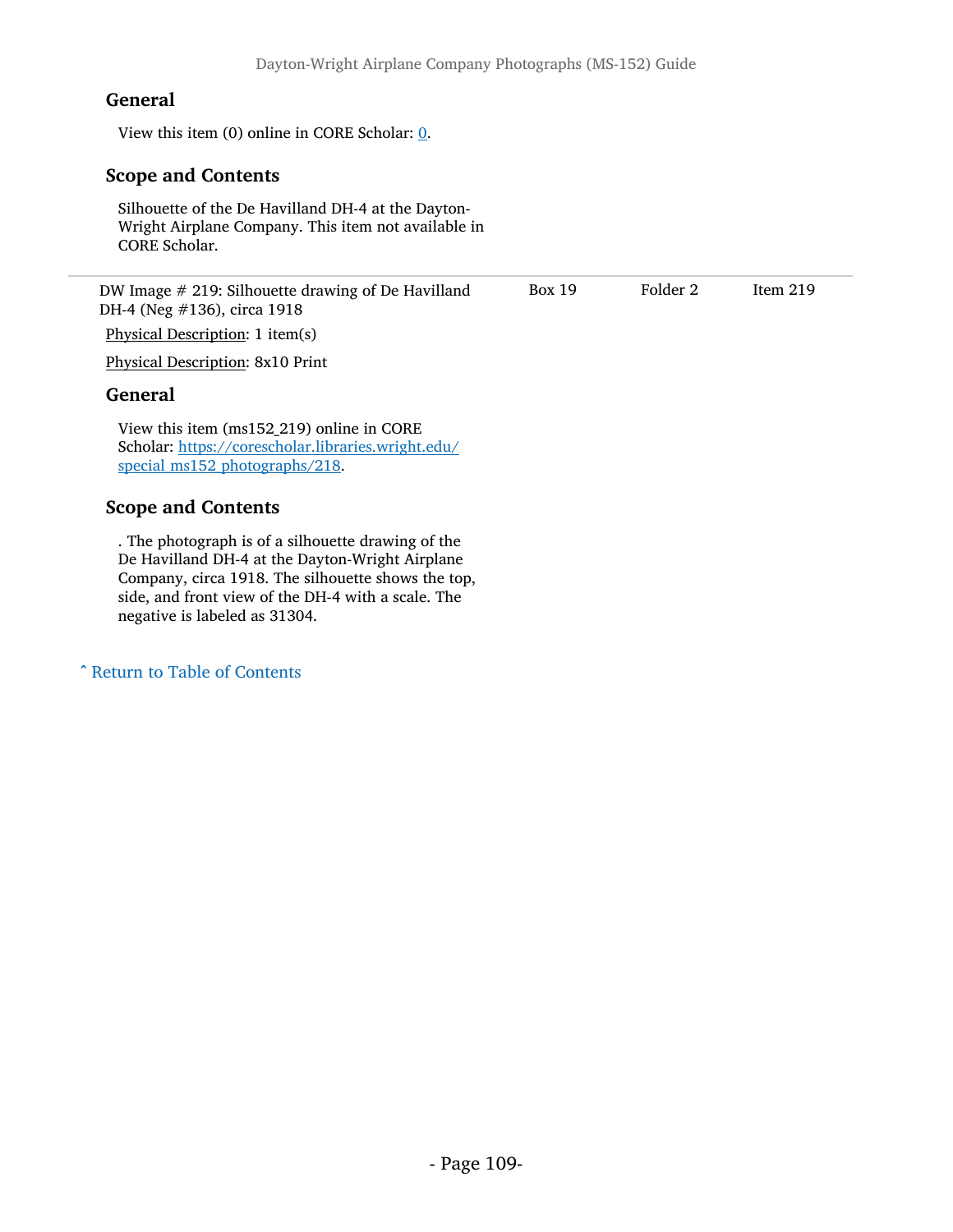### General

View this item (0) online in CORE Scholar: [0](0).

### Scope and Contents

Silhouette of the De Havilland DH-4 at the Dayton-Wright Airplane Company. This item not available in CORE Scholar.

---

| | | | |
|---|---|---|---|
| DW Image # 219: Silhouette drawing of De Havilland DH-4 (Neg #136), circa 1918 | Box 19 | Folder 2 | Item 219 |

Physical Description: 1 item(s)

Physical Description: 8x10 Print

### General

View this item (ms152_219) online in CORE Scholar: [https://corescholar.libraries.wright.edu/special_ms152_photographs/218](https://corescholar.libraries.wright.edu/special_ms152_photographs/218).

### Scope and Contents

. The photograph is of a silhouette drawing of the De Havilland DH-4 at the Dayton-Wright Airplane Company, circa 1918. The silhouette shows the top, side, and front view of the DH-4 with a scale. The negative is labeled as 31304.

ˆ Return to Table of Contents